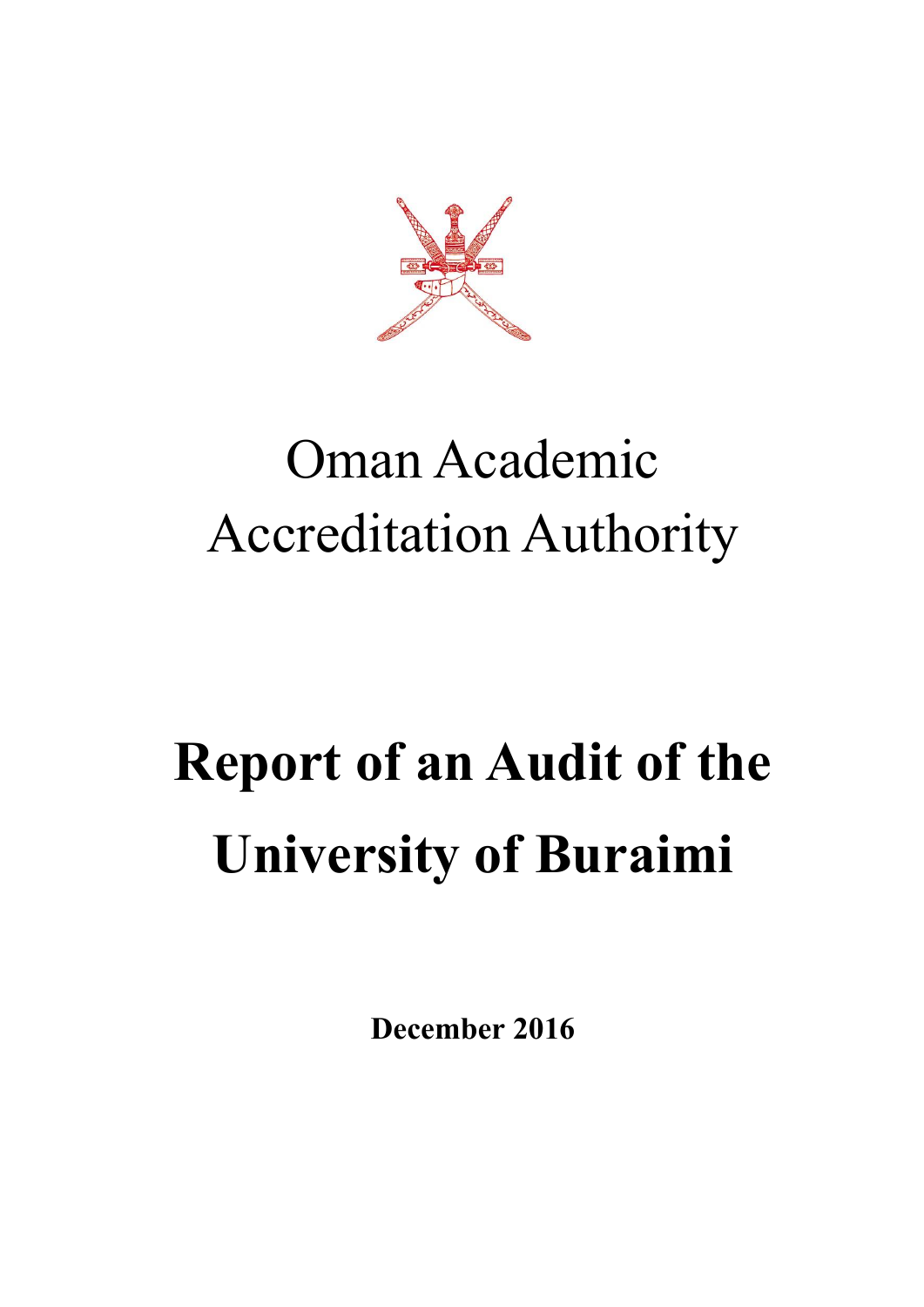# Oman Academic Accreditation Authority

# Report of an Audit of the University of Buraimi

**December 2016**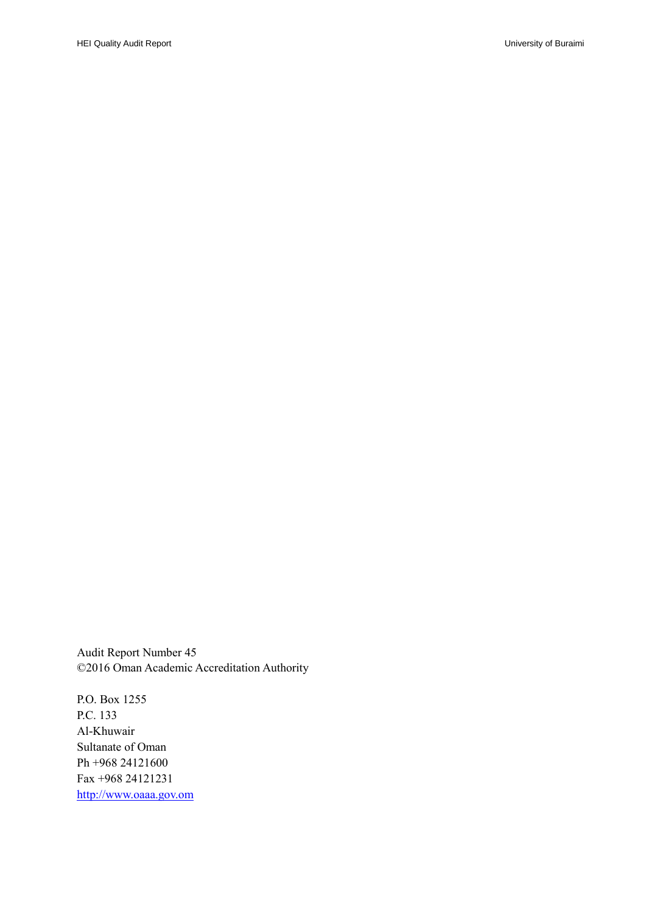Audit Report Number 45
©2016 Oman Academic Accreditation Authority

P.O. Box 1255
P.C. 133
Al-Khuwair
Sultanate of Oman
Ph +968 24121600
Fax +968 24121231
http://www.oaaa.gov.om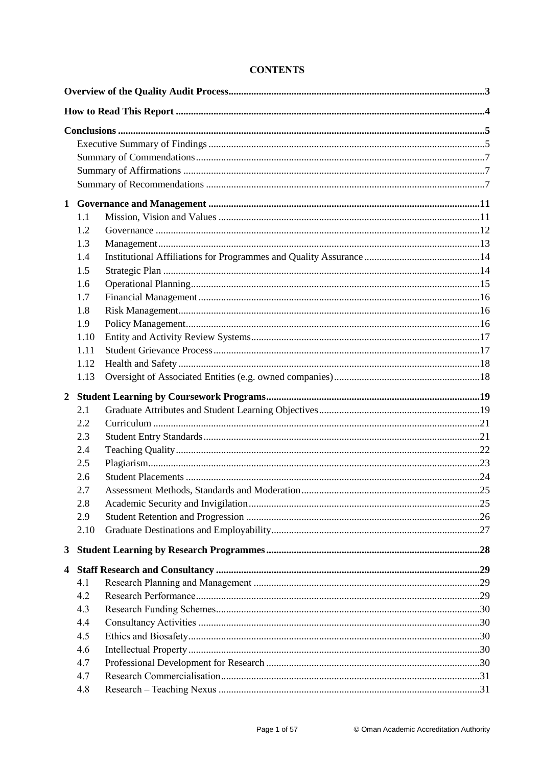# CONTENTS

| | | |
|---|---|---|
| **Overview of the Quality Audit Process** | | **3** |
| **How to Read This Report** | | **4** |
| **Conclusions** | | **5** |
| | Executive Summary of Findings | 5 |
| | Summary of Commendations | 7 |
| | Summary of Affirmations | 7 |
| | Summary of Recommendations | 7 |
| **1** | **Governance and Management** | **11** |
| 1.1 | Mission, Vision and Values | 11 |
| 1.2 | Governance | 12 |
| 1.3 | Management | 13 |
| 1.4 | Institutional Affiliations for Programmes and Quality Assurance | 14 |
| 1.5 | Strategic Plan | 14 |
| 1.6 | Operational Planning | 15 |
| 1.7 | Financial Management | 16 |
| 1.8 | Risk Management | 16 |
| 1.9 | Policy Management | 16 |
| 1.10 | Entity and Activity Review Systems | 17 |
| 1.11 | Student Grievance Process | 17 |
| 1.12 | Health and Safety | 18 |
| 1.13 | Oversight of Associated Entities (e.g. owned companies) | 18 |
| **2** | **Student Learning by Coursework Programs** | **19** |
| 2.1 | Graduate Attributes and Student Learning Objectives | 19 |
| 2.2 | Curriculum | 21 |
| 2.3 | Student Entry Standards | 21 |
| 2.4 | Teaching Quality | 22 |
| 2.5 | Plagiarism | 23 |
| 2.6 | Student Placements | 24 |
| 2.7 | Assessment Methods, Standards and Moderation | 25 |
| 2.8 | Academic Security and Invigilation | 25 |
| 2.9 | Student Retention and Progression | 26 |
| 2.10 | Graduate Destinations and Employability | 27 |
| **3** | **Student Learning by Research Programmes** | **28** |
| **4** | **Staff Research and Consultancy** | **29** |
| 4.1 | Research Planning and Management | 29 |
| 4.2 | Research Performance | 29 |
| 4.3 | Research Funding Schemes | 30 |
| 4.4 | Consultancy Activities | 30 |
| 4.5 | Ethics and Biosafety | 30 |
| 4.6 | Intellectual Property | 30 |
| 4.7 | Professional Development for Research | 30 |
| 4.7 | Research Commercialisation | 31 |
| 4.8 | Research – Teaching Nexus | 31 |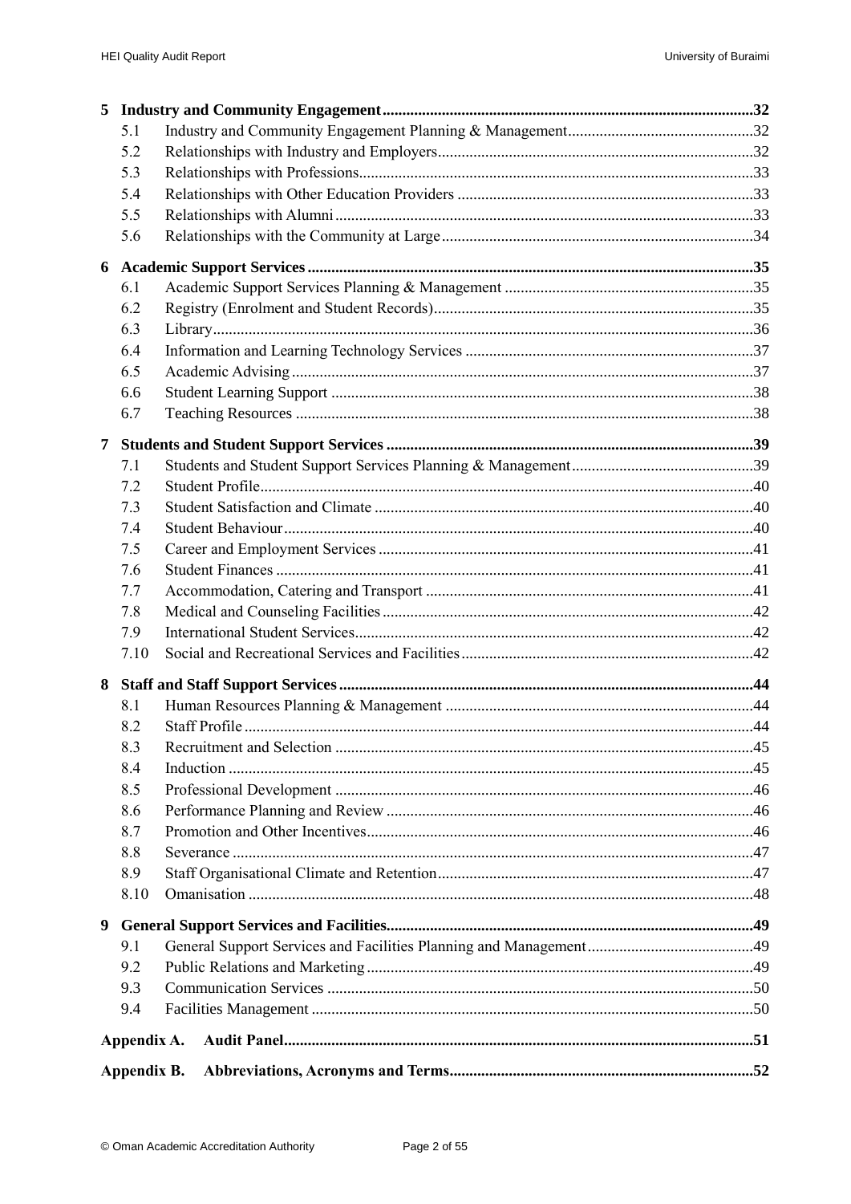5 **Industry and Community Engagement** ..... 32
- 5.1 Industry and Community Engagement Planning & Management ..... 32
- 5.2 Relationships with Industry and Employers ..... 32
- 5.3 Relationships with Professions ..... 33
- 5.4 Relationships with Other Education Providers ..... 33
- 5.5 Relationships with Alumni ..... 33
- 5.6 Relationships with the Community at Large ..... 34

6 **Academic Support Services** ..... 35
- 6.1 Academic Support Services Planning & Management ..... 35
- 6.2 Registry (Enrolment and Student Records) ..... 35
- 6.3 Library ..... 36
- 6.4 Information and Learning Technology Services ..... 37
- 6.5 Academic Advising ..... 37
- 6.6 Student Learning Support ..... 38
- 6.7 Teaching Resources ..... 38

7 **Students and Student Support Services** ..... 39
- 7.1 Students and Student Support Services Planning & Management ..... 39
- 7.2 Student Profile ..... 40
- 7.3 Student Satisfaction and Climate ..... 40
- 7.4 Student Behaviour ..... 40
- 7.5 Career and Employment Services ..... 41
- 7.6 Student Finances ..... 41
- 7.7 Accommodation, Catering and Transport ..... 41
- 7.8 Medical and Counseling Facilities ..... 42
- 7.9 International Student Services ..... 42
- 7.10 Social and Recreational Services and Facilities ..... 42

8 **Staff and Staff Support Services** ..... 44
- 8.1 Human Resources Planning & Management ..... 44
- 8.2 Staff Profile ..... 44
- 8.3 Recruitment and Selection ..... 45
- 8.4 Induction ..... 45
- 8.5 Professional Development ..... 46
- 8.6 Performance Planning and Review ..... 46
- 8.7 Promotion and Other Incentives ..... 46
- 8.8 Severance ..... 47
- 8.9 Staff Organisational Climate and Retention ..... 47
- 8.10 Omanisation ..... 48

9 **General Support Services and Facilities** ..... 49
- 9.1 General Support Services and Facilities Planning and Management ..... 49
- 9.2 Public Relations and Marketing ..... 49
- 9.3 Communication Services ..... 50
- 9.4 Facilities Management ..... 50

**Appendix A. Audit Panel** ..... 51

**Appendix B. Abbreviations, Acronyms and Terms** ..... 52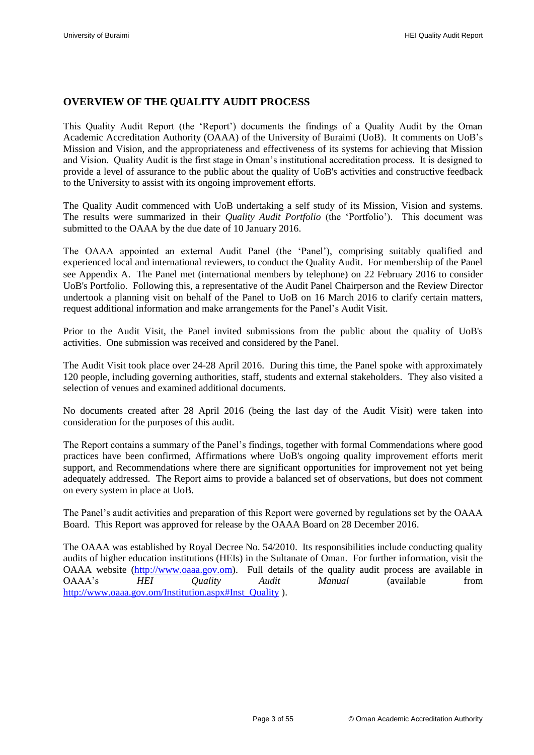## OVERVIEW OF THE QUALITY AUDIT PROCESS

This Quality Audit Report (the 'Report') documents the findings of a Quality Audit by the Oman Academic Accreditation Authority (OAAA) of the University of Buraimi (UoB). It comments on UoB's Mission and Vision, and the appropriateness and effectiveness of its systems for achieving that Mission and Vision. Quality Audit is the first stage in Oman's institutional accreditation process. It is designed to provide a level of assurance to the public about the quality of UoB's activities and constructive feedback to the University to assist with its ongoing improvement efforts.

The Quality Audit commenced with UoB undertaking a self study of its Mission, Vision and systems. The results were summarized in their *Quality Audit Portfolio* (the 'Portfolio'). This document was submitted to the OAAA by the due date of 10 January 2016.

The OAAA appointed an external Audit Panel (the 'Panel'), comprising suitably qualified and experienced local and international reviewers, to conduct the Quality Audit. For membership of the Panel see Appendix A. The Panel met (international members by telephone) on 22 February 2016 to consider UoB's Portfolio. Following this, a representative of the Audit Panel Chairperson and the Review Director undertook a planning visit on behalf of the Panel to UoB on 16 March 2016 to clarify certain matters, request additional information and make arrangements for the Panel's Audit Visit.

Prior to the Audit Visit, the Panel invited submissions from the public about the quality of UoB's activities. One submission was received and considered by the Panel.

The Audit Visit took place over 24-28 April 2016. During this time, the Panel spoke with approximately 120 people, including governing authorities, staff, students and external stakeholders. They also visited a selection of venues and examined additional documents.

No documents created after 28 April 2016 (being the last day of the Audit Visit) were taken into consideration for the purposes of this audit.

The Report contains a summary of the Panel's findings, together with formal Commendations where good practices have been confirmed, Affirmations where UoB's ongoing quality improvement efforts merit support, and Recommendations where there are significant opportunities for improvement not yet being adequately addressed. The Report aims to provide a balanced set of observations, but does not comment on every system in place at UoB.

The Panel's audit activities and preparation of this Report were governed by regulations set by the OAAA Board. This Report was approved for release by the OAAA Board on 28 December 2016.

The OAAA was established by Royal Decree No. 54/2010. Its responsibilities include conducting quality audits of higher education institutions (HEIs) in the Sultanate of Oman. For further information, visit the OAAA website (http://www.oaaa.gov.om). Full details of the quality audit process are available in OAAA's *HEI Quality Audit Manual* (available from http://www.oaaa.gov.om/Institution.aspx#Inst_Quality ).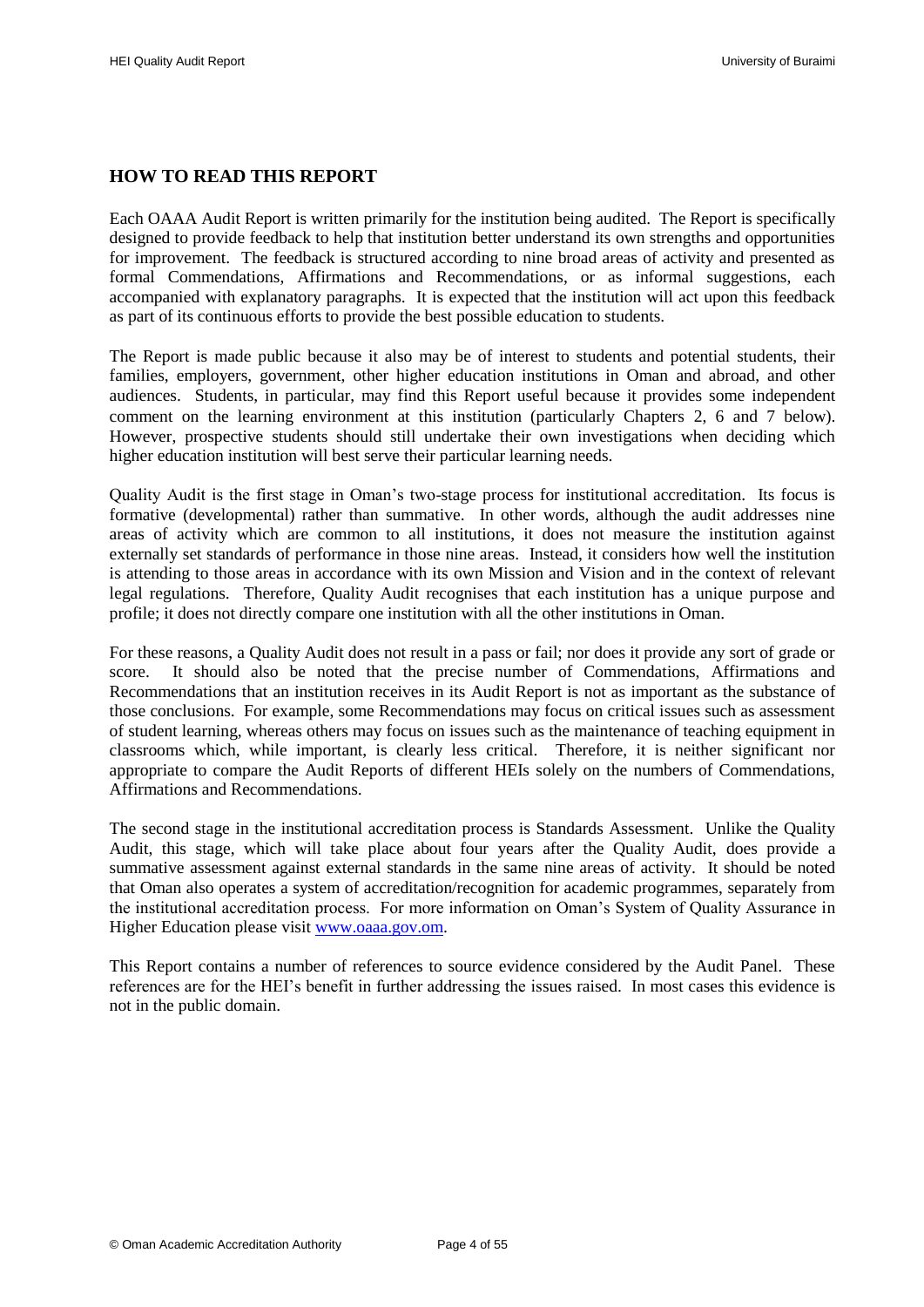## HOW TO READ THIS REPORT

Each OAAA Audit Report is written primarily for the institution being audited. The Report is specifically designed to provide feedback to help that institution better understand its own strengths and opportunities for improvement. The feedback is structured according to nine broad areas of activity and presented as formal Commendations, Affirmations and Recommendations, or as informal suggestions, each accompanied with explanatory paragraphs. It is expected that the institution will act upon this feedback as part of its continuous efforts to provide the best possible education to students.

The Report is made public because it also may be of interest to students and potential students, their families, employers, government, other higher education institutions in Oman and abroad, and other audiences. Students, in particular, may find this Report useful because it provides some independent comment on the learning environment at this institution (particularly Chapters 2, 6 and 7 below). However, prospective students should still undertake their own investigations when deciding which higher education institution will best serve their particular learning needs.

Quality Audit is the first stage in Oman's two-stage process for institutional accreditation. Its focus is formative (developmental) rather than summative. In other words, although the audit addresses nine areas of activity which are common to all institutions, it does not measure the institution against externally set standards of performance in those nine areas. Instead, it considers how well the institution is attending to those areas in accordance with its own Mission and Vision and in the context of relevant legal regulations. Therefore, Quality Audit recognises that each institution has a unique purpose and profile; it does not directly compare one institution with all the other institutions in Oman.

For these reasons, a Quality Audit does not result in a pass or fail; nor does it provide any sort of grade or score. It should also be noted that the precise number of Commendations, Affirmations and Recommendations that an institution receives in its Audit Report is not as important as the substance of those conclusions. For example, some Recommendations may focus on critical issues such as assessment of student learning, whereas others may focus on issues such as the maintenance of teaching equipment in classrooms which, while important, is clearly less critical. Therefore, it is neither significant nor appropriate to compare the Audit Reports of different HEIs solely on the numbers of Commendations, Affirmations and Recommendations.

The second stage in the institutional accreditation process is Standards Assessment. Unlike the Quality Audit, this stage, which will take place about four years after the Quality Audit, does provide a summative assessment against external standards in the same nine areas of activity. It should be noted that Oman also operates a system of accreditation/recognition for academic programmes, separately from the institutional accreditation process. For more information on Oman's System of Quality Assurance in Higher Education please visit www.oaaa.gov.om.

This Report contains a number of references to source evidence considered by the Audit Panel. These references are for the HEI's benefit in further addressing the issues raised. In most cases this evidence is not in the public domain.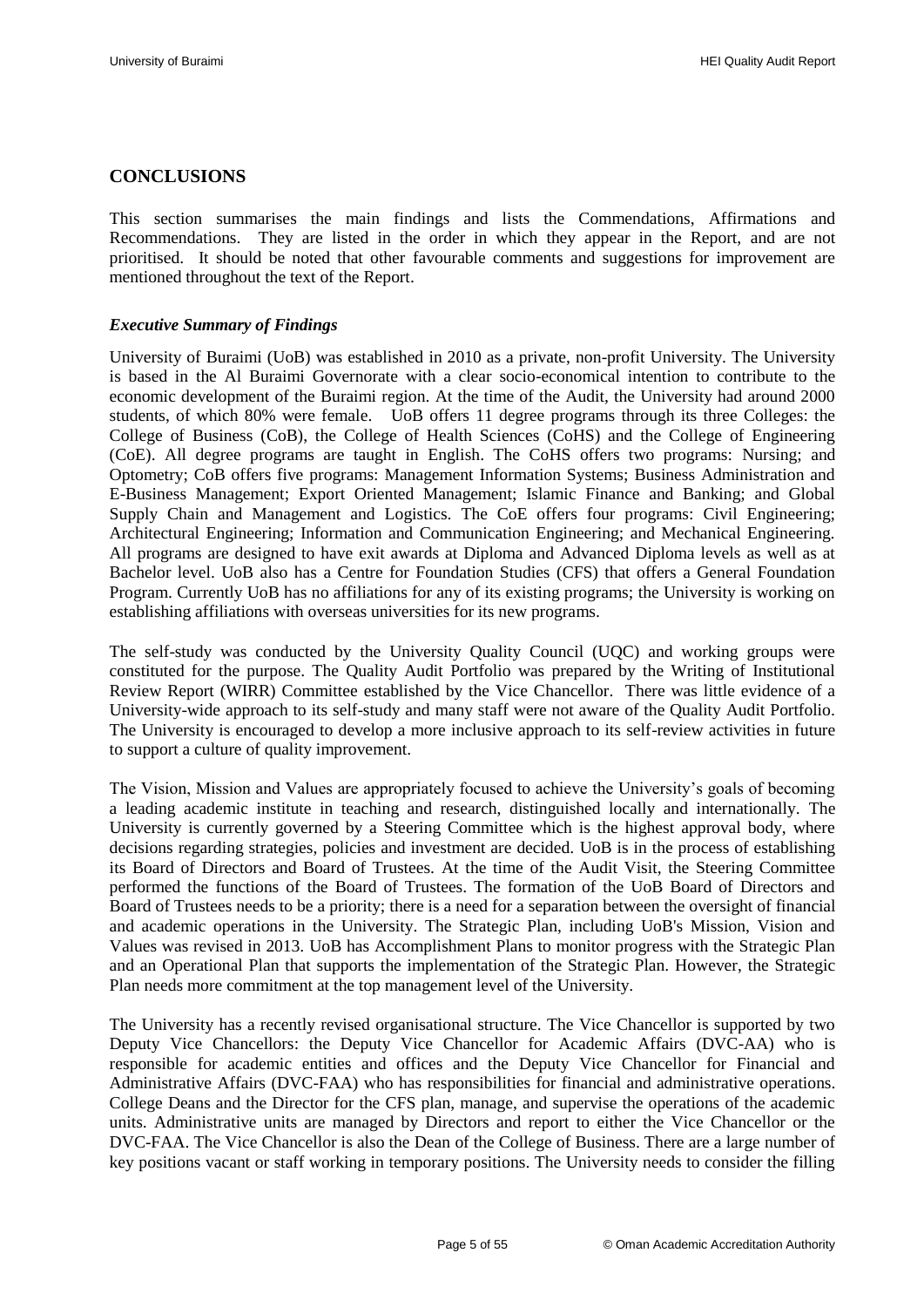## CONCLUSIONS

This section summarises the main findings and lists the Commendations, Affirmations and Recommendations. They are listed in the order in which they appear in the Report, and are not prioritised. It should be noted that other favourable comments and suggestions for improvement are mentioned throughout the text of the Report.

### *Executive Summary of Findings*

University of Buraimi (UoB) was established in 2010 as a private, non-profit University. The University is based in the Al Buraimi Governorate with a clear socio-economical intention to contribute to the economic development of the Buraimi region. At the time of the Audit, the University had around 2000 students, of which 80% were female. UoB offers 11 degree programs through its three Colleges: the College of Business (CoB), the College of Health Sciences (CoHS) and the College of Engineering (CoE). All degree programs are taught in English. The CoHS offers two programs: Nursing; and Optometry; CoB offers five programs: Management Information Systems; Business Administration and E-Business Management; Export Oriented Management; Islamic Finance and Banking; and Global Supply Chain and Management and Logistics. The CoE offers four programs: Civil Engineering; Architectural Engineering; Information and Communication Engineering; and Mechanical Engineering. All programs are designed to have exit awards at Diploma and Advanced Diploma levels as well as at Bachelor level. UoB also has a Centre for Foundation Studies (CFS) that offers a General Foundation Program. Currently UoB has no affiliations for any of its existing programs; the University is working on establishing affiliations with overseas universities for its new programs.

The self-study was conducted by the University Quality Council (UQC) and working groups were constituted for the purpose. The Quality Audit Portfolio was prepared by the Writing of Institutional Review Report (WIRR) Committee established by the Vice Chancellor. There was little evidence of a University-wide approach to its self-study and many staff were not aware of the Quality Audit Portfolio. The University is encouraged to develop a more inclusive approach to its self-review activities in future to support a culture of quality improvement.

The Vision, Mission and Values are appropriately focused to achieve the University's goals of becoming a leading academic institute in teaching and research, distinguished locally and internationally. The University is currently governed by a Steering Committee which is the highest approval body, where decisions regarding strategies, policies and investment are decided. UoB is in the process of establishing its Board of Directors and Board of Trustees. At the time of the Audit Visit, the Steering Committee performed the functions of the Board of Trustees. The formation of the UoB Board of Directors and Board of Trustees needs to be a priority; there is a need for a separation between the oversight of financial and academic operations in the University. The Strategic Plan, including UoB's Mission, Vision and Values was revised in 2013. UoB has Accomplishment Plans to monitor progress with the Strategic Plan and an Operational Plan that supports the implementation of the Strategic Plan. However, the Strategic Plan needs more commitment at the top management level of the University.

The University has a recently revised organisational structure. The Vice Chancellor is supported by two Deputy Vice Chancellors: the Deputy Vice Chancellor for Academic Affairs (DVC-AA) who is responsible for academic entities and offices and the Deputy Vice Chancellor for Financial and Administrative Affairs (DVC-FAA) who has responsibilities for financial and administrative operations. College Deans and the Director for the CFS plan, manage, and supervise the operations of the academic units. Administrative units are managed by Directors and report to either the Vice Chancellor or the DVC-FAA. The Vice Chancellor is also the Dean of the College of Business. There are a large number of key positions vacant or staff working in temporary positions. The University needs to consider the filling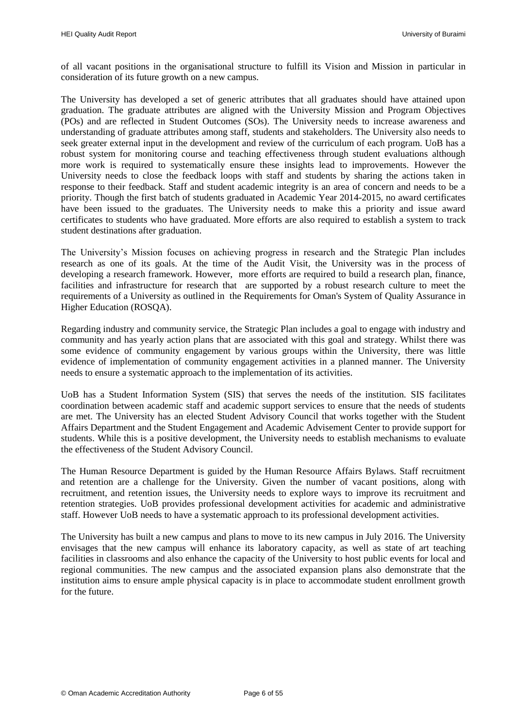of all vacant positions in the organisational structure to fulfill its Vision and Mission in particular in consideration of its future growth on a new campus.

The University has developed a set of generic attributes that all graduates should have attained upon graduation. The graduate attributes are aligned with the University Mission and Program Objectives (POs) and are reflected in Student Outcomes (SOs). The University needs to increase awareness and understanding of graduate attributes among staff, students and stakeholders. The University also needs to seek greater external input in the development and review of the curriculum of each program. UoB has a robust system for monitoring course and teaching effectiveness through student evaluations although more work is required to systematically ensure these insights lead to improvements. However the University needs to close the feedback loops with staff and students by sharing the actions taken in response to their feedback. Staff and student academic integrity is an area of concern and needs to be a priority. Though the first batch of students graduated in Academic Year 2014-2015, no award certificates have been issued to the graduates. The University needs to make this a priority and issue award certificates to students who have graduated. More efforts are also required to establish a system to track student destinations after graduation.

The University's Mission focuses on achieving progress in research and the Strategic Plan includes research as one of its goals. At the time of the Audit Visit, the University was in the process of developing a research framework. However, more efforts are required to build a research plan, finance, facilities and infrastructure for research that are supported by a robust research culture to meet the requirements of a University as outlined in the Requirements for Oman's System of Quality Assurance in Higher Education (ROSQA).

Regarding industry and community service, the Strategic Plan includes a goal to engage with industry and community and has yearly action plans that are associated with this goal and strategy. Whilst there was some evidence of community engagement by various groups within the University, there was little evidence of implementation of community engagement activities in a planned manner. The University needs to ensure a systematic approach to the implementation of its activities.

UoB has a Student Information System (SIS) that serves the needs of the institution. SIS facilitates coordination between academic staff and academic support services to ensure that the needs of students are met. The University has an elected Student Advisory Council that works together with the Student Affairs Department and the Student Engagement and Academic Advisement Center to provide support for students. While this is a positive development, the University needs to establish mechanisms to evaluate the effectiveness of the Student Advisory Council.

The Human Resource Department is guided by the Human Resource Affairs Bylaws. Staff recruitment and retention are a challenge for the University. Given the number of vacant positions, along with recruitment, and retention issues, the University needs to explore ways to improve its recruitment and retention strategies. UoB provides professional development activities for academic and administrative staff. However UoB needs to have a systematic approach to its professional development activities.

The University has built a new campus and plans to move to its new campus in July 2016. The University envisages that the new campus will enhance its laboratory capacity, as well as state of art teaching facilities in classrooms and also enhance the capacity of the University to host public events for local and regional communities. The new campus and the associated expansion plans also demonstrate that the institution aims to ensure ample physical capacity is in place to accommodate student enrollment growth for the future.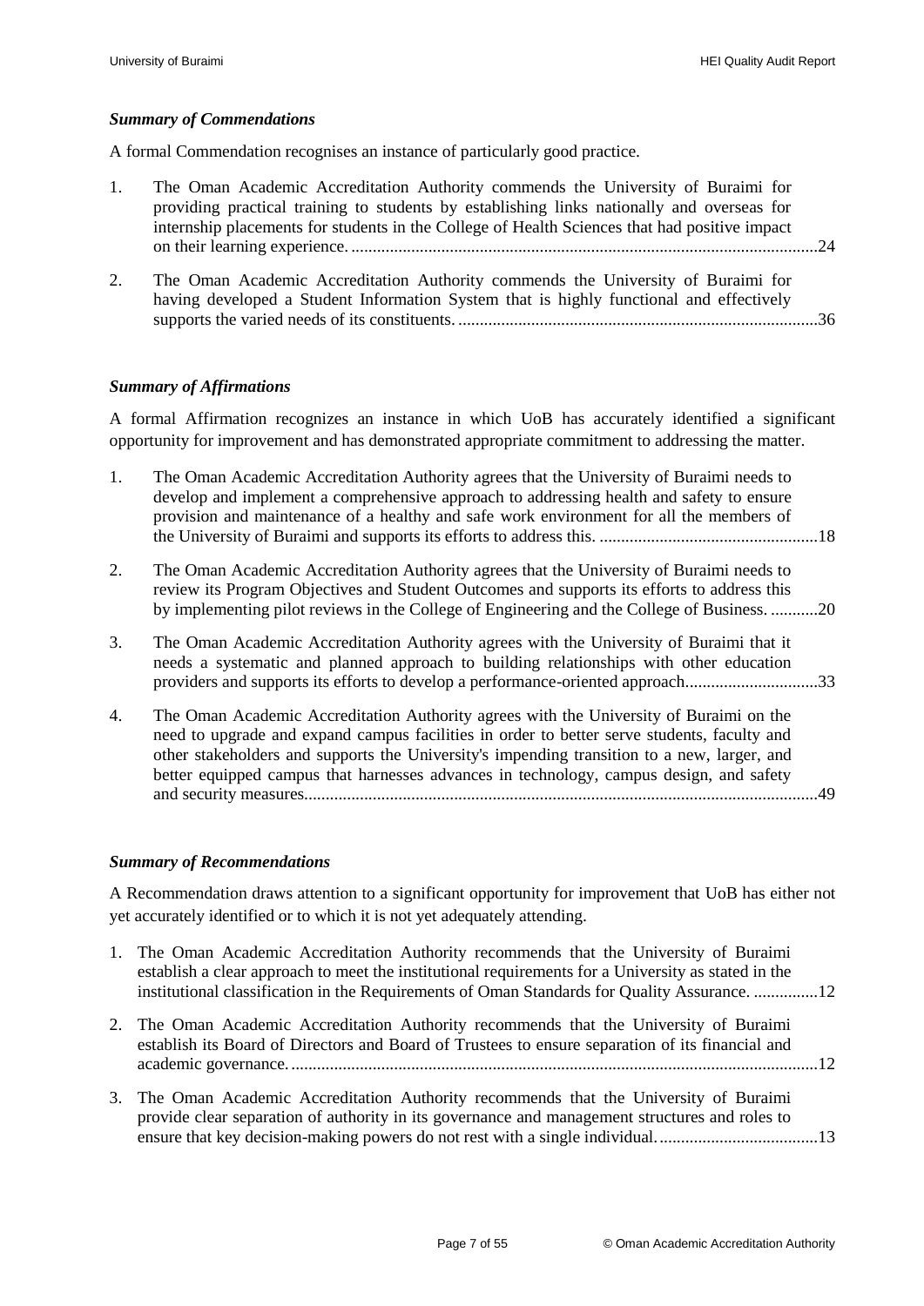### *Summary of Commendations*

A formal Commendation recognises an instance of particularly good practice.

1. The Oman Academic Accreditation Authority commends the University of Buraimi for providing practical training to students by establishing links nationally and overseas for internship placements for students in the College of Health Sciences that had positive impact on their learning experience. ............................................................................................................24

2. The Oman Academic Accreditation Authority commends the University of Buraimi for having developed a Student Information System that is highly functional and effectively supports the varied needs of its constituents. ...................................................................................36

### *Summary of Affirmations*

A formal Affirmation recognizes an instance in which UoB has accurately identified a significant opportunity for improvement and has demonstrated appropriate commitment to addressing the matter.

1. The Oman Academic Accreditation Authority agrees that the University of Buraimi needs to develop and implement a comprehensive approach to addressing health and safety to ensure provision and maintenance of a healthy and safe work environment for all the members of the University of Buraimi and supports its efforts to address this. ...................................................18

2. The Oman Academic Accreditation Authority agrees that the University of Buraimi needs to review its Program Objectives and Student Outcomes and supports its efforts to address this by implementing pilot reviews in the College of Engineering and the College of Business. ...........20

3. The Oman Academic Accreditation Authority agrees with the University of Buraimi that it needs a systematic and planned approach to building relationships with other education providers and supports its efforts to develop a performance-oriented approach..............................33

4. The Oman Academic Accreditation Authority agrees with the University of Buraimi on the need to upgrade and expand campus facilities in order to better serve students, faculty and other stakeholders and supports the University's impending transition to a new, larger, and better equipped campus that harnesses advances in technology, campus design, and safety and security measures.......................................................................................................................49

### *Summary of Recommendations*

A Recommendation draws attention to a significant opportunity for improvement that UoB has either not yet accurately identified or to which it is not yet adequately attending.

1. The Oman Academic Accreditation Authority recommends that the University of Buraimi establish a clear approach to meet the institutional requirements for a University as stated in the institutional classification in the Requirements of Oman Standards for Quality Assurance. ...............12

2. The Oman Academic Accreditation Authority recommends that the University of Buraimi establish its Board of Directors and Board of Trustees to ensure separation of its financial and academic governance. ..........................................................................................................................12

3. The Oman Academic Accreditation Authority recommends that the University of Buraimi provide clear separation of authority in its governance and management structures and roles to ensure that key decision-making powers do not rest with a single individual. ....................................13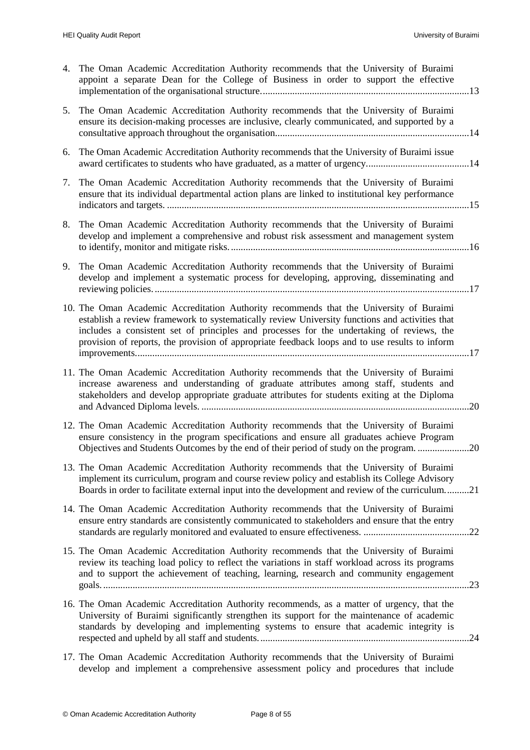4. The Oman Academic Accreditation Authority recommends that the University of Buraimi appoint a separate Dean for the College of Business in order to support the effective implementation of the organisational structure. ....................................................................................13

5. The Oman Academic Accreditation Authority recommends that the University of Buraimi ensure its decision-making processes are inclusive, clearly communicated, and supported by a consultative approach throughout the organisation. .............................................................................14

6. The Oman Academic Accreditation Authority recommends that the University of Buraimi issue award certificates to students who have graduated, as a matter of urgency. .........................................14

7. The Oman Academic Accreditation Authority recommends that the University of Buraimi ensure that its individual departmental action plans are linked to institutional key performance indicators and targets. ...........................................................................................................................15

8. The Oman Academic Accreditation Authority recommends that the University of Buraimi develop and implement a comprehensive and robust risk assessment and management system to identify, monitor and mitigate risks. .................................................................................................16

9. The Oman Academic Accreditation Authority recommends that the University of Buraimi develop and implement a systematic process for developing, approving, disseminating and reviewing policies. ................................................................................................................................17

10. The Oman Academic Accreditation Authority recommends that the University of Buraimi establish a review framework to systematically review University functions and activities that includes a consistent set of principles and processes for the undertaking of reviews, the provision of reports, the provision of appropriate feedback loops and to use results to inform improvements. .......................................................................................................................................17

11. The Oman Academic Accreditation Authority recommends that the University of Buraimi increase awareness and understanding of graduate attributes among staff, students and stakeholders and develop appropriate graduate attributes for students exiting at the Diploma and Advanced Diploma levels. .............................................................................................................20

12. The Oman Academic Accreditation Authority recommends that the University of Buraimi ensure consistency in the program specifications and ensure all graduates achieve Program Objectives and Students Outcomes by the end of their period of study on the program. .....................20

13. The Oman Academic Accreditation Authority recommends that the University of Buraimi implement its curriculum, program and course review policy and establish its College Advisory Boards in order to facilitate external input into the development and review of the curriculum. .........21

14. The Oman Academic Accreditation Authority recommends that the University of Buraimi ensure entry standards are consistently communicated to stakeholders and ensure that the entry standards are regularly monitored and evaluated to ensure effectiveness. ..........................................22

15. The Oman Academic Accreditation Authority recommends that the University of Buraimi review its teaching load policy to reflect the variations in staff workload across its programs and to support the achievement of teaching, learning, research and community engagement goals. ...................................................................................................................................................23

16. The Oman Academic Accreditation Authority recommends, as a matter of urgency, that the University of Buraimi significantly strengthen its support for the maintenance of academic standards by developing and implementing systems to ensure that academic integrity is respected and upheld by all staff and students. .....................................................................................24

17. The Oman Academic Accreditation Authority recommends that the University of Buraimi develop and implement a comprehensive assessment policy and procedures that include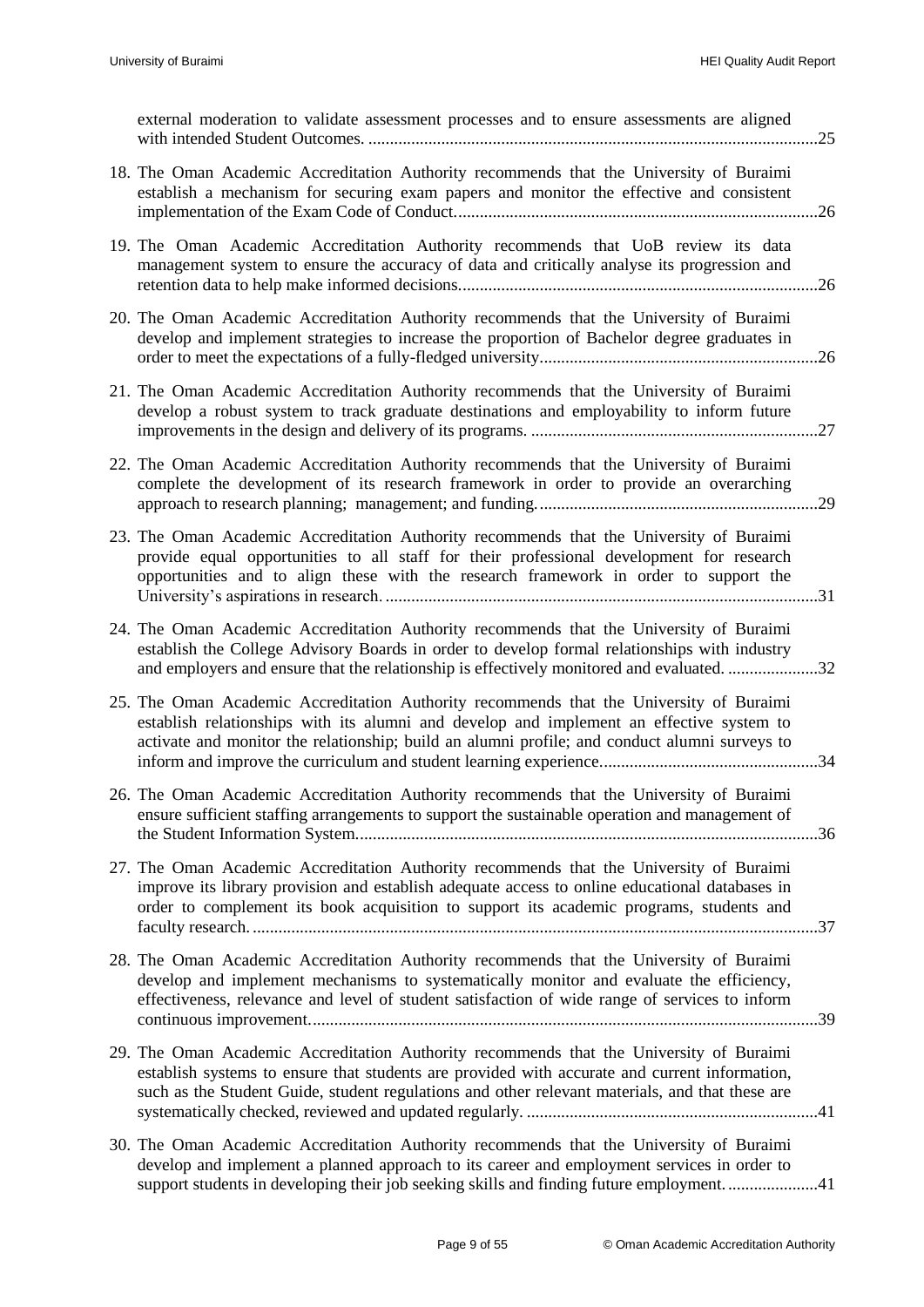external moderation to validate assessment processes and to ensure assessments are aligned with intended Student Outcomes. .....................................................................................................25

18. The Oman Academic Accreditation Authority recommends that the University of Buraimi establish a mechanism for securing exam papers and monitor the effective and consistent implementation of the Exam Code of Conduct.....................................................................................26

19. The Oman Academic Accreditation Authority recommends that UoB review its data management system to ensure the accuracy of data and critically analyse its progression and retention data to help make informed decisions...................................................................................26

20. The Oman Academic Accreditation Authority recommends that the University of Buraimi develop and implement strategies to increase the proportion of Bachelor degree graduates in order to meet the expectations of a fully-fledged university.................................................................26

21. The Oman Academic Accreditation Authority recommends that the University of Buraimi develop a robust system to track graduate destinations and employability to inform future improvements in the design and delivery of its programs. ...................................................................27

22. The Oman Academic Accreditation Authority recommends that the University of Buraimi complete the development of its research framework in order to provide an overarching approach to research planning; management; and funding.................................................................29

23. The Oman Academic Accreditation Authority recommends that the University of Buraimi provide equal opportunities to all staff for their professional development for research opportunities and to align these with the research framework in order to support the University's aspirations in research. ....................................................................................................31

24. The Oman Academic Accreditation Authority recommends that the University of Buraimi establish the College Advisory Boards in order to develop formal relationships with industry and employers and ensure that the relationship is effectively monitored and evaluated. .....................32

25. The Oman Academic Accreditation Authority recommends that the University of Buraimi establish relationships with its alumni and develop and implement an effective system to activate and monitor the relationship; build an alumni profile; and conduct alumni surveys to inform and improve the curriculum and student learning experience...................................................34

26. The Oman Academic Accreditation Authority recommends that the University of Buraimi ensure sufficient staffing arrangements to support the sustainable operation and management of the Student Information System...........................................................................................................36

27. The Oman Academic Accreditation Authority recommends that the University of Buraimi improve its library provision and establish adequate access to online educational databases in order to complement its book acquisition to support its academic programs, students and faculty research. ..................................................................................................................................37

28. The Oman Academic Accreditation Authority recommends that the University of Buraimi develop and implement mechanisms to systematically monitor and evaluate the efficiency, effectiveness, relevance and level of student satisfaction of wide range of services to inform continuous improvement......................................................................................................................39

29. The Oman Academic Accreditation Authority recommends that the University of Buraimi establish systems to ensure that students are provided with accurate and current information, such as the Student Guide, student regulations and other relevant materials, and that these are systematically checked, reviewed and updated regularly. ....................................................................41

30. The Oman Academic Accreditation Authority recommends that the University of Buraimi develop and implement a planned approach to its career and employment services in order to support students in developing their job seeking skills and finding future employment. .....................41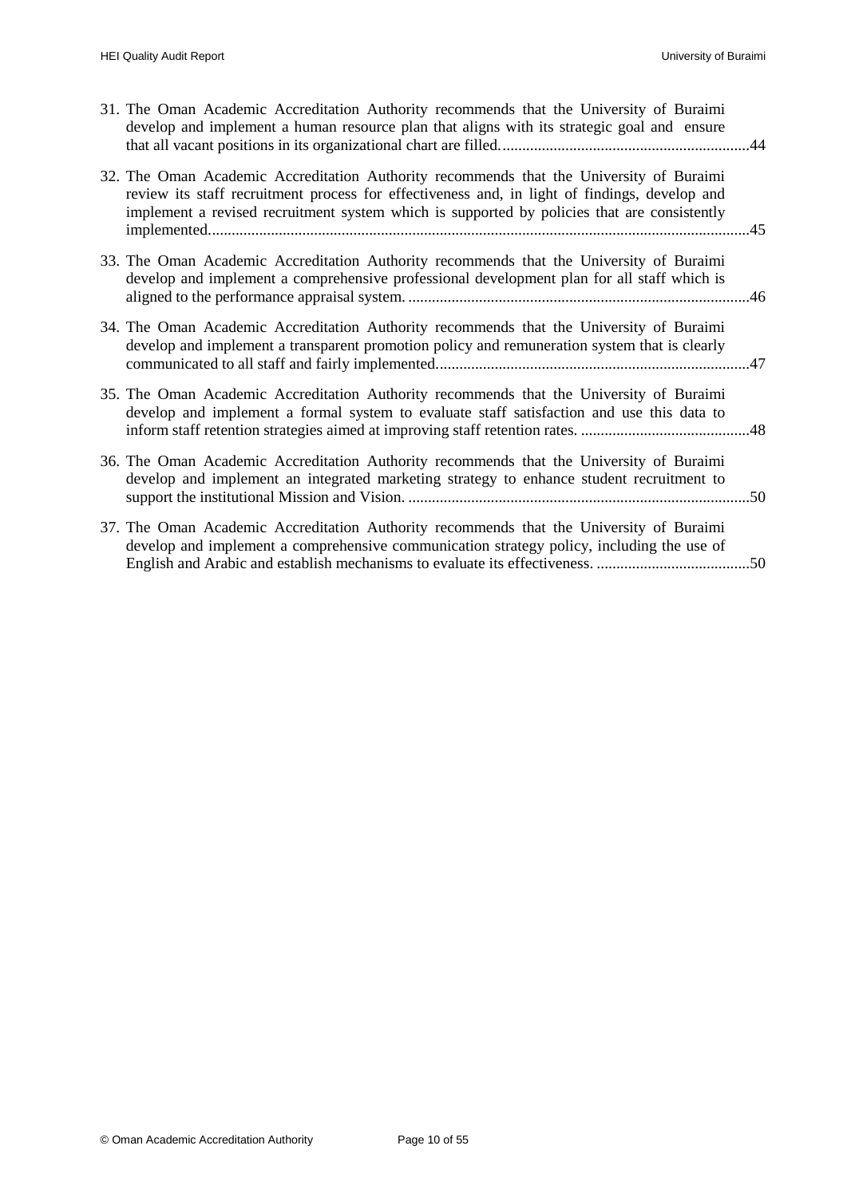31. The Oman Academic Accreditation Authority recommends that the University of Buraimi develop and implement a human resource plan that aligns with its strategic goal and ensure that all vacant positions in its organizational chart are filled. ..............................................................44

32. The Oman Academic Accreditation Authority recommends that the University of Buraimi review its staff recruitment process for effectiveness and, in light of findings, develop and implement a revised recruitment system which is supported by policies that are consistently implemented.........................................................................................................................................45

33. The Oman Academic Accreditation Authority recommends that the University of Buraimi develop and implement a comprehensive professional development plan for all staff which is aligned to the performance appraisal system. ......................................................................................46

34. The Oman Academic Accreditation Authority recommends that the University of Buraimi develop and implement a transparent promotion policy and remuneration system that is clearly communicated to all staff and fairly implemented...............................................................................47

35. The Oman Academic Accreditation Authority recommends that the University of Buraimi develop and implement a formal system to evaluate staff satisfaction and use this data to inform staff retention strategies aimed at improving staff retention rates. ...........................................48

36. The Oman Academic Accreditation Authority recommends that the University of Buraimi develop and implement an integrated marketing strategy to enhance student recruitment to support the institutional Mission and Vision. .......................................................................................50

37. The Oman Academic Accreditation Authority recommends that the University of Buraimi develop and implement a comprehensive communication strategy policy, including the use of English and Arabic and establish mechanisms to evaluate its effectiveness. .......................................50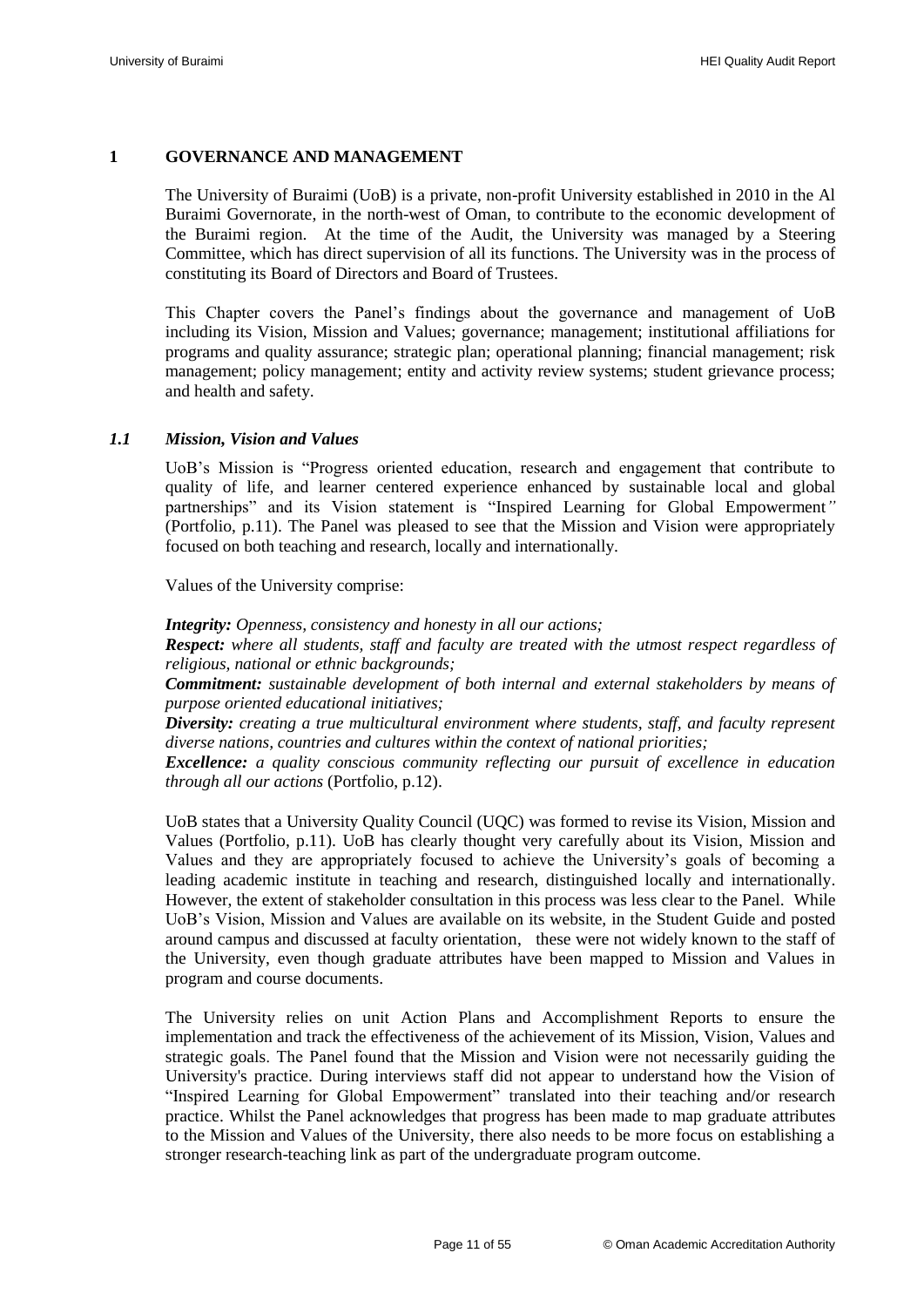# 1 GOVERNANCE AND MANAGEMENT

The University of Buraimi (UoB) is a private, non-profit University established in 2010 in the Al Buraimi Governorate, in the north-west of Oman, to contribute to the economic development of the Buraimi region. At the time of the Audit, the University was managed by a Steering Committee, which has direct supervision of all its functions. The University was in the process of constituting its Board of Directors and Board of Trustees.

This Chapter covers the Panel's findings about the governance and management of UoB including its Vision, Mission and Values; governance; management; institutional affiliations for programs and quality assurance; strategic plan; operational planning; financial management; risk management; policy management; entity and activity review systems; student grievance process; and health and safety.

## *1.1 Mission, Vision and Values*

UoB's Mission is "Progress oriented education, research and engagement that contribute to quality of life, and learner centered experience enhanced by sustainable local and global partnerships" and its Vision statement is "Inspired Learning for Global Empowerment*"* (Portfolio, p.11). The Panel was pleased to see that the Mission and Vision were appropriately focused on both teaching and research, locally and internationally.

Values of the University comprise:

***Integrity:*** *Openness, consistency and honesty in all our actions;*
***Respect:*** *where all students, staff and faculty are treated with the utmost respect regardless of religious, national or ethnic backgrounds;*
***Commitment:*** *sustainable development of both internal and external stakeholders by means of purpose oriented educational initiatives;*
***Diversity:*** *creating a true multicultural environment where students, staff, and faculty represent diverse nations, countries and cultures within the context of national priorities;*
***Excellence:*** *a quality conscious community reflecting our pursuit of excellence in education through all our actions* (Portfolio, p.12).

UoB states that a University Quality Council (UQC) was formed to revise its Vision, Mission and Values (Portfolio, p.11). UoB has clearly thought very carefully about its Vision, Mission and Values and they are appropriately focused to achieve the University's goals of becoming a leading academic institute in teaching and research, distinguished locally and internationally. However, the extent of stakeholder consultation in this process was less clear to the Panel. While UoB's Vision, Mission and Values are available on its website, in the Student Guide and posted around campus and discussed at faculty orientation, these were not widely known to the staff of the University, even though graduate attributes have been mapped to Mission and Values in program and course documents.

The University relies on unit Action Plans and Accomplishment Reports to ensure the implementation and track the effectiveness of the achievement of its Mission, Vision, Values and strategic goals. The Panel found that the Mission and Vision were not necessarily guiding the University's practice. During interviews staff did not appear to understand how the Vision of "Inspired Learning for Global Empowerment" translated into their teaching and/or research practice. Whilst the Panel acknowledges that progress has been made to map graduate attributes to the Mission and Values of the University, there also needs to be more focus on establishing a stronger research-teaching link as part of the undergraduate program outcome.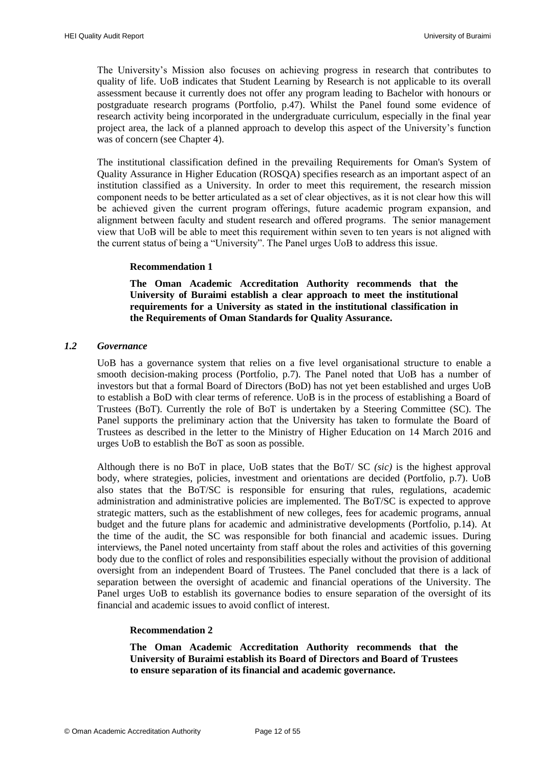The University's Mission also focuses on achieving progress in research that contributes to quality of life. UoB indicates that Student Learning by Research is not applicable to its overall assessment because it currently does not offer any program leading to Bachelor with honours or postgraduate research programs (Portfolio, p.47). Whilst the Panel found some evidence of research activity being incorporated in the undergraduate curriculum, especially in the final year project area, the lack of a planned approach to develop this aspect of the University's function was of concern (see Chapter 4).

The institutional classification defined in the prevailing Requirements for Oman's System of Quality Assurance in Higher Education (ROSQA) specifies research as an important aspect of an institution classified as a University. In order to meet this requirement, the research mission component needs to be better articulated as a set of clear objectives, as it is not clear how this will be achieved given the current program offerings, future academic program expansion, and alignment between faculty and student research and offered programs. The senior management view that UoB will be able to meet this requirement within seven to ten years is not aligned with the current status of being a "University". The Panel urges UoB to address this issue.

**Recommendation 1**

**The Oman Academic Accreditation Authority recommends that the University of Buraimi establish a clear approach to meet the institutional requirements for a University as stated in the institutional classification in the Requirements of Oman Standards for Quality Assurance.**

### *1.2 Governance*

UoB has a governance system that relies on a five level organisational structure to enable a smooth decision-making process (Portfolio, p.7). The Panel noted that UoB has a number of investors but that a formal Board of Directors (BoD) has not yet been established and urges UoB to establish a BoD with clear terms of reference. UoB is in the process of establishing a Board of Trustees (BoT). Currently the role of BoT is undertaken by a Steering Committee (SC). The Panel supports the preliminary action that the University has taken to formulate the Board of Trustees as described in the letter to the Ministry of Higher Education on 14 March 2016 and urges UoB to establish the BoT as soon as possible.

Although there is no BoT in place, UoB states that the BoT/ SC *(sic)* is the highest approval body, where strategies, policies, investment and orientations are decided (Portfolio, p.7). UoB also states that the BoT/SC is responsible for ensuring that rules, regulations, academic administration and administrative policies are implemented. The BoT/SC is expected to approve strategic matters, such as the establishment of new colleges, fees for academic programs, annual budget and the future plans for academic and administrative developments (Portfolio, p.14). At the time of the audit, the SC was responsible for both financial and academic issues. During interviews, the Panel noted uncertainty from staff about the roles and activities of this governing body due to the conflict of roles and responsibilities especially without the provision of additional oversight from an independent Board of Trustees. The Panel concluded that there is a lack of separation between the oversight of academic and financial operations of the University. The Panel urges UoB to establish its governance bodies to ensure separation of the oversight of its financial and academic issues to avoid conflict of interest.

**Recommendation 2**

**The Oman Academic Accreditation Authority recommends that the University of Buraimi establish its Board of Directors and Board of Trustees to ensure separation of its financial and academic governance.**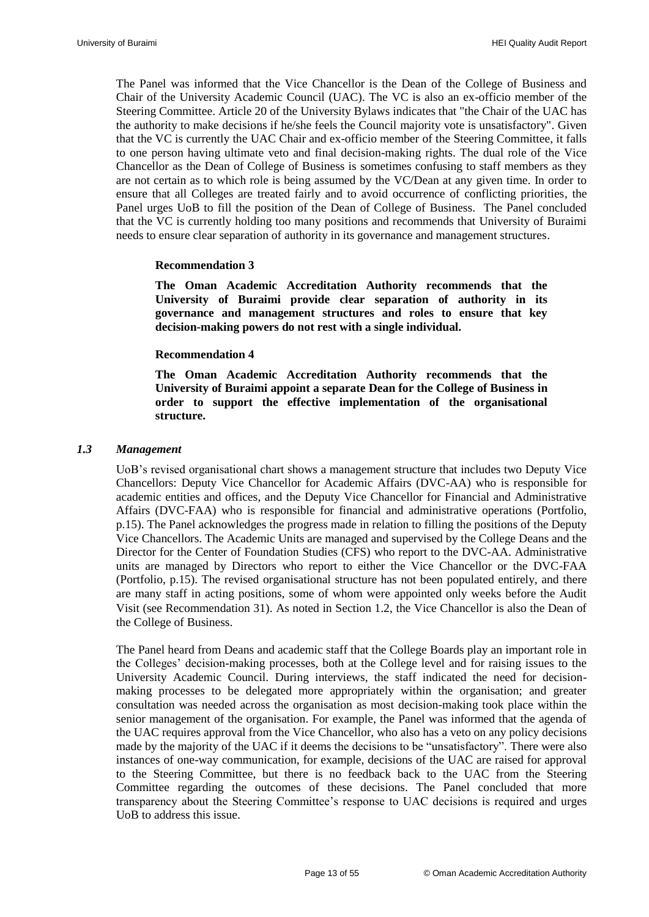The Panel was informed that the Vice Chancellor is the Dean of the College of Business and Chair of the University Academic Council (UAC). The VC is also an ex-officio member of the Steering Committee. Article 20 of the University Bylaws indicates that "the Chair of the UAC has the authority to make decisions if he/she feels the Council majority vote is unsatisfactory". Given that the VC is currently the UAC Chair and ex-officio member of the Steering Committee, it falls to one person having ultimate veto and final decision-making rights. The dual role of the Vice Chancellor as the Dean of College of Business is sometimes confusing to staff members as they are not certain as to which role is being assumed by the VC/Dean at any given time. In order to ensure that all Colleges are treated fairly and to avoid occurrence of conflicting priorities, the Panel urges UoB to fill the position of the Dean of College of Business. The Panel concluded that the VC is currently holding too many positions and recommends that University of Buraimi needs to ensure clear separation of authority in its governance and management structures.

> **Recommendation 3**
>
> **The Oman Academic Accreditation Authority recommends that the University of Buraimi provide clear separation of authority in its governance and management structures and roles to ensure that key decision-making powers do not rest with a single individual.**

> **Recommendation 4**
>
> **The Oman Academic Accreditation Authority recommends that the University of Buraimi appoint a separate Dean for the College of Business in order to support the effective implementation of the organisational structure.**

### *1.3 Management*

UoB's revised organisational chart shows a management structure that includes two Deputy Vice Chancellors: Deputy Vice Chancellor for Academic Affairs (DVC-AA) who is responsible for academic entities and offices, and the Deputy Vice Chancellor for Financial and Administrative Affairs (DVC-FAA) who is responsible for financial and administrative operations (Portfolio, p.15). The Panel acknowledges the progress made in relation to filling the positions of the Deputy Vice Chancellors. The Academic Units are managed and supervised by the College Deans and the Director for the Center of Foundation Studies (CFS) who report to the DVC-AA. Administrative units are managed by Directors who report to either the Vice Chancellor or the DVC-FAA (Portfolio, p.15). The revised organisational structure has not been populated entirely, and there are many staff in acting positions, some of whom were appointed only weeks before the Audit Visit (see Recommendation 31). As noted in Section 1.2, the Vice Chancellor is also the Dean of the College of Business.

The Panel heard from Deans and academic staff that the College Boards play an important role in the Colleges' decision-making processes, both at the College level and for raising issues to the University Academic Council. During interviews, the staff indicated the need for decision-making processes to be delegated more appropriately within the organisation; and greater consultation was needed across the organisation as most decision-making took place within the senior management of the organisation. For example, the Panel was informed that the agenda of the UAC requires approval from the Vice Chancellor, who also has a veto on any policy decisions made by the majority of the UAC if it deems the decisions to be "unsatisfactory". There were also instances of one-way communication, for example, decisions of the UAC are raised for approval to the Steering Committee, but there is no feedback back to the UAC from the Steering Committee regarding the outcomes of these decisions. The Panel concluded that more transparency about the Steering Committee's response to UAC decisions is required and urges UoB to address this issue.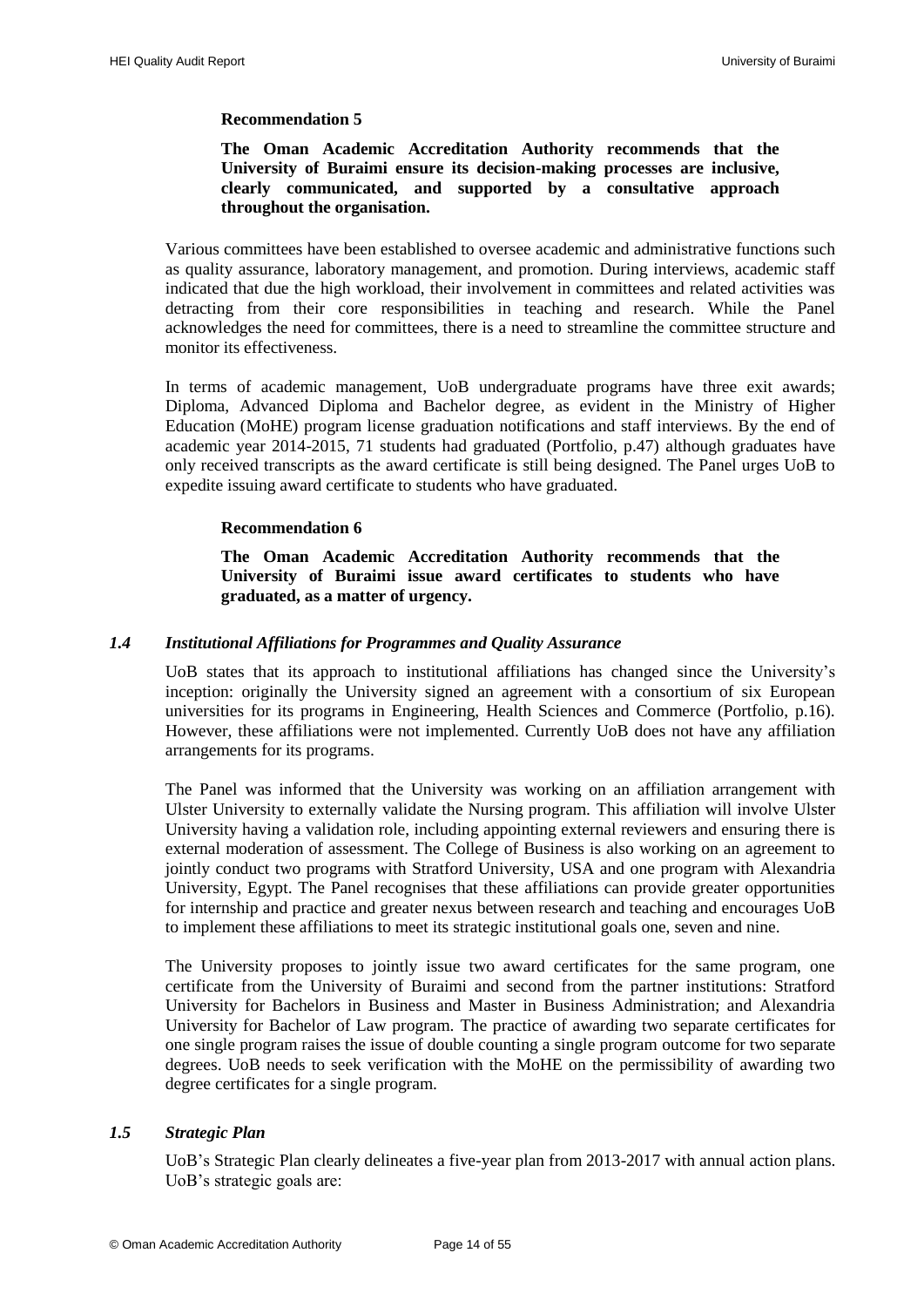**Recommendation 5**

**The Oman Academic Accreditation Authority recommends that the University of Buraimi ensure its decision-making processes are inclusive, clearly communicated, and supported by a consultative approach throughout the organisation.**

Various committees have been established to oversee academic and administrative functions such as quality assurance, laboratory management, and promotion. During interviews, academic staff indicated that due the high workload, their involvement in committees and related activities was detracting from their core responsibilities in teaching and research. While the Panel acknowledges the need for committees, there is a need to streamline the committee structure and monitor its effectiveness.

In terms of academic management, UoB undergraduate programs have three exit awards; Diploma, Advanced Diploma and Bachelor degree, as evident in the Ministry of Higher Education (MoHE) program license graduation notifications and staff interviews. By the end of academic year 2014-2015, 71 students had graduated (Portfolio, p.47) although graduates have only received transcripts as the award certificate is still being designed. The Panel urges UoB to expedite issuing award certificate to students who have graduated.

**Recommendation 6**

**The Oman Academic Accreditation Authority recommends that the University of Buraimi issue award certificates to students who have graduated, as a matter of urgency.**

### *1.4 Institutional Affiliations for Programmes and Quality Assurance*

UoB states that its approach to institutional affiliations has changed since the University's inception: originally the University signed an agreement with a consortium of six European universities for its programs in Engineering, Health Sciences and Commerce (Portfolio, p.16). However, these affiliations were not implemented. Currently UoB does not have any affiliation arrangements for its programs.

The Panel was informed that the University was working on an affiliation arrangement with Ulster University to externally validate the Nursing program. This affiliation will involve Ulster University having a validation role, including appointing external reviewers and ensuring there is external moderation of assessment. The College of Business is also working on an agreement to jointly conduct two programs with Stratford University, USA and one program with Alexandria University, Egypt. The Panel recognises that these affiliations can provide greater opportunities for internship and practice and greater nexus between research and teaching and encourages UoB to implement these affiliations to meet its strategic institutional goals one, seven and nine.

The University proposes to jointly issue two award certificates for the same program, one certificate from the University of Buraimi and second from the partner institutions: Stratford University for Bachelors in Business and Master in Business Administration; and Alexandria University for Bachelor of Law program. The practice of awarding two separate certificates for one single program raises the issue of double counting a single program outcome for two separate degrees. UoB needs to seek verification with the MoHE on the permissibility of awarding two degree certificates for a single program.

### *1.5 Strategic Plan*

UoB's Strategic Plan clearly delineates a five-year plan from 2013-2017 with annual action plans. UoB's strategic goals are: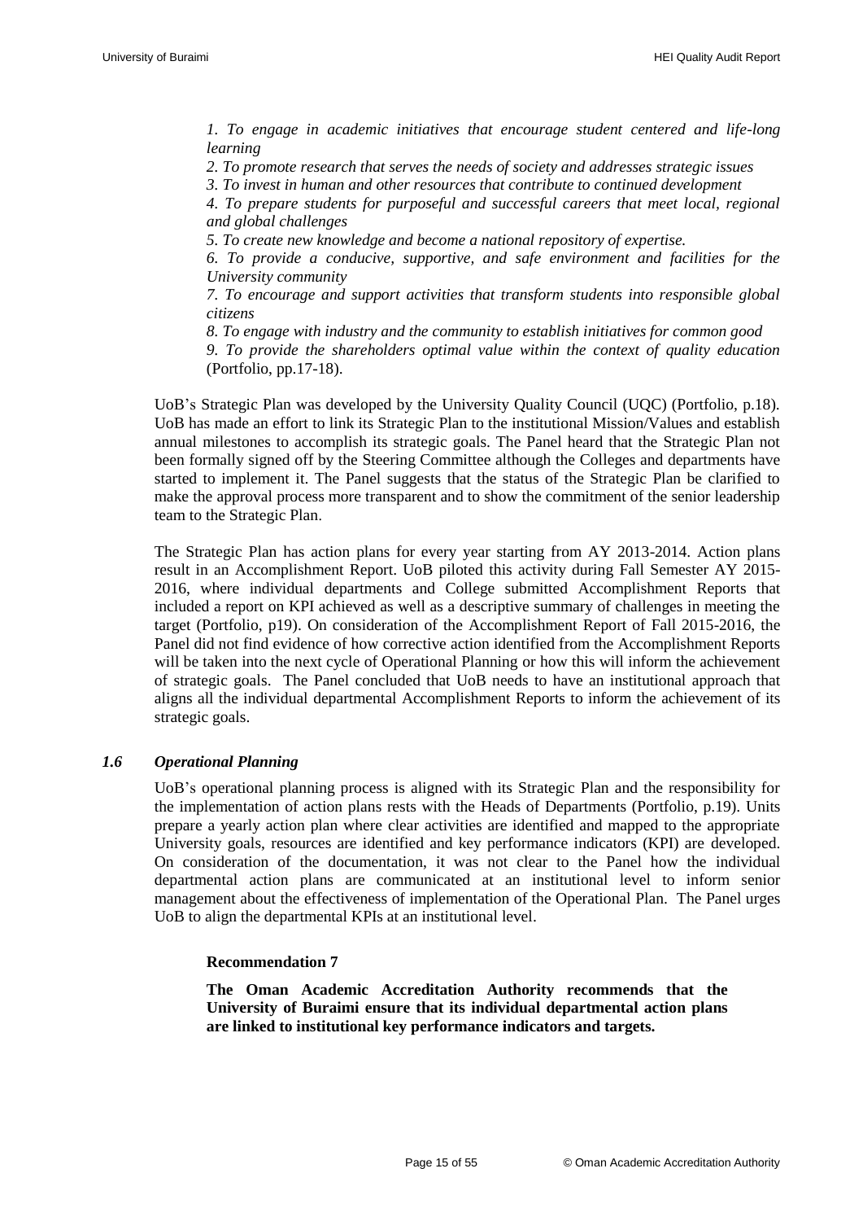*1. To engage in academic initiatives that encourage student centered and life-long learning*

*2. To promote research that serves the needs of society and addresses strategic issues*

*3. To invest in human and other resources that contribute to continued development*

*4. To prepare students for purposeful and successful careers that meet local, regional and global challenges*

*5. To create new knowledge and become a national repository of expertise.*

*6. To provide a conducive, supportive, and safe environment and facilities for the University community*

*7. To encourage and support activities that transform students into responsible global citizens*

*8. To engage with industry and the community to establish initiatives for common good*

*9. To provide the shareholders optimal value within the context of quality education* (Portfolio, pp.17-18).

UoB's Strategic Plan was developed by the University Quality Council (UQC) (Portfolio, p.18). UoB has made an effort to link its Strategic Plan to the institutional Mission/Values and establish annual milestones to accomplish its strategic goals. The Panel heard that the Strategic Plan not been formally signed off by the Steering Committee although the Colleges and departments have started to implement it. The Panel suggests that the status of the Strategic Plan be clarified to make the approval process more transparent and to show the commitment of the senior leadership team to the Strategic Plan.

The Strategic Plan has action plans for every year starting from AY 2013-2014. Action plans result in an Accomplishment Report. UoB piloted this activity during Fall Semester AY 2015-2016, where individual departments and College submitted Accomplishment Reports that included a report on KPI achieved as well as a descriptive summary of challenges in meeting the target (Portfolio, p19). On consideration of the Accomplishment Report of Fall 2015-2016, the Panel did not find evidence of how corrective action identified from the Accomplishment Reports will be taken into the next cycle of Operational Planning or how this will inform the achievement of strategic goals. The Panel concluded that UoB needs to have an institutional approach that aligns all the individual departmental Accomplishment Reports to inform the achievement of its strategic goals.

### *1.6 Operational Planning*

UoB's operational planning process is aligned with its Strategic Plan and the responsibility for the implementation of action plans rests with the Heads of Departments (Portfolio, p.19). Units prepare a yearly action plan where clear activities are identified and mapped to the appropriate University goals, resources are identified and key performance indicators (KPI) are developed. On consideration of the documentation, it was not clear to the Panel how the individual departmental action plans are communicated at an institutional level to inform senior management about the effectiveness of implementation of the Operational Plan. The Panel urges UoB to align the departmental KPIs at an institutional level.

**Recommendation 7**

**The Oman Academic Accreditation Authority recommends that the University of Buraimi ensure that its individual departmental action plans are linked to institutional key performance indicators and targets.**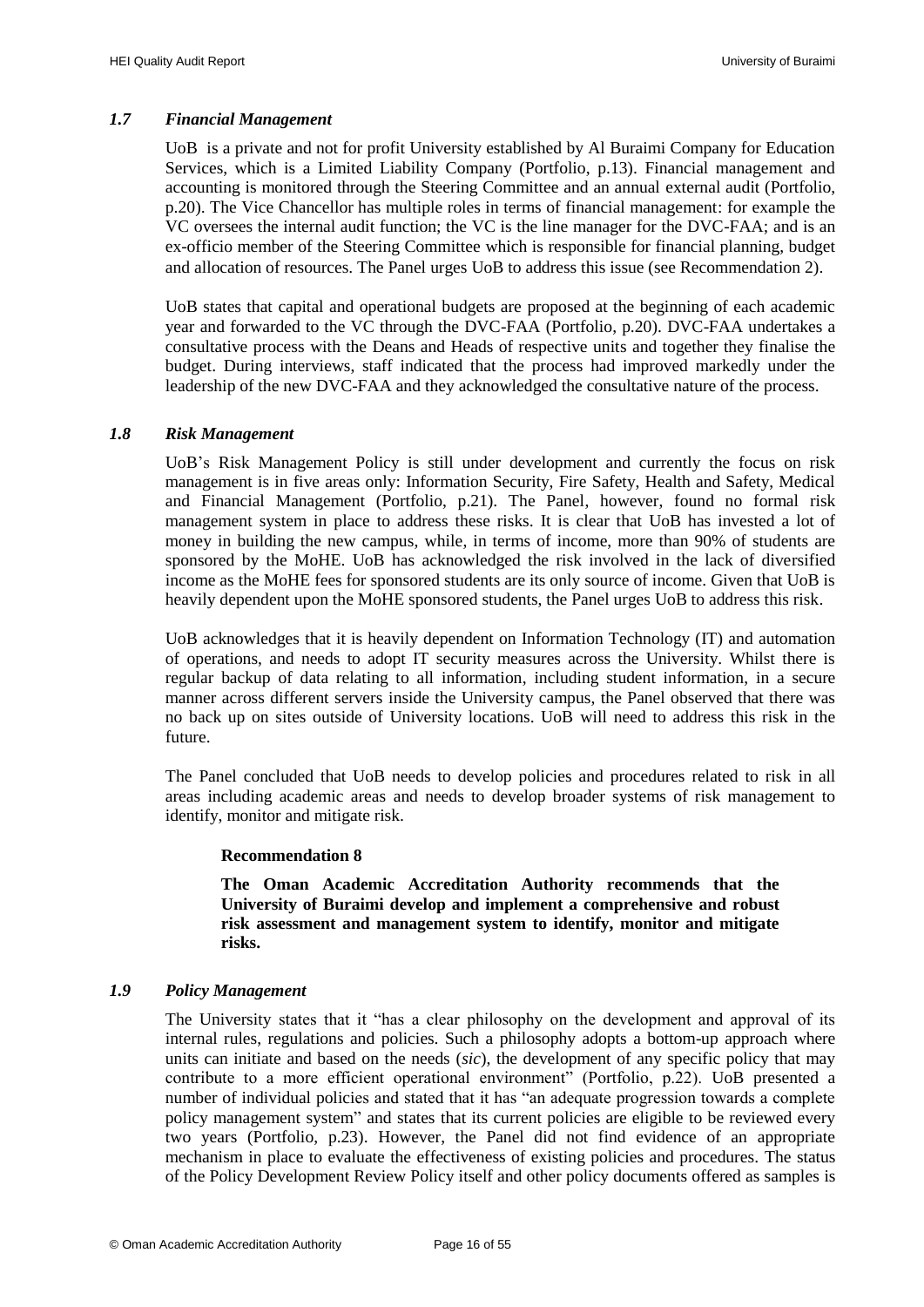### *1.7 Financial Management*

UoB is a private and not for profit University established by Al Buraimi Company for Education Services, which is a Limited Liability Company (Portfolio, p.13). Financial management and accounting is monitored through the Steering Committee and an annual external audit (Portfolio, p.20). The Vice Chancellor has multiple roles in terms of financial management: for example the VC oversees the internal audit function; the VC is the line manager for the DVC-FAA; and is an ex-officio member of the Steering Committee which is responsible for financial planning, budget and allocation of resources. The Panel urges UoB to address this issue (see Recommendation 2).

UoB states that capital and operational budgets are proposed at the beginning of each academic year and forwarded to the VC through the DVC-FAA (Portfolio, p.20). DVC-FAA undertakes a consultative process with the Deans and Heads of respective units and together they finalise the budget. During interviews, staff indicated that the process had improved markedly under the leadership of the new DVC-FAA and they acknowledged the consultative nature of the process.

### *1.8 Risk Management*

UoB's Risk Management Policy is still under development and currently the focus on risk management is in five areas only: Information Security, Fire Safety, Health and Safety, Medical and Financial Management (Portfolio, p.21). The Panel, however, found no formal risk management system in place to address these risks. It is clear that UoB has invested a lot of money in building the new campus, while, in terms of income, more than 90% of students are sponsored by the MoHE. UoB has acknowledged the risk involved in the lack of diversified income as the MoHE fees for sponsored students are its only source of income. Given that UoB is heavily dependent upon the MoHE sponsored students, the Panel urges UoB to address this risk.

UoB acknowledges that it is heavily dependent on Information Technology (IT) and automation of operations, and needs to adopt IT security measures across the University. Whilst there is regular backup of data relating to all information, including student information, in a secure manner across different servers inside the University campus, the Panel observed that there was no back up on sites outside of University locations. UoB will need to address this risk in the future.

The Panel concluded that UoB needs to develop policies and procedures related to risk in all areas including academic areas and needs to develop broader systems of risk management to identify, monitor and mitigate risk.

> **Recommendation 8**
>
> **The Oman Academic Accreditation Authority recommends that the University of Buraimi develop and implement a comprehensive and robust risk assessment and management system to identify, monitor and mitigate risks.**

### *1.9 Policy Management*

The University states that it "has a clear philosophy on the development and approval of its internal rules, regulations and policies. Such a philosophy adopts a bottom-up approach where units can initiate and based on the needs (*sic*), the development of any specific policy that may contribute to a more efficient operational environment" (Portfolio, p.22). UoB presented a number of individual policies and stated that it has "an adequate progression towards a complete policy management system" and states that its current policies are eligible to be reviewed every two years (Portfolio, p.23). However, the Panel did not find evidence of an appropriate mechanism in place to evaluate the effectiveness of existing policies and procedures. The status of the Policy Development Review Policy itself and other policy documents offered as samples is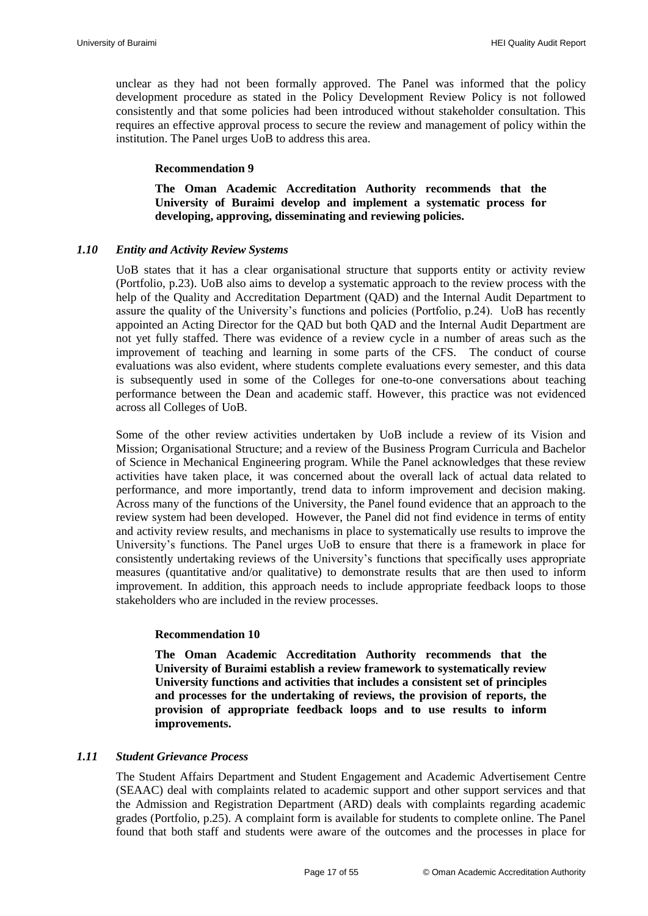unclear as they had not been formally approved. The Panel was informed that the policy development procedure as stated in the Policy Development Review Policy is not followed consistently and that some policies had been introduced without stakeholder consultation. This requires an effective approval process to secure the review and management of policy within the institution. The Panel urges UoB to address this area.

**Recommendation 9**

**The Oman Academic Accreditation Authority recommends that the University of Buraimi develop and implement a systematic process for developing, approving, disseminating and reviewing policies.**

### *1.10 Entity and Activity Review Systems*

UoB states that it has a clear organisational structure that supports entity or activity review (Portfolio, p.23). UoB also aims to develop a systematic approach to the review process with the help of the Quality and Accreditation Department (QAD) and the Internal Audit Department to assure the quality of the University's functions and policies (Portfolio, p.24). UoB has recently appointed an Acting Director for the QAD but both QAD and the Internal Audit Department are not yet fully staffed. There was evidence of a review cycle in a number of areas such as the improvement of teaching and learning in some parts of the CFS. The conduct of course evaluations was also evident, where students complete evaluations every semester, and this data is subsequently used in some of the Colleges for one-to-one conversations about teaching performance between the Dean and academic staff. However, this practice was not evidenced across all Colleges of UoB.

Some of the other review activities undertaken by UoB include a review of its Vision and Mission; Organisational Structure; and a review of the Business Program Curricula and Bachelor of Science in Mechanical Engineering program. While the Panel acknowledges that these review activities have taken place, it was concerned about the overall lack of actual data related to performance, and more importantly, trend data to inform improvement and decision making. Across many of the functions of the University, the Panel found evidence that an approach to the review system had been developed. However, the Panel did not find evidence in terms of entity and activity review results, and mechanisms in place to systematically use results to improve the University's functions. The Panel urges UoB to ensure that there is a framework in place for consistently undertaking reviews of the University's functions that specifically uses appropriate measures (quantitative and/or qualitative) to demonstrate results that are then used to inform improvement. In addition, this approach needs to include appropriate feedback loops to those stakeholders who are included in the review processes.

**Recommendation 10**

**The Oman Academic Accreditation Authority recommends that the University of Buraimi establish a review framework to systematically review University functions and activities that includes a consistent set of principles and processes for the undertaking of reviews, the provision of reports, the provision of appropriate feedback loops and to use results to inform improvements.**

### *1.11 Student Grievance Process*

The Student Affairs Department and Student Engagement and Academic Advertisement Centre (SEAAC) deal with complaints related to academic support and other support services and that the Admission and Registration Department (ARD) deals with complaints regarding academic grades (Portfolio, p.25). A complaint form is available for students to complete online. The Panel found that both staff and students were aware of the outcomes and the processes in place for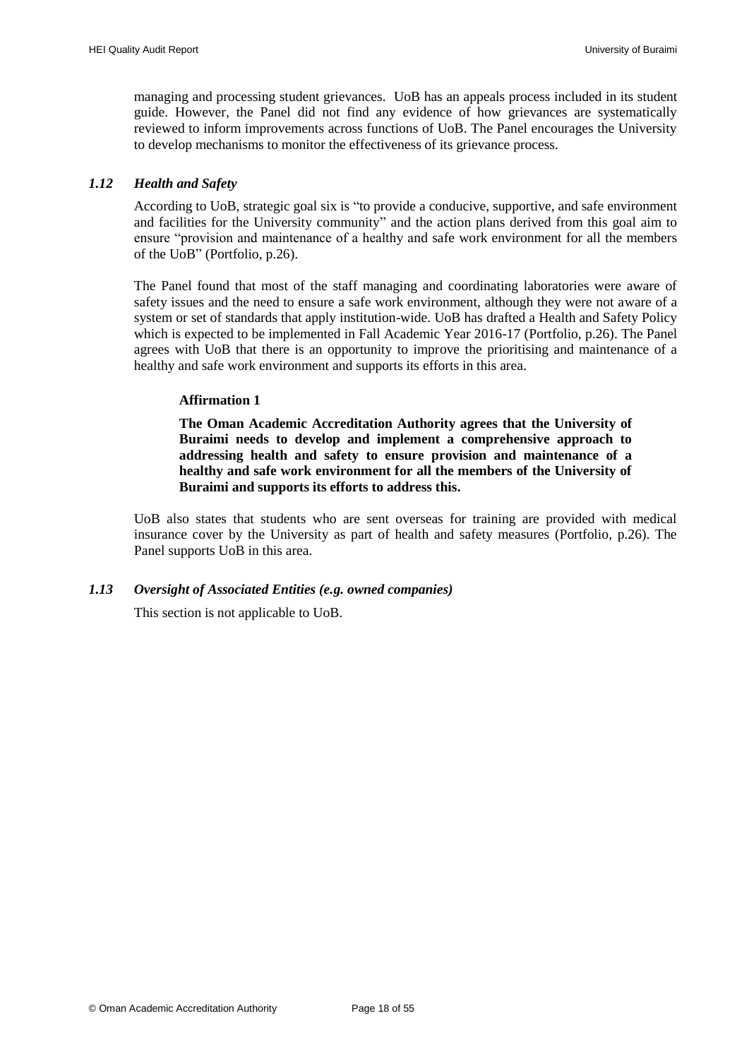managing and processing student grievances. UoB has an appeals process included in its student guide. However, the Panel did not find any evidence of how grievances are systematically reviewed to inform improvements across functions of UoB. The Panel encourages the University to develop mechanisms to monitor the effectiveness of its grievance process.

### *1.12 Health and Safety*

According to UoB, strategic goal six is "to provide a conducive, supportive, and safe environment and facilities for the University community" and the action plans derived from this goal aim to ensure "provision and maintenance of a healthy and safe work environment for all the members of the UoB" (Portfolio, p.26).

The Panel found that most of the staff managing and coordinating laboratories were aware of safety issues and the need to ensure a safe work environment, although they were not aware of a system or set of standards that apply institution-wide. UoB has drafted a Health and Safety Policy which is expected to be implemented in Fall Academic Year 2016-17 (Portfolio, p.26). The Panel agrees with UoB that there is an opportunity to improve the prioritising and maintenance of a healthy and safe work environment and supports its efforts in this area.

**Affirmation 1**

**The Oman Academic Accreditation Authority agrees that the University of Buraimi needs to develop and implement a comprehensive approach to addressing health and safety to ensure provision and maintenance of a healthy and safe work environment for all the members of the University of Buraimi and supports its efforts to address this.**

UoB also states that students who are sent overseas for training are provided with medical insurance cover by the University as part of health and safety measures (Portfolio, p.26). The Panel supports UoB in this area.

### *1.13 Oversight of Associated Entities (e.g. owned companies)*

This section is not applicable to UoB.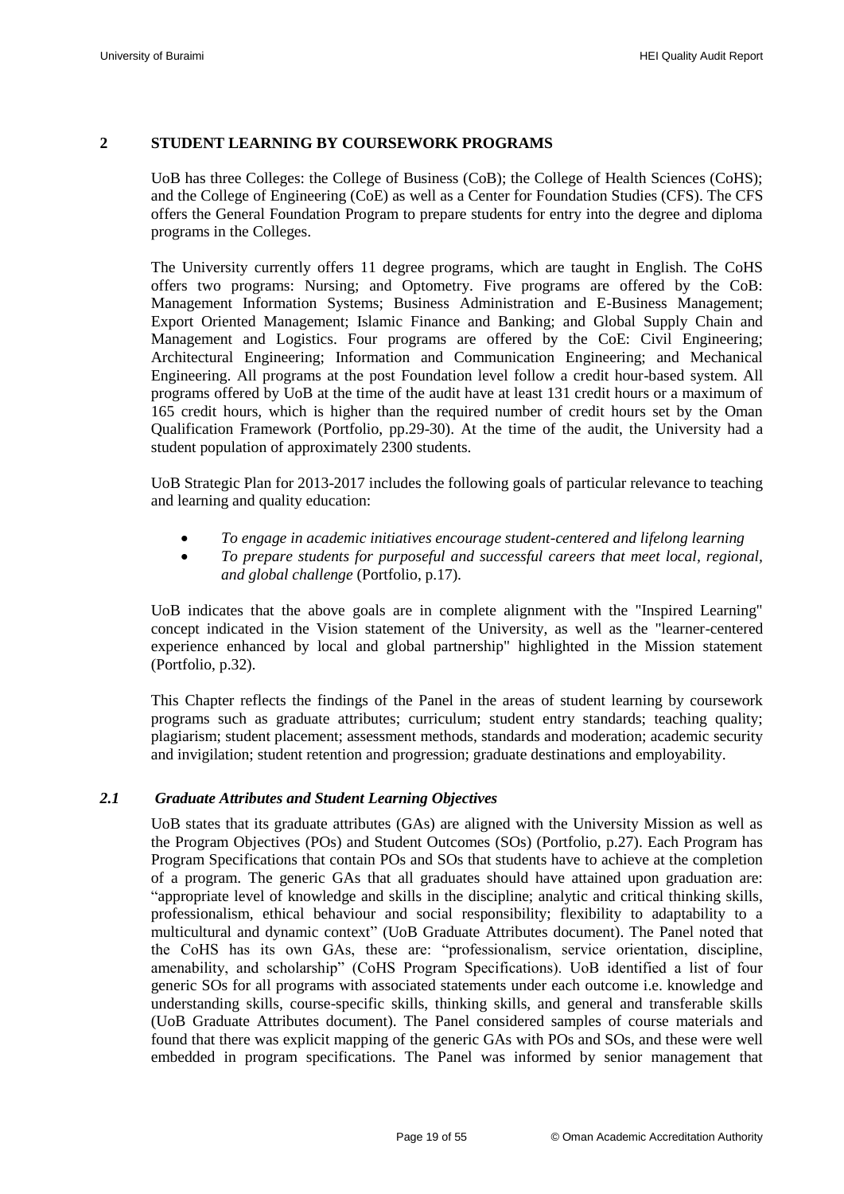## 2 STUDENT LEARNING BY COURSEWORK PROGRAMS

UoB has three Colleges: the College of Business (CoB); the College of Health Sciences (CoHS); and the College of Engineering (CoE) as well as a Center for Foundation Studies (CFS). The CFS offers the General Foundation Program to prepare students for entry into the degree and diploma programs in the Colleges.

The University currently offers 11 degree programs, which are taught in English. The CoHS offers two programs: Nursing; and Optometry. Five programs are offered by the CoB: Management Information Systems; Business Administration and E-Business Management; Export Oriented Management; Islamic Finance and Banking; and Global Supply Chain and Management and Logistics. Four programs are offered by the CoE: Civil Engineering; Architectural Engineering; Information and Communication Engineering; and Mechanical Engineering. All programs at the post Foundation level follow a credit hour-based system. All programs offered by UoB at the time of the audit have at least 131 credit hours or a maximum of 165 credit hours, which is higher than the required number of credit hours set by the Oman Qualification Framework (Portfolio, pp.29-30). At the time of the audit, the University had a student population of approximately 2300 students.

UoB Strategic Plan for 2013-2017 includes the following goals of particular relevance to teaching and learning and quality education:

- *To engage in academic initiatives encourage student-centered and lifelong learning*
- *To prepare students for purposeful and successful careers that meet local, regional, and global challenge* (Portfolio, p.17).

UoB indicates that the above goals are in complete alignment with the "Inspired Learning" concept indicated in the Vision statement of the University, as well as the "learner-centered experience enhanced by local and global partnership" highlighted in the Mission statement (Portfolio, p.32).

This Chapter reflects the findings of the Panel in the areas of student learning by coursework programs such as graduate attributes; curriculum; student entry standards; teaching quality; plagiarism; student placement; assessment methods, standards and moderation; academic security and invigilation; student retention and progression; graduate destinations and employability.

### *2.1 Graduate Attributes and Student Learning Objectives*

UoB states that its graduate attributes (GAs) are aligned with the University Mission as well as the Program Objectives (POs) and Student Outcomes (SOs) (Portfolio, p.27). Each Program has Program Specifications that contain POs and SOs that students have to achieve at the completion of a program. The generic GAs that all graduates should have attained upon graduation are: "appropriate level of knowledge and skills in the discipline; analytic and critical thinking skills, professionalism, ethical behaviour and social responsibility; flexibility to adaptability to a multicultural and dynamic context" (UoB Graduate Attributes document). The Panel noted that the CoHS has its own GAs, these are: "professionalism, service orientation, discipline, amenability, and scholarship" (CoHS Program Specifications). UoB identified a list of four generic SOs for all programs with associated statements under each outcome i.e. knowledge and understanding skills, course-specific skills, thinking skills, and general and transferable skills (UoB Graduate Attributes document). The Panel considered samples of course materials and found that there was explicit mapping of the generic GAs with POs and SOs, and these were well embedded in program specifications. The Panel was informed by senior management that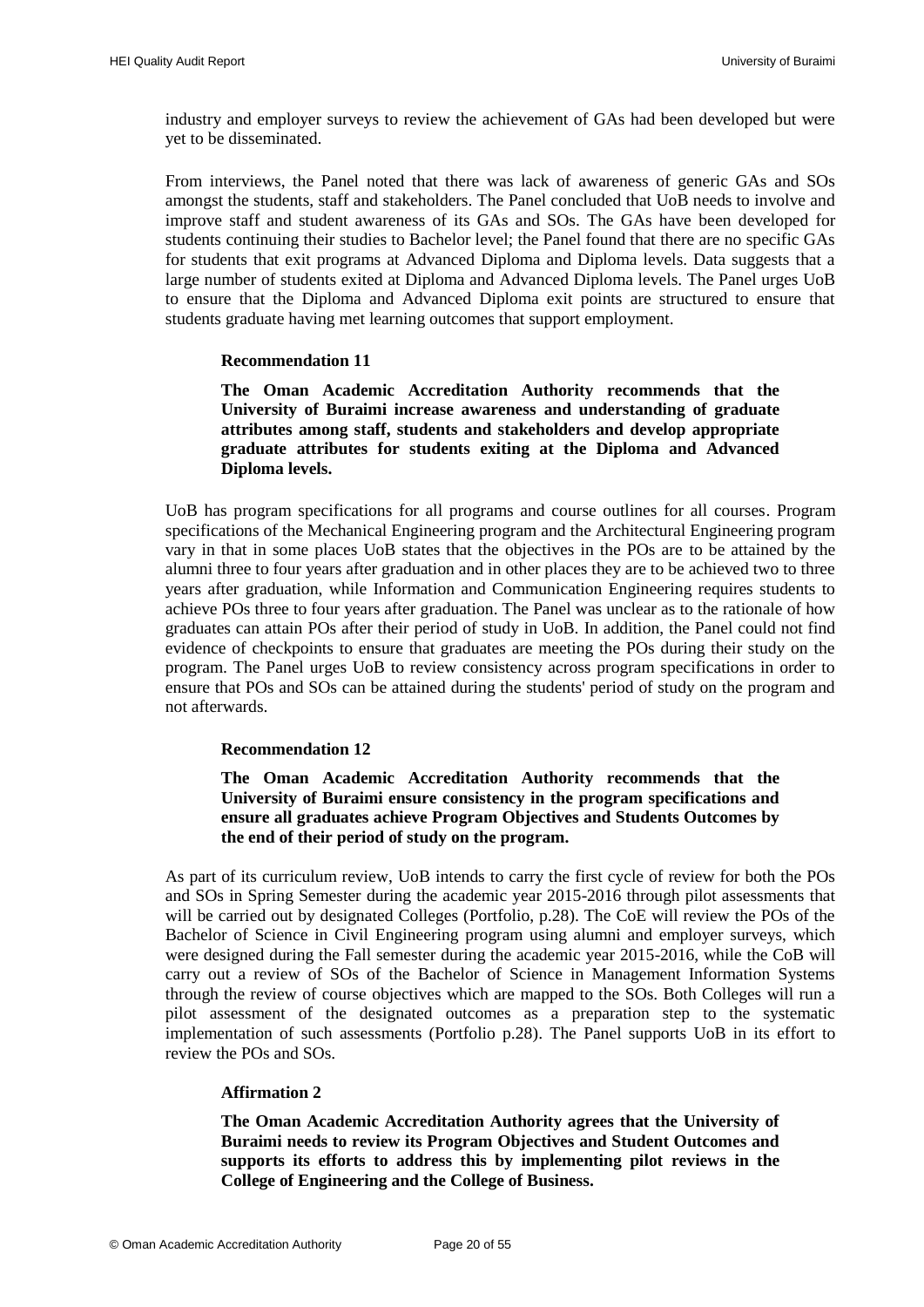industry and employer surveys to review the achievement of GAs had been developed but were yet to be disseminated.

From interviews, the Panel noted that there was lack of awareness of generic GAs and SOs amongst the students, staff and stakeholders. The Panel concluded that UoB needs to involve and improve staff and student awareness of its GAs and SOs. The GAs have been developed for students continuing their studies to Bachelor level; the Panel found that there are no specific GAs for students that exit programs at Advanced Diploma and Diploma levels. Data suggests that a large number of students exited at Diploma and Advanced Diploma levels. The Panel urges UoB to ensure that the Diploma and Advanced Diploma exit points are structured to ensure that students graduate having met learning outcomes that support employment.

**Recommendation 11**

**The Oman Academic Accreditation Authority recommends that the University of Buraimi increase awareness and understanding of graduate attributes among staff, students and stakeholders and develop appropriate graduate attributes for students exiting at the Diploma and Advanced Diploma levels.**

UoB has program specifications for all programs and course outlines for all courses. Program specifications of the Mechanical Engineering program and the Architectural Engineering program vary in that in some places UoB states that the objectives in the POs are to be attained by the alumni three to four years after graduation and in other places they are to be achieved two to three years after graduation, while Information and Communication Engineering requires students to achieve POs three to four years after graduation. The Panel was unclear as to the rationale of how graduates can attain POs after their period of study in UoB. In addition, the Panel could not find evidence of checkpoints to ensure that graduates are meeting the POs during their study on the program. The Panel urges UoB to review consistency across program specifications in order to ensure that POs and SOs can be attained during the students' period of study on the program and not afterwards.

**Recommendation 12**

**The Oman Academic Accreditation Authority recommends that the University of Buraimi ensure consistency in the program specifications and ensure all graduates achieve Program Objectives and Students Outcomes by the end of their period of study on the program.**

As part of its curriculum review, UoB intends to carry the first cycle of review for both the POs and SOs in Spring Semester during the academic year 2015-2016 through pilot assessments that will be carried out by designated Colleges (Portfolio, p.28). The CoE will review the POs of the Bachelor of Science in Civil Engineering program using alumni and employer surveys, which were designed during the Fall semester during the academic year 2015-2016, while the CoB will carry out a review of SOs of the Bachelor of Science in Management Information Systems through the review of course objectives which are mapped to the SOs. Both Colleges will run a pilot assessment of the designated outcomes as a preparation step to the systematic implementation of such assessments (Portfolio p.28). The Panel supports UoB in its effort to review the POs and SOs.

**Affirmation 2**

**The Oman Academic Accreditation Authority agrees that the University of Buraimi needs to review its Program Objectives and Student Outcomes and supports its efforts to address this by implementing pilot reviews in the College of Engineering and the College of Business.**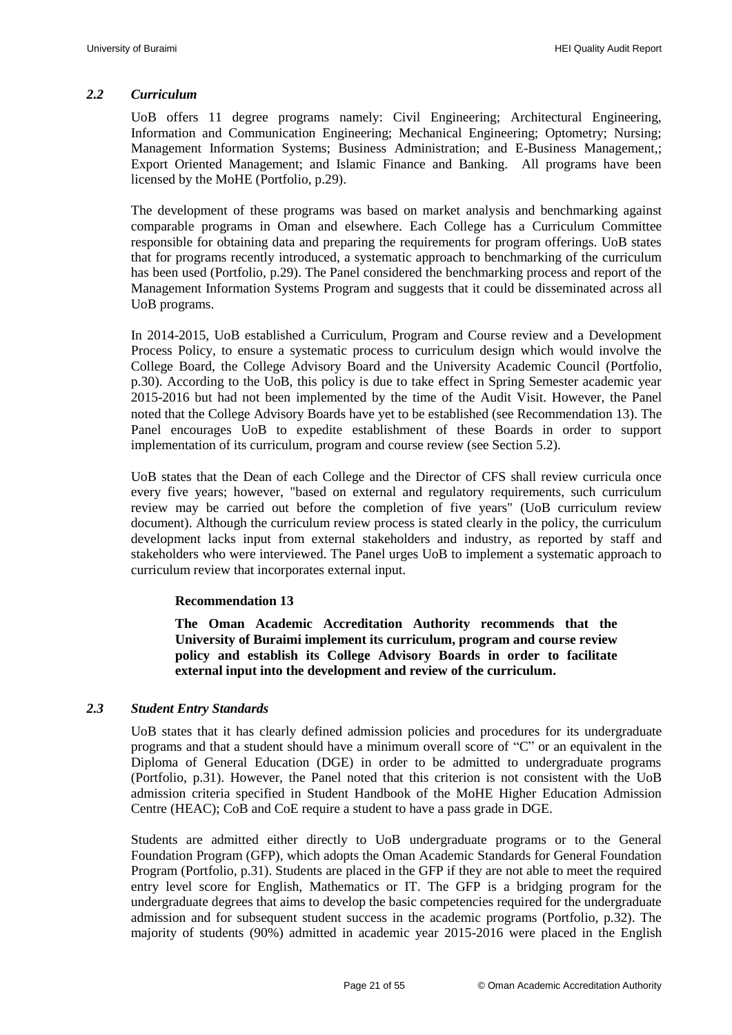### *2.2 Curriculum*

UoB offers 11 degree programs namely: Civil Engineering; Architectural Engineering, Information and Communication Engineering; Mechanical Engineering; Optometry; Nursing; Management Information Systems; Business Administration; and E-Business Management,; Export Oriented Management; and Islamic Finance and Banking. All programs have been licensed by the MoHE (Portfolio, p.29).

The development of these programs was based on market analysis and benchmarking against comparable programs in Oman and elsewhere. Each College has a Curriculum Committee responsible for obtaining data and preparing the requirements for program offerings. UoB states that for programs recently introduced, a systematic approach to benchmarking of the curriculum has been used (Portfolio, p.29). The Panel considered the benchmarking process and report of the Management Information Systems Program and suggests that it could be disseminated across all UoB programs.

In 2014-2015, UoB established a Curriculum, Program and Course review and a Development Process Policy, to ensure a systematic process to curriculum design which would involve the College Board, the College Advisory Board and the University Academic Council (Portfolio, p.30). According to the UoB, this policy is due to take effect in Spring Semester academic year 2015-2016 but had not been implemented by the time of the Audit Visit. However, the Panel noted that the College Advisory Boards have yet to be established (see Recommendation 13). The Panel encourages UoB to expedite establishment of these Boards in order to support implementation of its curriculum, program and course review (see Section 5.2).

UoB states that the Dean of each College and the Director of CFS shall review curricula once every five years; however, "based on external and regulatory requirements, such curriculum review may be carried out before the completion of five years" (UoB curriculum review document). Although the curriculum review process is stated clearly in the policy, the curriculum development lacks input from external stakeholders and industry, as reported by staff and stakeholders who were interviewed. The Panel urges UoB to implement a systematic approach to curriculum review that incorporates external input.

**Recommendation 13**

**The Oman Academic Accreditation Authority recommends that the University of Buraimi implement its curriculum, program and course review policy and establish its College Advisory Boards in order to facilitate external input into the development and review of the curriculum.**

### *2.3 Student Entry Standards*

UoB states that it has clearly defined admission policies and procedures for its undergraduate programs and that a student should have a minimum overall score of "C" or an equivalent in the Diploma of General Education (DGE) in order to be admitted to undergraduate programs (Portfolio, p.31). However, the Panel noted that this criterion is not consistent with the UoB admission criteria specified in Student Handbook of the MoHE Higher Education Admission Centre (HEAC); CoB and CoE require a student to have a pass grade in DGE.

Students are admitted either directly to UoB undergraduate programs or to the General Foundation Program (GFP), which adopts the Oman Academic Standards for General Foundation Program (Portfolio, p.31). Students are placed in the GFP if they are not able to meet the required entry level score for English, Mathematics or IT. The GFP is a bridging program for the undergraduate degrees that aims to develop the basic competencies required for the undergraduate admission and for subsequent student success in the academic programs (Portfolio, p.32). The majority of students (90%) admitted in academic year 2015-2016 were placed in the English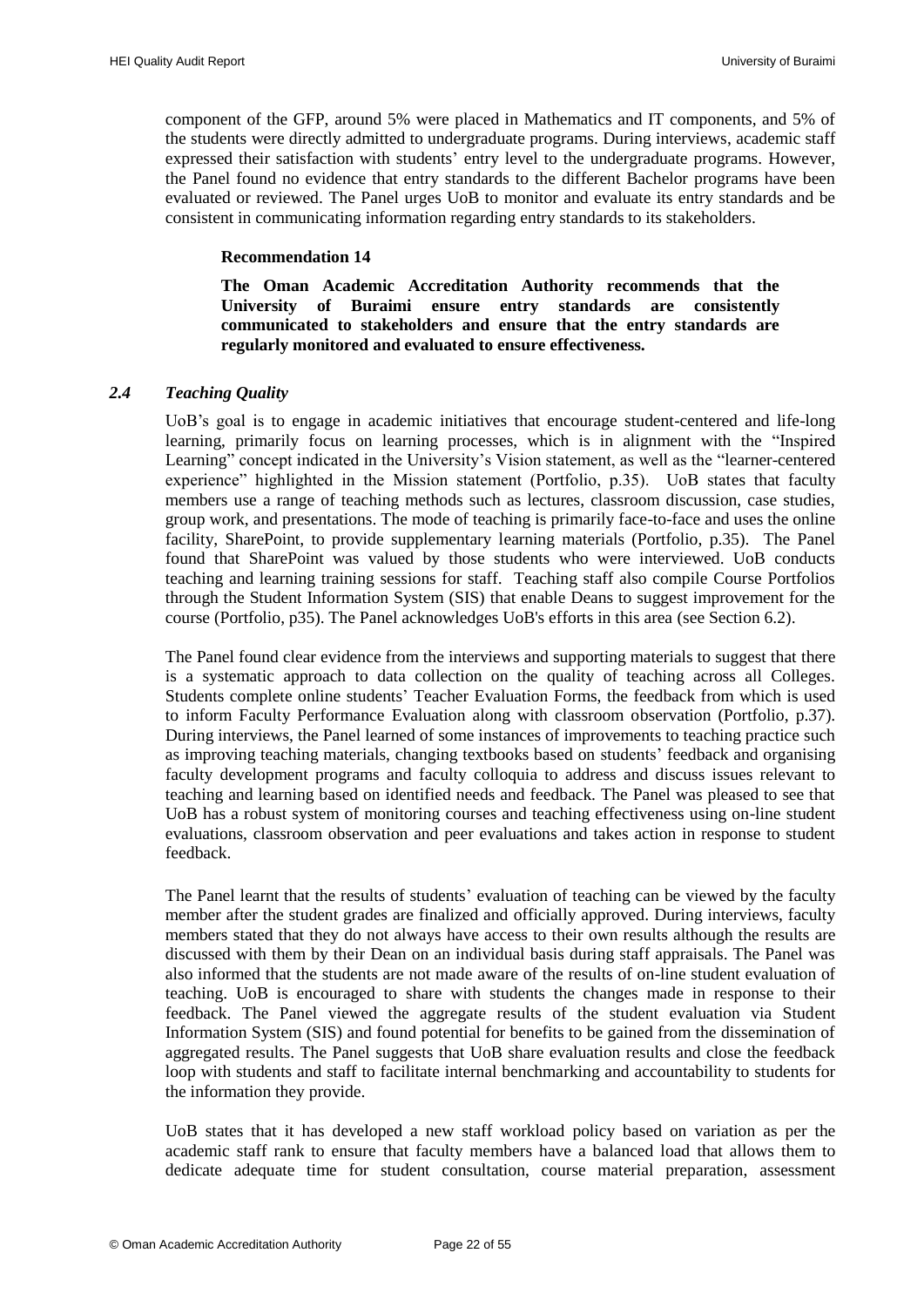component of the GFP, around 5% were placed in Mathematics and IT components, and 5% of the students were directly admitted to undergraduate programs. During interviews, academic staff expressed their satisfaction with students' entry level to the undergraduate programs. However, the Panel found no evidence that entry standards to the different Bachelor programs have been evaluated or reviewed. The Panel urges UoB to monitor and evaluate its entry standards and be consistent in communicating information regarding entry standards to its stakeholders.

**Recommendation 14**

**The Oman Academic Accreditation Authority recommends that the University of Buraimi ensure entry standards are consistently communicated to stakeholders and ensure that the entry standards are regularly monitored and evaluated to ensure effectiveness.**

### *2.4 Teaching Quality*

UoB's goal is to engage in academic initiatives that encourage student-centered and life-long learning, primarily focus on learning processes, which is in alignment with the "Inspired Learning" concept indicated in the University's Vision statement, as well as the "learner-centered experience" highlighted in the Mission statement (Portfolio, p.35). UoB states that faculty members use a range of teaching methods such as lectures, classroom discussion, case studies, group work, and presentations. The mode of teaching is primarily face-to-face and uses the online facility, SharePoint, to provide supplementary learning materials (Portfolio, p.35). The Panel found that SharePoint was valued by those students who were interviewed. UoB conducts teaching and learning training sessions for staff. Teaching staff also compile Course Portfolios through the Student Information System (SIS) that enable Deans to suggest improvement for the course (Portfolio, p35). The Panel acknowledges UoB's efforts in this area (see Section 6.2).

The Panel found clear evidence from the interviews and supporting materials to suggest that there is a systematic approach to data collection on the quality of teaching across all Colleges. Students complete online students' Teacher Evaluation Forms, the feedback from which is used to inform Faculty Performance Evaluation along with classroom observation (Portfolio, p.37). During interviews, the Panel learned of some instances of improvements to teaching practice such as improving teaching materials, changing textbooks based on students' feedback and organising faculty development programs and faculty colloquia to address and discuss issues relevant to teaching and learning based on identified needs and feedback. The Panel was pleased to see that UoB has a robust system of monitoring courses and teaching effectiveness using on-line student evaluations, classroom observation and peer evaluations and takes action in response to student feedback.

The Panel learnt that the results of students' evaluation of teaching can be viewed by the faculty member after the student grades are finalized and officially approved. During interviews, faculty members stated that they do not always have access to their own results although the results are discussed with them by their Dean on an individual basis during staff appraisals. The Panel was also informed that the students are not made aware of the results of on-line student evaluation of teaching. UoB is encouraged to share with students the changes made in response to their feedback. The Panel viewed the aggregate results of the student evaluation via Student Information System (SIS) and found potential for benefits to be gained from the dissemination of aggregated results. The Panel suggests that UoB share evaluation results and close the feedback loop with students and staff to facilitate internal benchmarking and accountability to students for the information they provide.

UoB states that it has developed a new staff workload policy based on variation as per the academic staff rank to ensure that faculty members have a balanced load that allows them to dedicate adequate time for student consultation, course material preparation, assessment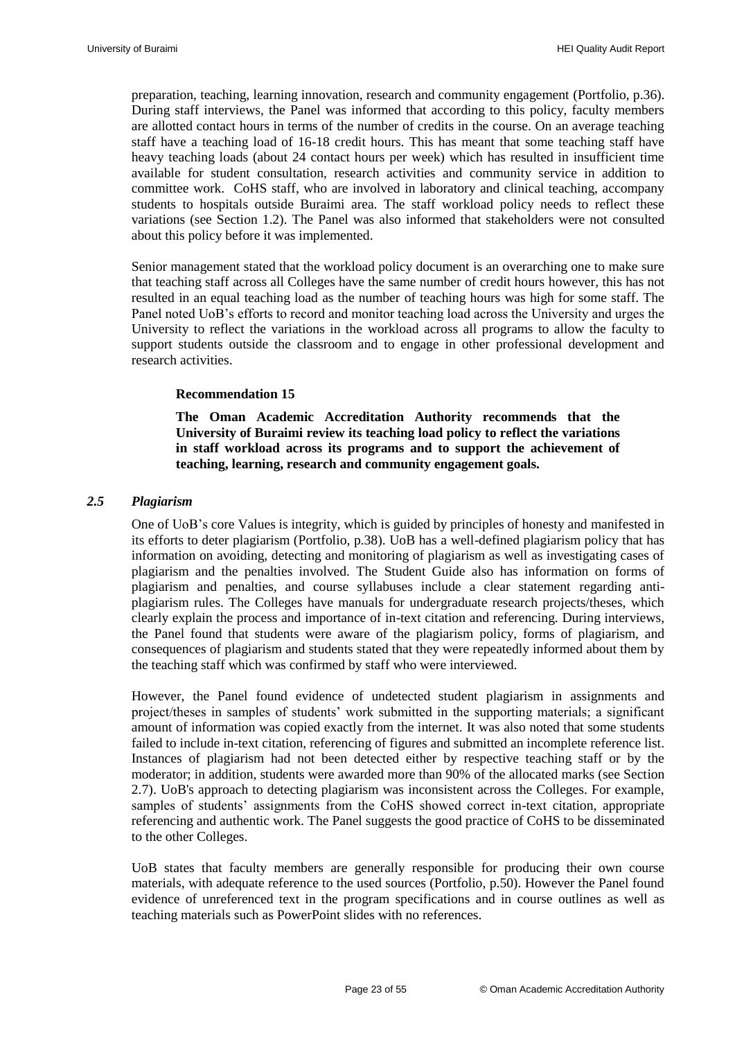preparation, teaching, learning innovation, research and community engagement (Portfolio, p.36). During staff interviews, the Panel was informed that according to this policy, faculty members are allotted contact hours in terms of the number of credits in the course. On an average teaching staff have a teaching load of 16-18 credit hours. This has meant that some teaching staff have heavy teaching loads (about 24 contact hours per week) which has resulted in insufficient time available for student consultation, research activities and community service in addition to committee work. CoHS staff, who are involved in laboratory and clinical teaching, accompany students to hospitals outside Buraimi area. The staff workload policy needs to reflect these variations (see Section 1.2). The Panel was also informed that stakeholders were not consulted about this policy before it was implemented.

Senior management stated that the workload policy document is an overarching one to make sure that teaching staff across all Colleges have the same number of credit hours however, this has not resulted in an equal teaching load as the number of teaching hours was high for some staff. The Panel noted UoB's efforts to record and monitor teaching load across the University and urges the University to reflect the variations in the workload across all programs to allow the faculty to support students outside the classroom and to engage in other professional development and research activities.

**Recommendation 15**

**The Oman Academic Accreditation Authority recommends that the University of Buraimi review its teaching load policy to reflect the variations in staff workload across its programs and to support the achievement of teaching, learning, research and community engagement goals.**

### *2.5 Plagiarism*

One of UoB's core Values is integrity, which is guided by principles of honesty and manifested in its efforts to deter plagiarism (Portfolio, p.38). UoB has a well-defined plagiarism policy that has information on avoiding, detecting and monitoring of plagiarism as well as investigating cases of plagiarism and the penalties involved. The Student Guide also has information on forms of plagiarism and penalties, and course syllabuses include a clear statement regarding anti-plagiarism rules. The Colleges have manuals for undergraduate research projects/theses, which clearly explain the process and importance of in-text citation and referencing. During interviews, the Panel found that students were aware of the plagiarism policy, forms of plagiarism, and consequences of plagiarism and students stated that they were repeatedly informed about them by the teaching staff which was confirmed by staff who were interviewed.

However, the Panel found evidence of undetected student plagiarism in assignments and project/theses in samples of students' work submitted in the supporting materials; a significant amount of information was copied exactly from the internet. It was also noted that some students failed to include in-text citation, referencing of figures and submitted an incomplete reference list. Instances of plagiarism had not been detected either by respective teaching staff or by the moderator; in addition, students were awarded more than 90% of the allocated marks (see Section 2.7). UoB's approach to detecting plagiarism was inconsistent across the Colleges. For example, samples of students' assignments from the CoHS showed correct in-text citation, appropriate referencing and authentic work. The Panel suggests the good practice of CoHS to be disseminated to the other Colleges.

UoB states that faculty members are generally responsible for producing their own course materials, with adequate reference to the used sources (Portfolio, p.50). However the Panel found evidence of unreferenced text in the program specifications and in course outlines as well as teaching materials such as PowerPoint slides with no references.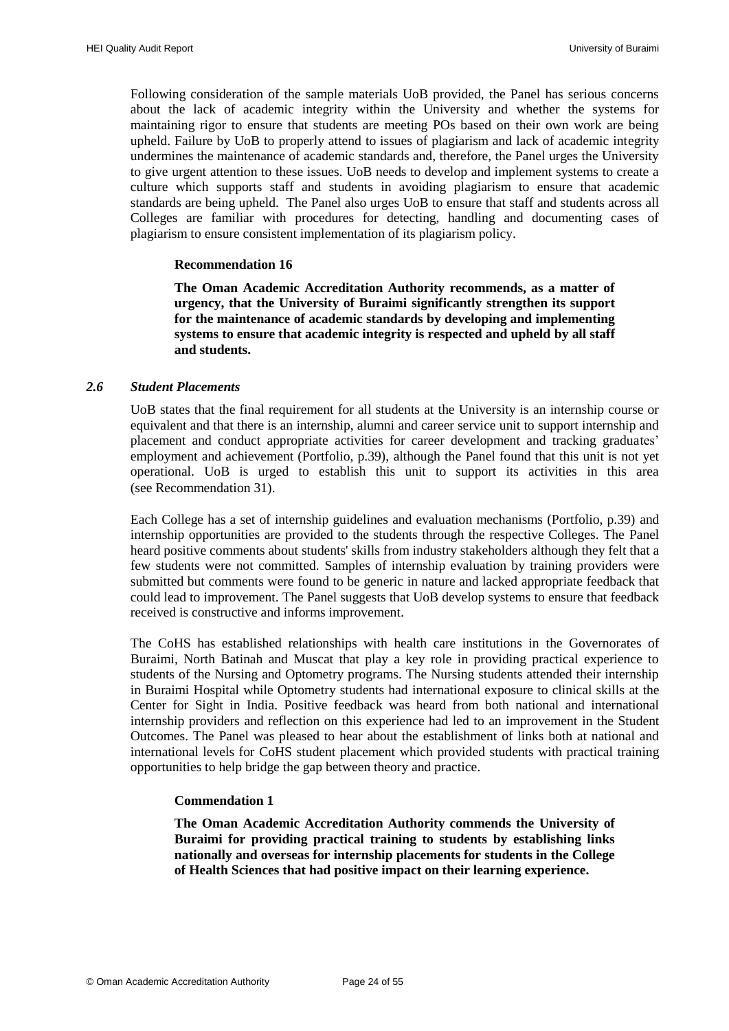Following consideration of the sample materials UoB provided, the Panel has serious concerns about the lack of academic integrity within the University and whether the systems for maintaining rigor to ensure that students are meeting POs based on their own work are being upheld. Failure by UoB to properly attend to issues of plagiarism and lack of academic integrity undermines the maintenance of academic standards and, therefore, the Panel urges the University to give urgent attention to these issues. UoB needs to develop and implement systems to create a culture which supports staff and students in avoiding plagiarism to ensure that academic standards are being upheld. The Panel also urges UoB to ensure that staff and students across all Colleges are familiar with procedures for detecting, handling and documenting cases of plagiarism to ensure consistent implementation of its plagiarism policy.

**Recommendation 16**

**The Oman Academic Accreditation Authority recommends, as a matter of urgency, that the University of Buraimi significantly strengthen its support for the maintenance of academic standards by developing and implementing systems to ensure that academic integrity is respected and upheld by all staff and students.**

### *2.6 Student Placements*

UoB states that the final requirement for all students at the University is an internship course or equivalent and that there is an internship, alumni and career service unit to support internship and placement and conduct appropriate activities for career development and tracking graduates' employment and achievement (Portfolio, p.39), although the Panel found that this unit is not yet operational. UoB is urged to establish this unit to support its activities in this area (see Recommendation 31).

Each College has a set of internship guidelines and evaluation mechanisms (Portfolio, p.39) and internship opportunities are provided to the students through the respective Colleges. The Panel heard positive comments about students' skills from industry stakeholders although they felt that a few students were not committed. Samples of internship evaluation by training providers were submitted but comments were found to be generic in nature and lacked appropriate feedback that could lead to improvement. The Panel suggests that UoB develop systems to ensure that feedback received is constructive and informs improvement.

The CoHS has established relationships with health care institutions in the Governorates of Buraimi, North Batinah and Muscat that play a key role in providing practical experience to students of the Nursing and Optometry programs. The Nursing students attended their internship in Buraimi Hospital while Optometry students had international exposure to clinical skills at the Center for Sight in India. Positive feedback was heard from both national and international internship providers and reflection on this experience had led to an improvement in the Student Outcomes. The Panel was pleased to hear about the establishment of links both at national and international levels for CoHS student placement which provided students with practical training opportunities to help bridge the gap between theory and practice.

**Commendation 1**

**The Oman Academic Accreditation Authority commends the University of Buraimi for providing practical training to students by establishing links nationally and overseas for internship placements for students in the College of Health Sciences that had positive impact on their learning experience.**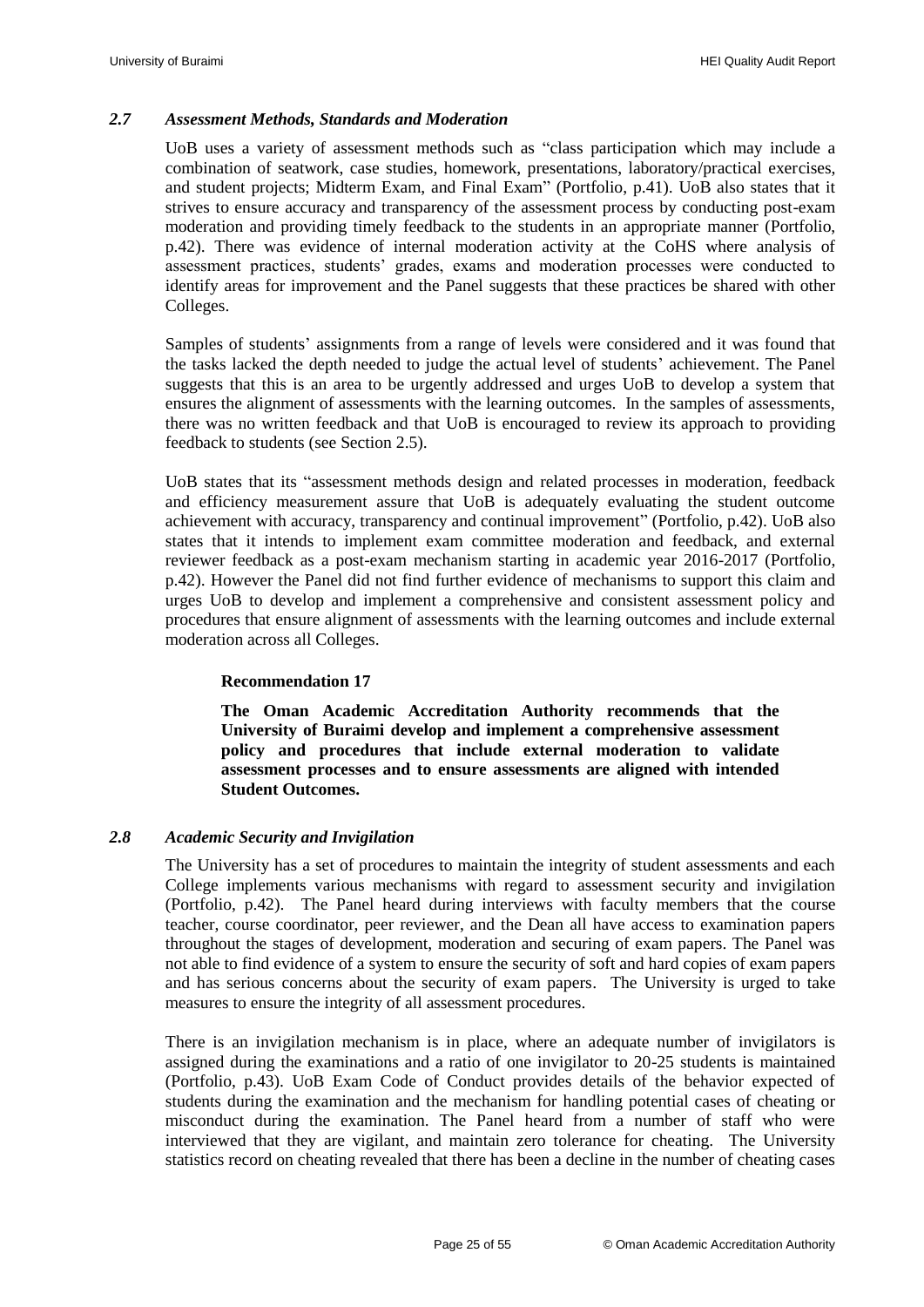### *2.7 Assessment Methods, Standards and Moderation*

UoB uses a variety of assessment methods such as "class participation which may include a combination of seatwork, case studies, homework, presentations, laboratory/practical exercises, and student projects; Midterm Exam, and Final Exam" (Portfolio, p.41). UoB also states that it strives to ensure accuracy and transparency of the assessment process by conducting post-exam moderation and providing timely feedback to the students in an appropriate manner (Portfolio, p.42). There was evidence of internal moderation activity at the CoHS where analysis of assessment practices, students' grades, exams and moderation processes were conducted to identify areas for improvement and the Panel suggests that these practices be shared with other Colleges.

Samples of students' assignments from a range of levels were considered and it was found that the tasks lacked the depth needed to judge the actual level of students' achievement. The Panel suggests that this is an area to be urgently addressed and urges UoB to develop a system that ensures the alignment of assessments with the learning outcomes. In the samples of assessments, there was no written feedback and that UoB is encouraged to review its approach to providing feedback to students (see Section 2.5).

UoB states that its "assessment methods design and related processes in moderation, feedback and efficiency measurement assure that UoB is adequately evaluating the student outcome achievement with accuracy, transparency and continual improvement" (Portfolio, p.42). UoB also states that it intends to implement exam committee moderation and feedback, and external reviewer feedback as a post-exam mechanism starting in academic year 2016-2017 (Portfolio, p.42). However the Panel did not find further evidence of mechanisms to support this claim and urges UoB to develop and implement a comprehensive and consistent assessment policy and procedures that ensure alignment of assessments with the learning outcomes and include external moderation across all Colleges.

**Recommendation 17**

**The Oman Academic Accreditation Authority recommends that the University of Buraimi develop and implement a comprehensive assessment policy and procedures that include external moderation to validate assessment processes and to ensure assessments are aligned with intended Student Outcomes.**

### *2.8 Academic Security and Invigilation*

The University has a set of procedures to maintain the integrity of student assessments and each College implements various mechanisms with regard to assessment security and invigilation (Portfolio, p.42). The Panel heard during interviews with faculty members that the course teacher, course coordinator, peer reviewer, and the Dean all have access to examination papers throughout the stages of development, moderation and securing of exam papers. The Panel was not able to find evidence of a system to ensure the security of soft and hard copies of exam papers and has serious concerns about the security of exam papers. The University is urged to take measures to ensure the integrity of all assessment procedures.

There is an invigilation mechanism is in place, where an adequate number of invigilators is assigned during the examinations and a ratio of one invigilator to 20-25 students is maintained (Portfolio, p.43). UoB Exam Code of Conduct provides details of the behavior expected of students during the examination and the mechanism for handling potential cases of cheating or misconduct during the examination. The Panel heard from a number of staff who were interviewed that they are vigilant, and maintain zero tolerance for cheating. The University statistics record on cheating revealed that there has been a decline in the number of cheating cases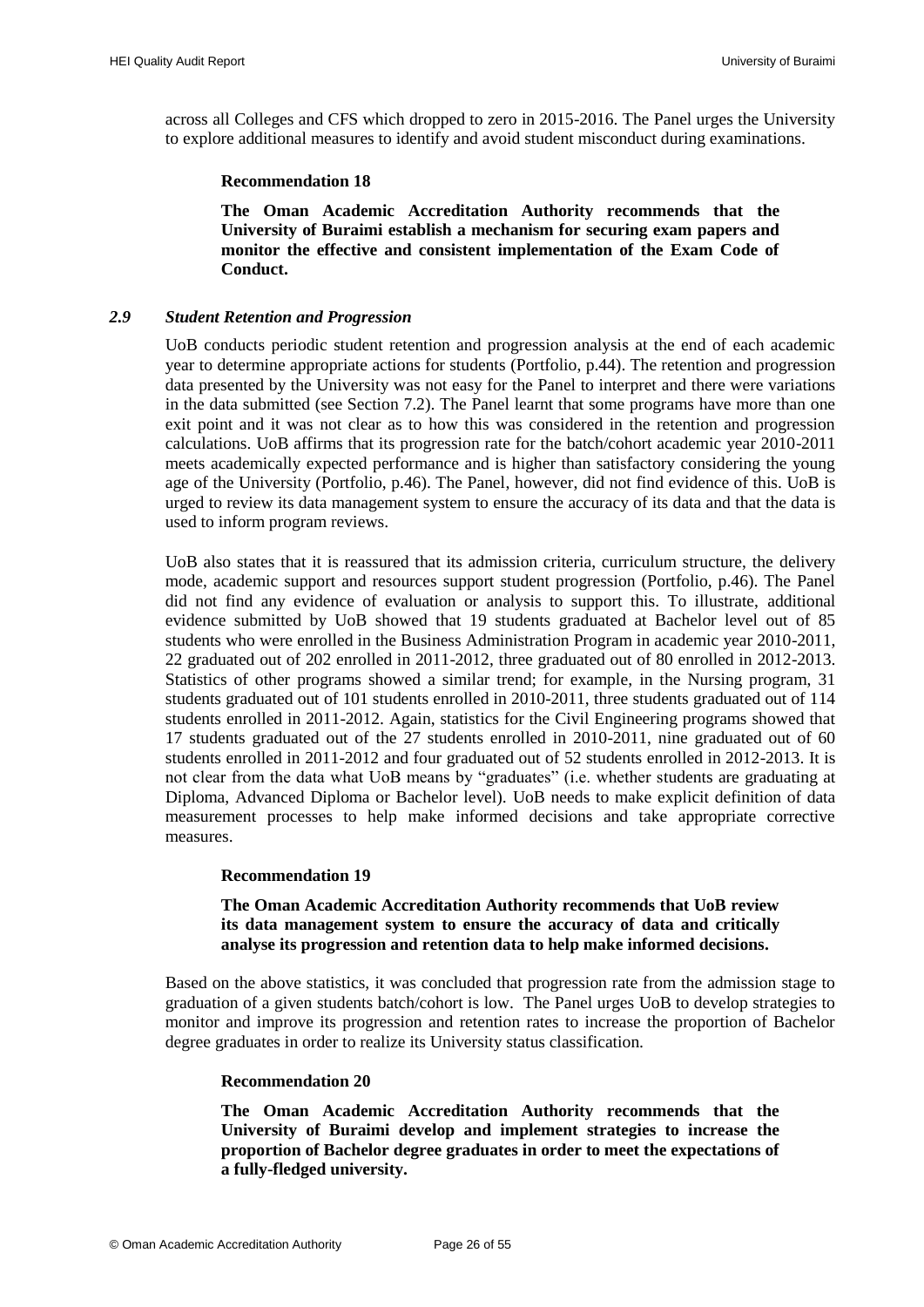across all Colleges and CFS which dropped to zero in 2015-2016. The Panel urges the University to explore additional measures to identify and avoid student misconduct during examinations.

**Recommendation 18**

**The Oman Academic Accreditation Authority recommends that the University of Buraimi establish a mechanism for securing exam papers and monitor the effective and consistent implementation of the Exam Code of Conduct.**

### *2.9 Student Retention and Progression*

UoB conducts periodic student retention and progression analysis at the end of each academic year to determine appropriate actions for students (Portfolio, p.44). The retention and progression data presented by the University was not easy for the Panel to interpret and there were variations in the data submitted (see Section 7.2). The Panel learnt that some programs have more than one exit point and it was not clear as to how this was considered in the retention and progression calculations. UoB affirms that its progression rate for the batch/cohort academic year 2010-2011 meets academically expected performance and is higher than satisfactory considering the young age of the University (Portfolio, p.46). The Panel, however, did not find evidence of this. UoB is urged to review its data management system to ensure the accuracy of its data and that the data is used to inform program reviews.

UoB also states that it is reassured that its admission criteria, curriculum structure, the delivery mode, academic support and resources support student progression (Portfolio, p.46). The Panel did not find any evidence of evaluation or analysis to support this. To illustrate, additional evidence submitted by UoB showed that 19 students graduated at Bachelor level out of 85 students who were enrolled in the Business Administration Program in academic year 2010-2011, 22 graduated out of 202 enrolled in 2011-2012, three graduated out of 80 enrolled in 2012-2013. Statistics of other programs showed a similar trend; for example, in the Nursing program, 31 students graduated out of 101 students enrolled in 2010-2011, three students graduated out of 114 students enrolled in 2011-2012. Again, statistics for the Civil Engineering programs showed that 17 students graduated out of the 27 students enrolled in 2010-2011, nine graduated out of 60 students enrolled in 2011-2012 and four graduated out of 52 students enrolled in 2012-2013. It is not clear from the data what UoB means by "graduates" (i.e. whether students are graduating at Diploma, Advanced Diploma or Bachelor level). UoB needs to make explicit definition of data measurement processes to help make informed decisions and take appropriate corrective measures.

**Recommendation 19**

**The Oman Academic Accreditation Authority recommends that UoB review its data management system to ensure the accuracy of data and critically analyse its progression and retention data to help make informed decisions.**

Based on the above statistics, it was concluded that progression rate from the admission stage to graduation of a given students batch/cohort is low. The Panel urges UoB to develop strategies to monitor and improve its progression and retention rates to increase the proportion of Bachelor degree graduates in order to realize its University status classification.

**Recommendation 20**

**The Oman Academic Accreditation Authority recommends that the University of Buraimi develop and implement strategies to increase the proportion of Bachelor degree graduates in order to meet the expectations of a fully-fledged university.**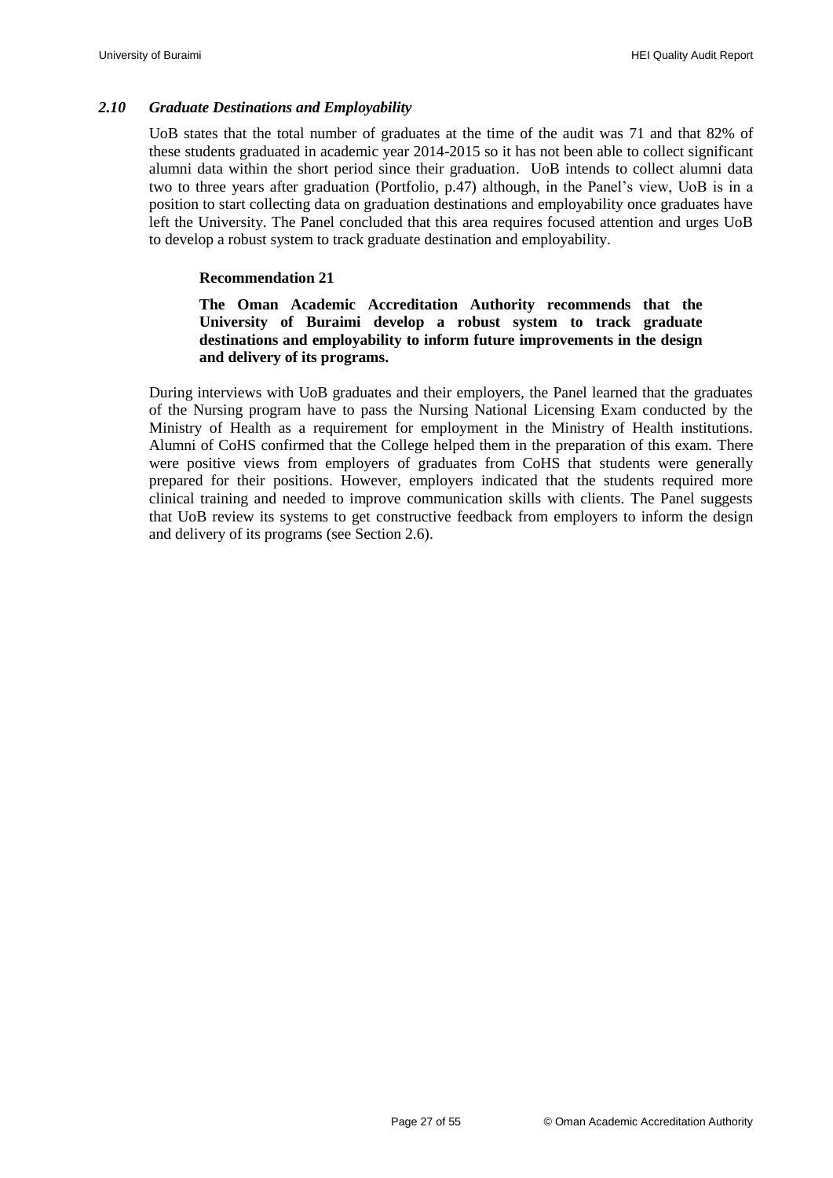### *2.10 Graduate Destinations and Employability*

UoB states that the total number of graduates at the time of the audit was 71 and that 82% of these students graduated in academic year 2014-2015 so it has not been able to collect significant alumni data within the short period since their graduation. UoB intends to collect alumni data two to three years after graduation (Portfolio, p.47) although, in the Panel's view, UoB is in a position to start collecting data on graduation destinations and employability once graduates have left the University. The Panel concluded that this area requires focused attention and urges UoB to develop a robust system to track graduate destination and employability.

**Recommendation 21**

**The Oman Academic Accreditation Authority recommends that the University of Buraimi develop a robust system to track graduate destinations and employability to inform future improvements in the design and delivery of its programs.**

During interviews with UoB graduates and their employers, the Panel learned that the graduates of the Nursing program have to pass the Nursing National Licensing Exam conducted by the Ministry of Health as a requirement for employment in the Ministry of Health institutions. Alumni of CoHS confirmed that the College helped them in the preparation of this exam. There were positive views from employers of graduates from CoHS that students were generally prepared for their positions. However, employers indicated that the students required more clinical training and needed to improve communication skills with clients. The Panel suggests that UoB review its systems to get constructive feedback from employers to inform the design and delivery of its programs (see Section 2.6).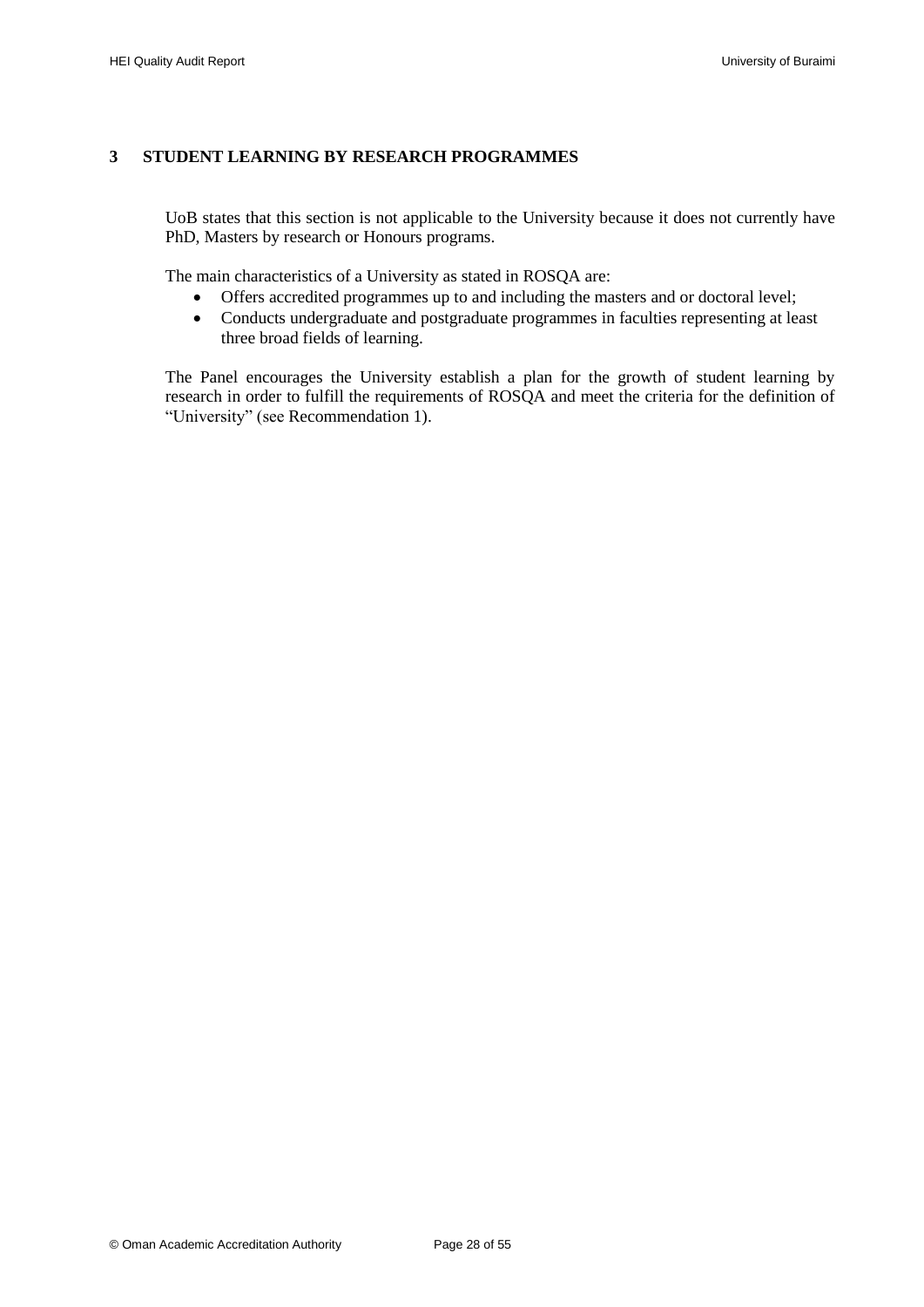# 3 STUDENT LEARNING BY RESEARCH PROGRAMMES

UoB states that this section is not applicable to the University because it does not currently have PhD, Masters by research or Honours programs.

The main characteristics of a University as stated in ROSQA are:

- Offers accredited programmes up to and including the masters and or doctoral level;
- Conducts undergraduate and postgraduate programmes in faculties representing at least three broad fields of learning.

The Panel encourages the University establish a plan for the growth of student learning by research in order to fulfill the requirements of ROSQA and meet the criteria for the definition of "University" (see Recommendation 1).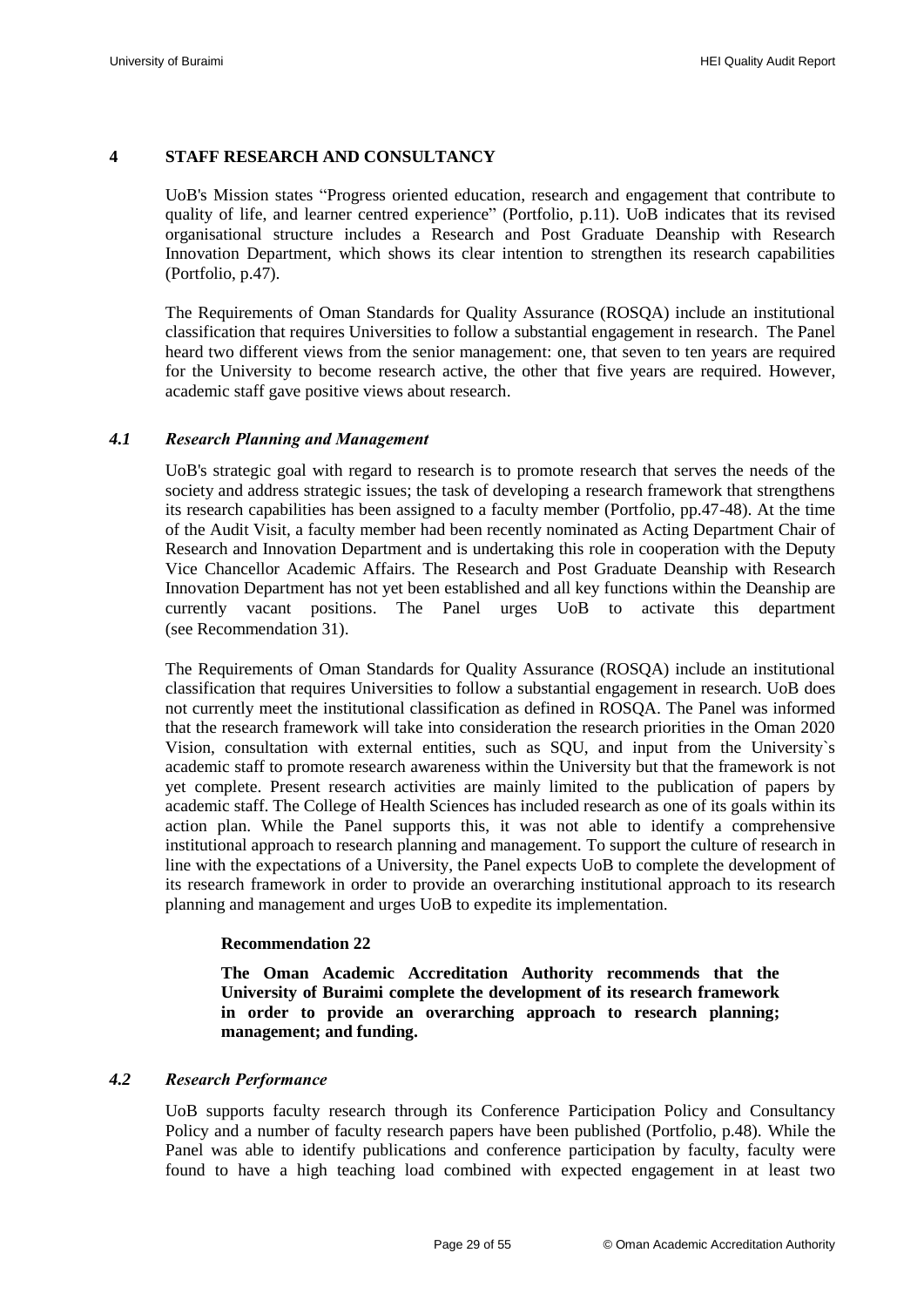## 4 STAFF RESEARCH AND CONSULTANCY

UoB's Mission states "Progress oriented education, research and engagement that contribute to quality of life, and learner centred experience" (Portfolio, p.11). UoB indicates that its revised organisational structure includes a Research and Post Graduate Deanship with Research Innovation Department, which shows its clear intention to strengthen its research capabilities (Portfolio, p.47).

The Requirements of Oman Standards for Quality Assurance (ROSQA) include an institutional classification that requires Universities to follow a substantial engagement in research. The Panel heard two different views from the senior management: one, that seven to ten years are required for the University to become research active, the other that five years are required. However, academic staff gave positive views about research.

### *4.1 Research Planning and Management*

UoB's strategic goal with regard to research is to promote research that serves the needs of the society and address strategic issues; the task of developing a research framework that strengthens its research capabilities has been assigned to a faculty member (Portfolio, pp.47-48). At the time of the Audit Visit, a faculty member had been recently nominated as Acting Department Chair of Research and Innovation Department and is undertaking this role in cooperation with the Deputy Vice Chancellor Academic Affairs. The Research and Post Graduate Deanship with Research Innovation Department has not yet been established and all key functions within the Deanship are currently vacant positions. The Panel urges UoB to activate this department (see Recommendation 31).

The Requirements of Oman Standards for Quality Assurance (ROSQA) include an institutional classification that requires Universities to follow a substantial engagement in research. UoB does not currently meet the institutional classification as defined in ROSQA. The Panel was informed that the research framework will take into consideration the research priorities in the Oman 2020 Vision, consultation with external entities, such as SQU, and input from the University`s academic staff to promote research awareness within the University but that the framework is not yet complete. Present research activities are mainly limited to the publication of papers by academic staff. The College of Health Sciences has included research as one of its goals within its action plan. While the Panel supports this, it was not able to identify a comprehensive institutional approach to research planning and management. To support the culture of research in line with the expectations of a University, the Panel expects UoB to complete the development of its research framework in order to provide an overarching institutional approach to its research planning and management and urges UoB to expedite its implementation.

**Recommendation 22**

**The Oman Academic Accreditation Authority recommends that the University of Buraimi complete the development of its research framework in order to provide an overarching approach to research planning; management; and funding.**

### *4.2 Research Performance*

UoB supports faculty research through its Conference Participation Policy and Consultancy Policy and a number of faculty research papers have been published (Portfolio, p.48). While the Panel was able to identify publications and conference participation by faculty, faculty were found to have a high teaching load combined with expected engagement in at least two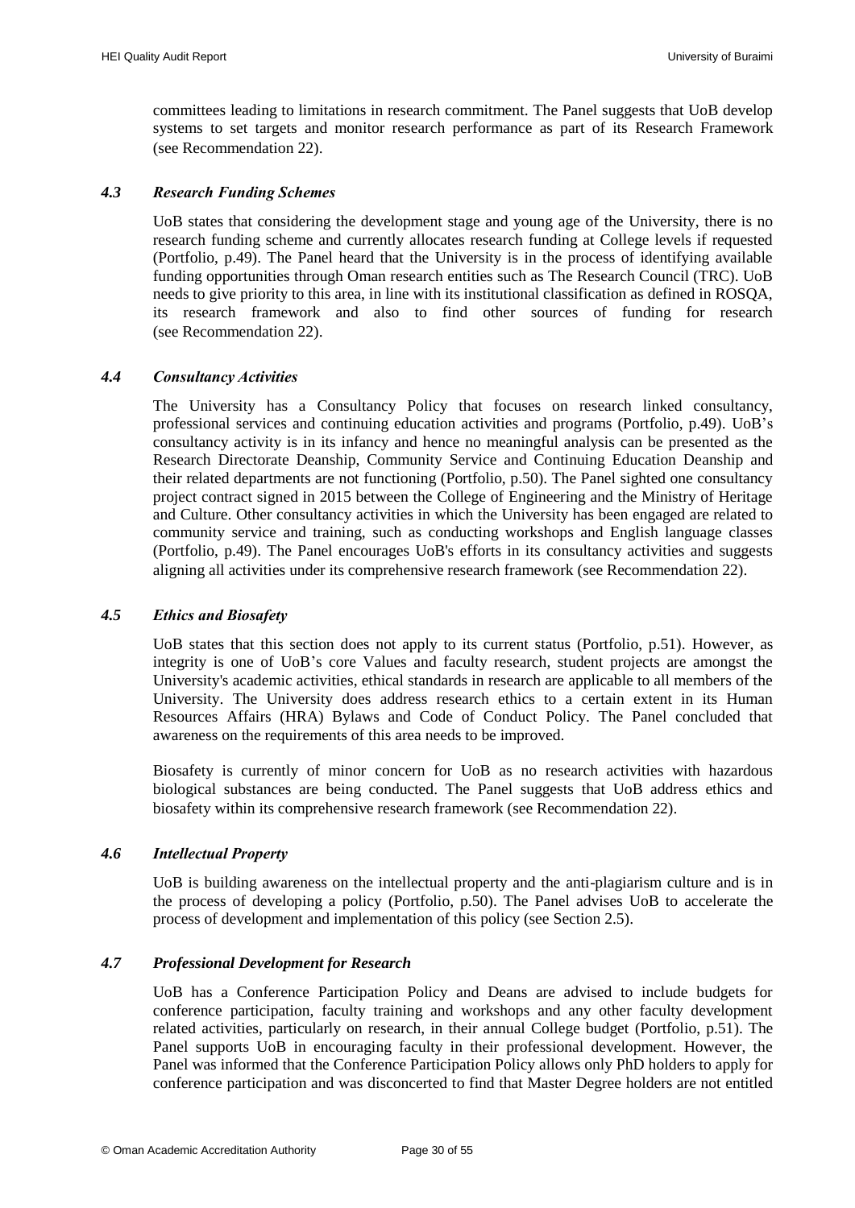committees leading to limitations in research commitment. The Panel suggests that UoB develop systems to set targets and monitor research performance as part of its Research Framework (see Recommendation 22).

### *4.3 Research Funding Schemes*

UoB states that considering the development stage and young age of the University, there is no research funding scheme and currently allocates research funding at College levels if requested (Portfolio, p.49). The Panel heard that the University is in the process of identifying available funding opportunities through Oman research entities such as The Research Council (TRC). UoB needs to give priority to this area, in line with its institutional classification as defined in ROSQA, its research framework and also to find other sources of funding for research (see Recommendation 22).

### *4.4 Consultancy Activities*

The University has a Consultancy Policy that focuses on research linked consultancy, professional services and continuing education activities and programs (Portfolio, p.49). UoB's consultancy activity is in its infancy and hence no meaningful analysis can be presented as the Research Directorate Deanship, Community Service and Continuing Education Deanship and their related departments are not functioning (Portfolio, p.50). The Panel sighted one consultancy project contract signed in 2015 between the College of Engineering and the Ministry of Heritage and Culture. Other consultancy activities in which the University has been engaged are related to community service and training, such as conducting workshops and English language classes (Portfolio, p.49). The Panel encourages UoB's efforts in its consultancy activities and suggests aligning all activities under its comprehensive research framework (see Recommendation 22).

### *4.5 Ethics and Biosafety*

UoB states that this section does not apply to its current status (Portfolio, p.51). However, as integrity is one of UoB's core Values and faculty research, student projects are amongst the University's academic activities, ethical standards in research are applicable to all members of the University. The University does address research ethics to a certain extent in its Human Resources Affairs (HRA) Bylaws and Code of Conduct Policy. The Panel concluded that awareness on the requirements of this area needs to be improved.

Biosafety is currently of minor concern for UoB as no research activities with hazardous biological substances are being conducted. The Panel suggests that UoB address ethics and biosafety within its comprehensive research framework (see Recommendation 22).

### *4.6 Intellectual Property*

UoB is building awareness on the intellectual property and the anti-plagiarism culture and is in the process of developing a policy (Portfolio, p.50). The Panel advises UoB to accelerate the process of development and implementation of this policy (see Section 2.5).

### *4.7 Professional Development for Research*

UoB has a Conference Participation Policy and Deans are advised to include budgets for conference participation, faculty training and workshops and any other faculty development related activities, particularly on research, in their annual College budget (Portfolio, p.51). The Panel supports UoB in encouraging faculty in their professional development. However, the Panel was informed that the Conference Participation Policy allows only PhD holders to apply for conference participation and was disconcerted to find that Master Degree holders are not entitled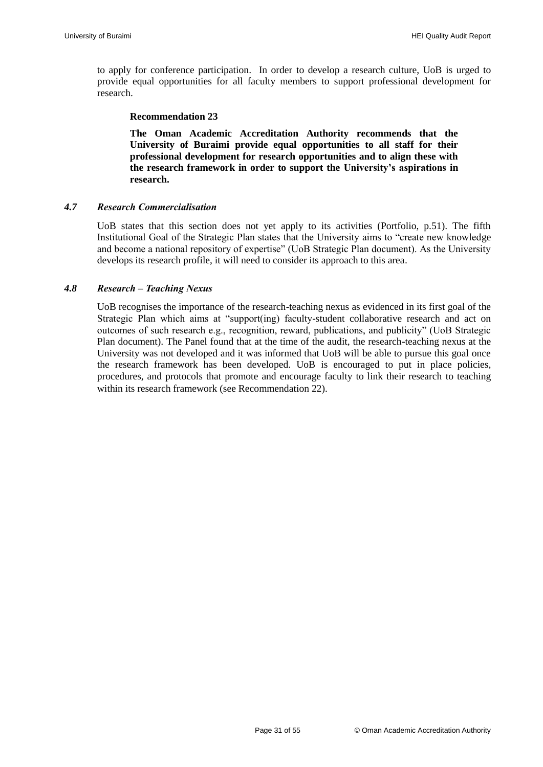to apply for conference participation. In order to develop a research culture, UoB is urged to provide equal opportunities for all faculty members to support professional development for research.

**Recommendation 23**

**The Oman Academic Accreditation Authority recommends that the University of Buraimi provide equal opportunities to all staff for their professional development for research opportunities and to align these with the research framework in order to support the University's aspirations in research.**

### *4.7 Research Commercialisation*

UoB states that this section does not yet apply to its activities (Portfolio, p.51). The fifth Institutional Goal of the Strategic Plan states that the University aims to "create new knowledge and become a national repository of expertise" (UoB Strategic Plan document). As the University develops its research profile, it will need to consider its approach to this area.

### *4.8 Research – Teaching Nexus*

UoB recognises the importance of the research-teaching nexus as evidenced in its first goal of the Strategic Plan which aims at "support(ing) faculty-student collaborative research and act on outcomes of such research e.g., recognition, reward, publications, and publicity" (UoB Strategic Plan document). The Panel found that at the time of the audit, the research-teaching nexus at the University was not developed and it was informed that UoB will be able to pursue this goal once the research framework has been developed. UoB is encouraged to put in place policies, procedures, and protocols that promote and encourage faculty to link their research to teaching within its research framework (see Recommendation 22).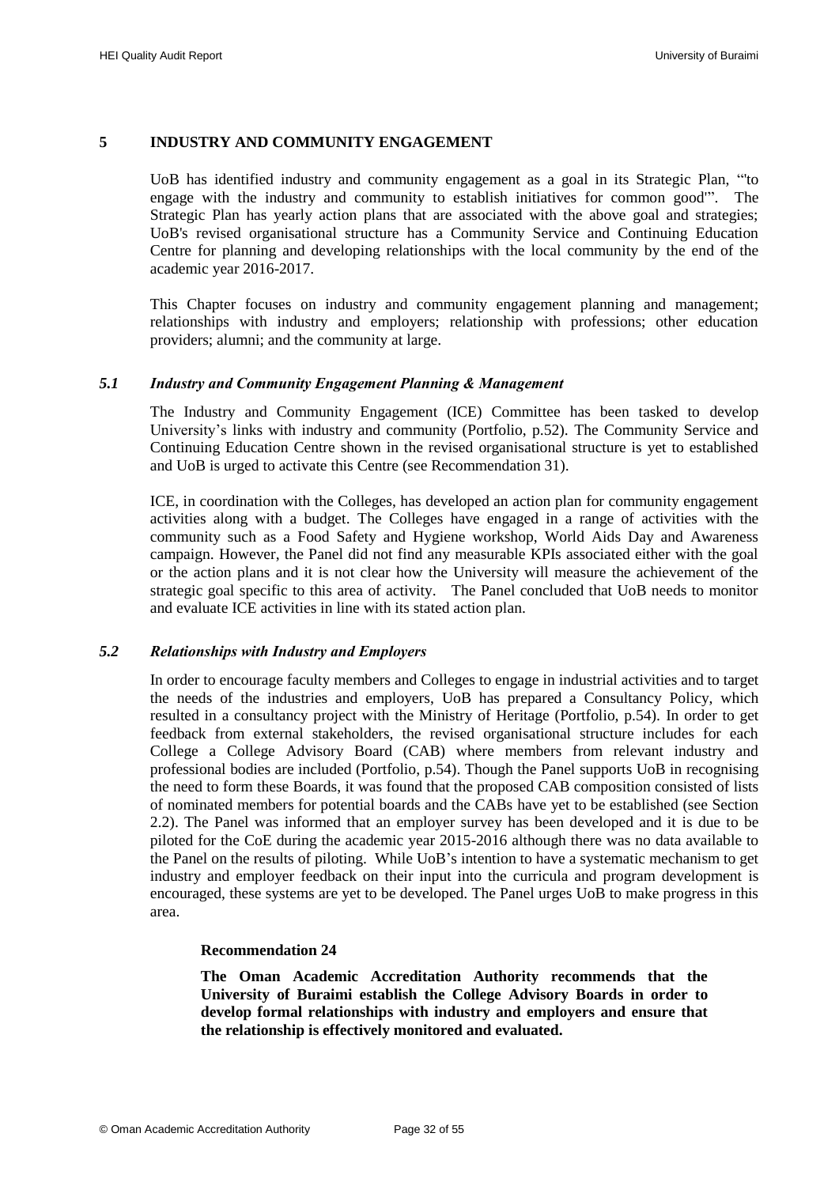## 5 INDUSTRY AND COMMUNITY ENGAGEMENT

UoB has identified industry and community engagement as a goal in its Strategic Plan, "'to engage with the industry and community to establish initiatives for common good'". The Strategic Plan has yearly action plans that are associated with the above goal and strategies; UoB's revised organisational structure has a Community Service and Continuing Education Centre for planning and developing relationships with the local community by the end of the academic year 2016-2017.

This Chapter focuses on industry and community engagement planning and management; relationships with industry and employers; relationship with professions; other education providers; alumni; and the community at large.

### *5.1 Industry and Community Engagement Planning & Management*

The Industry and Community Engagement (ICE) Committee has been tasked to develop University's links with industry and community (Portfolio, p.52). The Community Service and Continuing Education Centre shown in the revised organisational structure is yet to established and UoB is urged to activate this Centre (see Recommendation 31).

ICE, in coordination with the Colleges, has developed an action plan for community engagement activities along with a budget. The Colleges have engaged in a range of activities with the community such as a Food Safety and Hygiene workshop, World Aids Day and Awareness campaign. However, the Panel did not find any measurable KPIs associated either with the goal or the action plans and it is not clear how the University will measure the achievement of the strategic goal specific to this area of activity. The Panel concluded that UoB needs to monitor and evaluate ICE activities in line with its stated action plan.

### *5.2 Relationships with Industry and Employers*

In order to encourage faculty members and Colleges to engage in industrial activities and to target the needs of the industries and employers, UoB has prepared a Consultancy Policy, which resulted in a consultancy project with the Ministry of Heritage (Portfolio, p.54). In order to get feedback from external stakeholders, the revised organisational structure includes for each College a College Advisory Board (CAB) where members from relevant industry and professional bodies are included (Portfolio, p.54). Though the Panel supports UoB in recognising the need to form these Boards, it was found that the proposed CAB composition consisted of lists of nominated members for potential boards and the CABs have yet to be established (see Section 2.2). The Panel was informed that an employer survey has been developed and it is due to be piloted for the CoE during the academic year 2015-2016 although there was no data available to the Panel on the results of piloting. While UoB's intention to have a systematic mechanism to get industry and employer feedback on their input into the curricula and program development is encouraged, these systems are yet to be developed. The Panel urges UoB to make progress in this area.

**Recommendation 24**

**The Oman Academic Accreditation Authority recommends that the University of Buraimi establish the College Advisory Boards in order to develop formal relationships with industry and employers and ensure that the relationship is effectively monitored and evaluated.**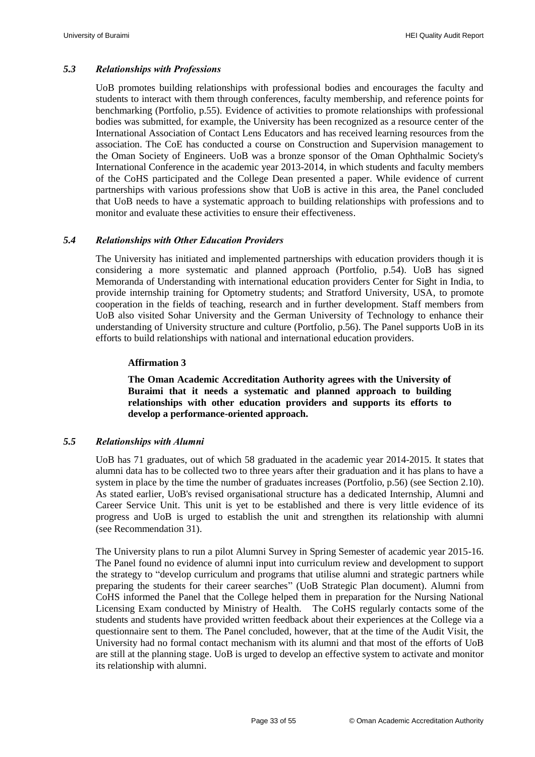### *5.3 Relationships with Professions*

UoB promotes building relationships with professional bodies and encourages the faculty and students to interact with them through conferences, faculty membership, and reference points for benchmarking (Portfolio, p.55). Evidence of activities to promote relationships with professional bodies was submitted, for example, the University has been recognized as a resource center of the International Association of Contact Lens Educators and has received learning resources from the association. The CoE has conducted a course on Construction and Supervision management to the Oman Society of Engineers. UoB was a bronze sponsor of the Oman Ophthalmic Society's International Conference in the academic year 2013-2014, in which students and faculty members of the CoHS participated and the College Dean presented a paper. While evidence of current partnerships with various professions show that UoB is active in this area, the Panel concluded that UoB needs to have a systematic approach to building relationships with professions and to monitor and evaluate these activities to ensure their effectiveness.

### *5.4 Relationships with Other Education Providers*

The University has initiated and implemented partnerships with education providers though it is considering a more systematic and planned approach (Portfolio, p.54). UoB has signed Memoranda of Understanding with international education providers Center for Sight in India, to provide internship training for Optometry students; and Stratford University, USA, to promote cooperation in the fields of teaching, research and in further development. Staff members from UoB also visited Sohar University and the German University of Technology to enhance their understanding of University structure and culture (Portfolio, p.56). The Panel supports UoB in its efforts to build relationships with national and international education providers.

**Affirmation 3**

**The Oman Academic Accreditation Authority agrees with the University of Buraimi that it needs a systematic and planned approach to building relationships with other education providers and supports its efforts to develop a performance-oriented approach.**

### *5.5 Relationships with Alumni*

UoB has 71 graduates, out of which 58 graduated in the academic year 2014-2015. It states that alumni data has to be collected two to three years after their graduation and it has plans to have a system in place by the time the number of graduates increases (Portfolio, p.56) (see Section 2.10). As stated earlier, UoB's revised organisational structure has a dedicated Internship, Alumni and Career Service Unit. This unit is yet to be established and there is very little evidence of its progress and UoB is urged to establish the unit and strengthen its relationship with alumni (see Recommendation 31).

The University plans to run a pilot Alumni Survey in Spring Semester of academic year 2015-16. The Panel found no evidence of alumni input into curriculum review and development to support the strategy to "develop curriculum and programs that utilise alumni and strategic partners while preparing the students for their career searches" (UoB Strategic Plan document). Alumni from CoHS informed the Panel that the College helped them in preparation for the Nursing National Licensing Exam conducted by Ministry of Health. The CoHS regularly contacts some of the students and students have provided written feedback about their experiences at the College via a questionnaire sent to them. The Panel concluded, however, that at the time of the Audit Visit, the University had no formal contact mechanism with its alumni and that most of the efforts of UoB are still at the planning stage. UoB is urged to develop an effective system to activate and monitor its relationship with alumni.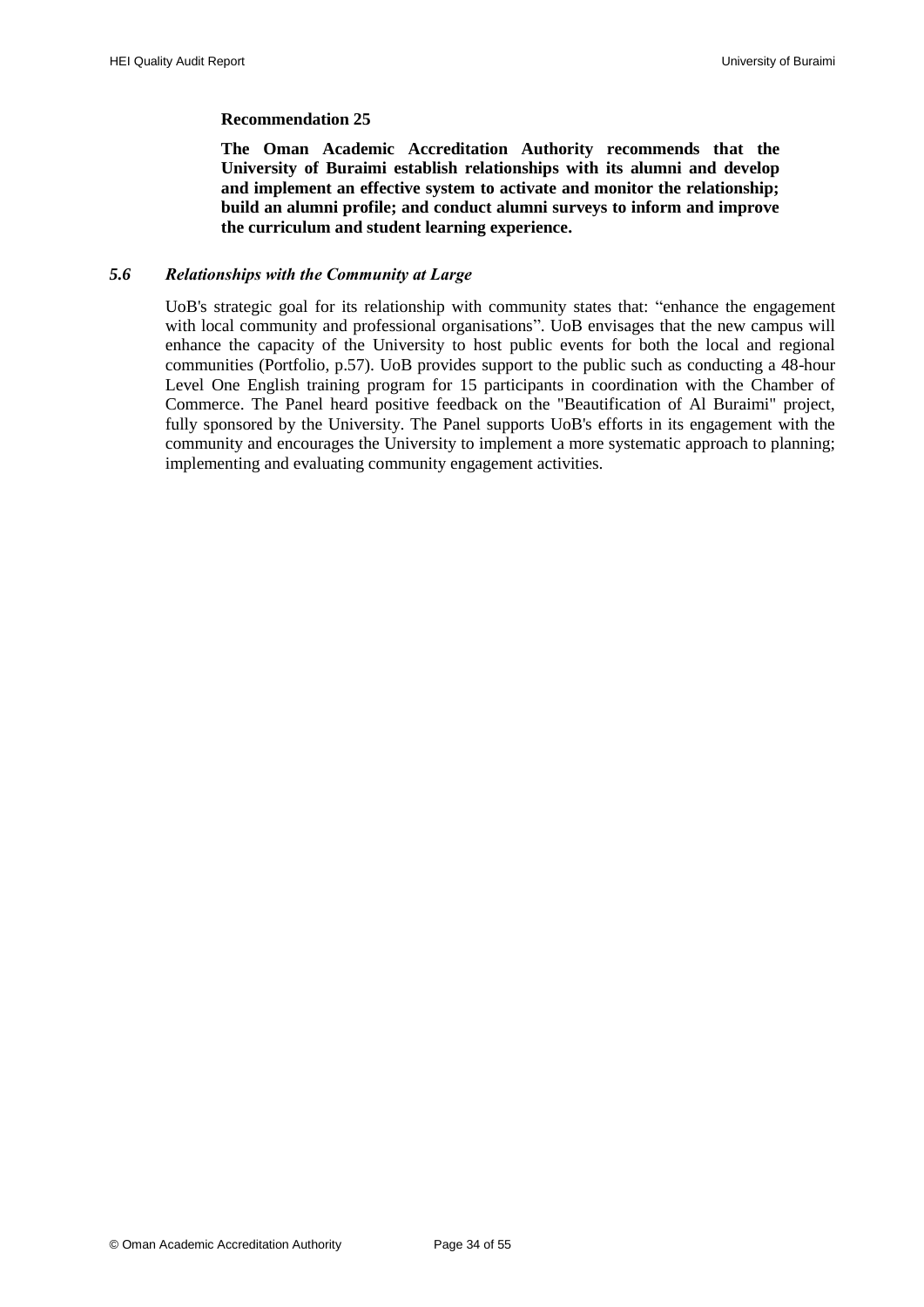**Recommendation 25**

**The Oman Academic Accreditation Authority recommends that the University of Buraimi establish relationships with its alumni and develop and implement an effective system to activate and monitor the relationship; build an alumni profile; and conduct alumni surveys to inform and improve the curriculum and student learning experience.**

### *5.6 Relationships with the Community at Large*

UoB's strategic goal for its relationship with community states that: "enhance the engagement with local community and professional organisations". UoB envisages that the new campus will enhance the capacity of the University to host public events for both the local and regional communities (Portfolio, p.57). UoB provides support to the public such as conducting a 48-hour Level One English training program for 15 participants in coordination with the Chamber of Commerce. The Panel heard positive feedback on the "Beautification of Al Buraimi" project, fully sponsored by the University. The Panel supports UoB's efforts in its engagement with the community and encourages the University to implement a more systematic approach to planning; implementing and evaluating community engagement activities.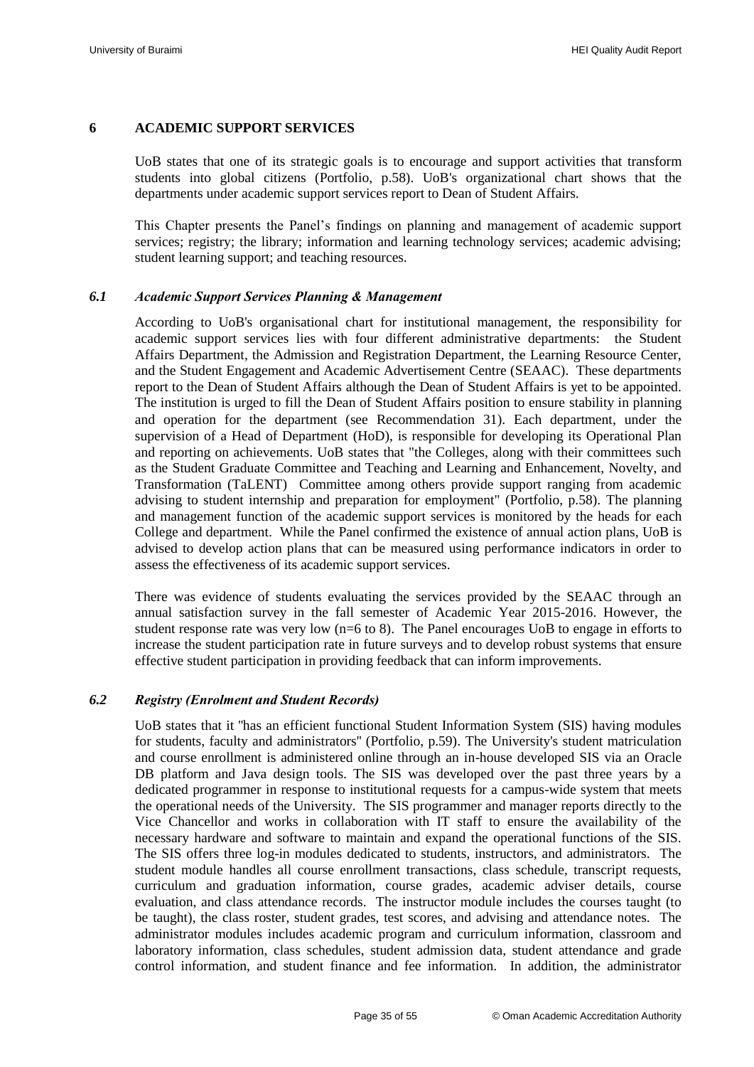## 6 ACADEMIC SUPPORT SERVICES

UoB states that one of its strategic goals is to encourage and support activities that transform students into global citizens (Portfolio, p.58). UoB's organizational chart shows that the departments under academic support services report to Dean of Student Affairs.

This Chapter presents the Panel's findings on planning and management of academic support services; registry; the library; information and learning technology services; academic advising; student learning support; and teaching resources.

### *6.1 Academic Support Services Planning & Management*

According to UoB's organisational chart for institutional management, the responsibility for academic support services lies with four different administrative departments: the Student Affairs Department, the Admission and Registration Department, the Learning Resource Center, and the Student Engagement and Academic Advertisement Centre (SEAAC). These departments report to the Dean of Student Affairs although the Dean of Student Affairs is yet to be appointed. The institution is urged to fill the Dean of Student Affairs position to ensure stability in planning and operation for the department (see Recommendation 31). Each department, under the supervision of a Head of Department (HoD), is responsible for developing its Operational Plan and reporting on achievements. UoB states that "the Colleges, along with their committees such as the Student Graduate Committee and Teaching and Learning and Enhancement, Novelty, and Transformation (TaLENT) Committee among others provide support ranging from academic advising to student internship and preparation for employment" (Portfolio, p.58). The planning and management function of the academic support services is monitored by the heads for each College and department. While the Panel confirmed the existence of annual action plans, UoB is advised to develop action plans that can be measured using performance indicators in order to assess the effectiveness of its academic support services.

There was evidence of students evaluating the services provided by the SEAAC through an annual satisfaction survey in the fall semester of Academic Year 2015-2016. However, the student response rate was very low (n=6 to 8). The Panel encourages UoB to engage in efforts to increase the student participation rate in future surveys and to develop robust systems that ensure effective student participation in providing feedback that can inform improvements.

### *6.2 Registry (Enrolment and Student Records)*

UoB states that it "has an efficient functional Student Information System (SIS) having modules for students, faculty and administrators" (Portfolio, p.59). The University's student matriculation and course enrollment is administered online through an in-house developed SIS via an Oracle DB platform and Java design tools. The SIS was developed over the past three years by a dedicated programmer in response to institutional requests for a campus-wide system that meets the operational needs of the University. The SIS programmer and manager reports directly to the Vice Chancellor and works in collaboration with IT staff to ensure the availability of the necessary hardware and software to maintain and expand the operational functions of the SIS. The SIS offers three log-in modules dedicated to students, instructors, and administrators. The student module handles all course enrollment transactions, class schedule, transcript requests, curriculum and graduation information, course grades, academic adviser details, course evaluation, and class attendance records. The instructor module includes the courses taught (to be taught), the class roster, student grades, test scores, and advising and attendance notes. The administrator modules includes academic program and curriculum information, classroom and laboratory information, class schedules, student admission data, student attendance and grade control information, and student finance and fee information. In addition, the administrator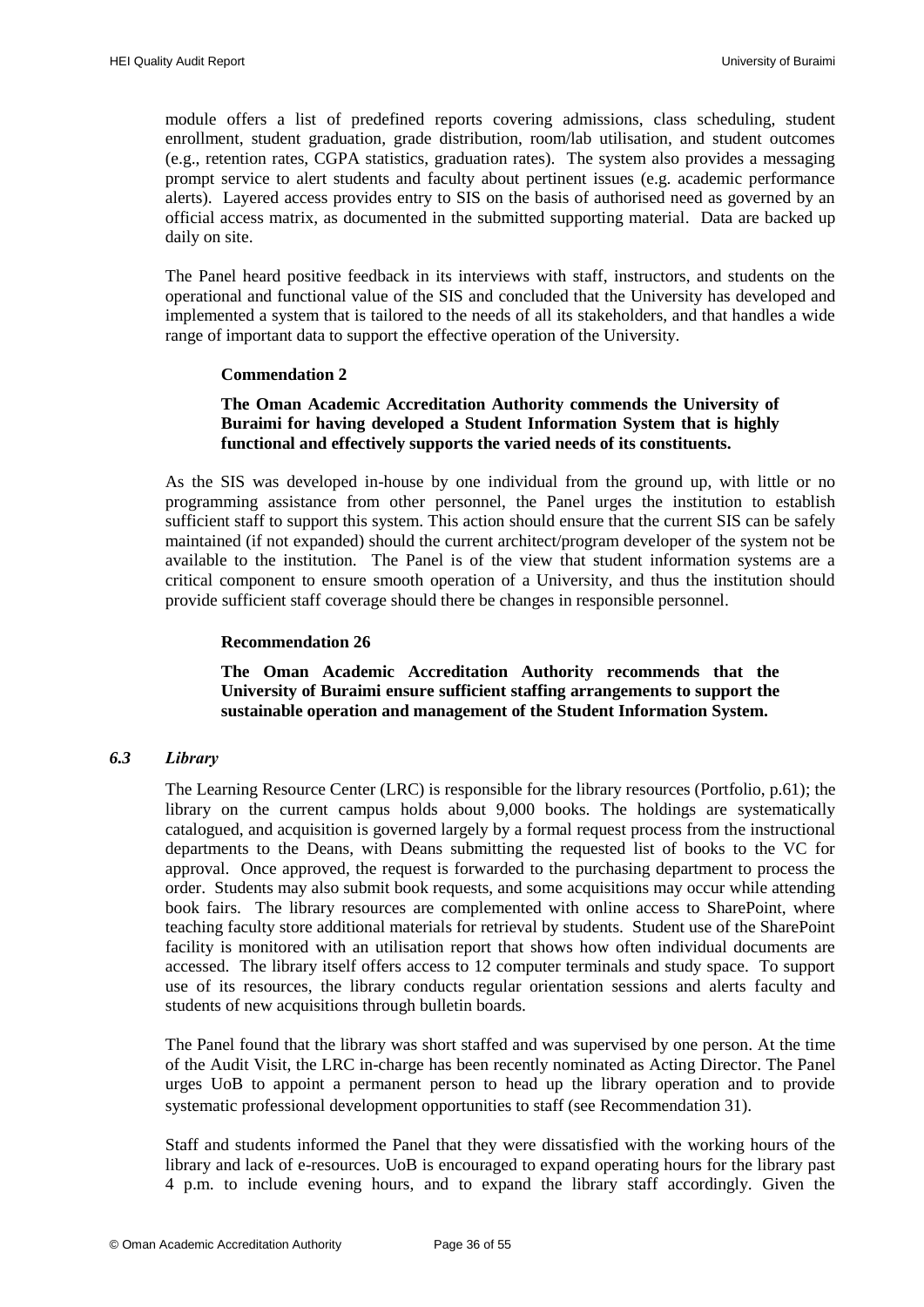module offers a list of predefined reports covering admissions, class scheduling, student enrollment, student graduation, grade distribution, room/lab utilisation, and student outcomes (e.g., retention rates, CGPA statistics, graduation rates). The system also provides a messaging prompt service to alert students and faculty about pertinent issues (e.g. academic performance alerts). Layered access provides entry to SIS on the basis of authorised need as governed by an official access matrix, as documented in the submitted supporting material. Data are backed up daily on site.

The Panel heard positive feedback in its interviews with staff, instructors, and students on the operational and functional value of the SIS and concluded that the University has developed and implemented a system that is tailored to the needs of all its stakeholders, and that handles a wide range of important data to support the effective operation of the University.

**Commendation 2**

**The Oman Academic Accreditation Authority commends the University of Buraimi for having developed a Student Information System that is highly functional and effectively supports the varied needs of its constituents.**

As the SIS was developed in-house by one individual from the ground up, with little or no programming assistance from other personnel, the Panel urges the institution to establish sufficient staff to support this system. This action should ensure that the current SIS can be safely maintained (if not expanded) should the current architect/program developer of the system not be available to the institution. The Panel is of the view that student information systems are a critical component to ensure smooth operation of a University, and thus the institution should provide sufficient staff coverage should there be changes in responsible personnel.

**Recommendation 26**

**The Oman Academic Accreditation Authority recommends that the University of Buraimi ensure sufficient staffing arrangements to support the sustainable operation and management of the Student Information System.**

### *6.3 Library*

The Learning Resource Center (LRC) is responsible for the library resources (Portfolio, p.61); the library on the current campus holds about 9,000 books. The holdings are systematically catalogued, and acquisition is governed largely by a formal request process from the instructional departments to the Deans, with Deans submitting the requested list of books to the VC for approval. Once approved, the request is forwarded to the purchasing department to process the order. Students may also submit book requests, and some acquisitions may occur while attending book fairs. The library resources are complemented with online access to SharePoint, where teaching faculty store additional materials for retrieval by students. Student use of the SharePoint facility is monitored with an utilisation report that shows how often individual documents are accessed. The library itself offers access to 12 computer terminals and study space. To support use of its resources, the library conducts regular orientation sessions and alerts faculty and students of new acquisitions through bulletin boards.

The Panel found that the library was short staffed and was supervised by one person. At the time of the Audit Visit, the LRC in-charge has been recently nominated as Acting Director. The Panel urges UoB to appoint a permanent person to head up the library operation and to provide systematic professional development opportunities to staff (see Recommendation 31).

Staff and students informed the Panel that they were dissatisfied with the working hours of the library and lack of e-resources. UoB is encouraged to expand operating hours for the library past 4 p.m. to include evening hours, and to expand the library staff accordingly. Given the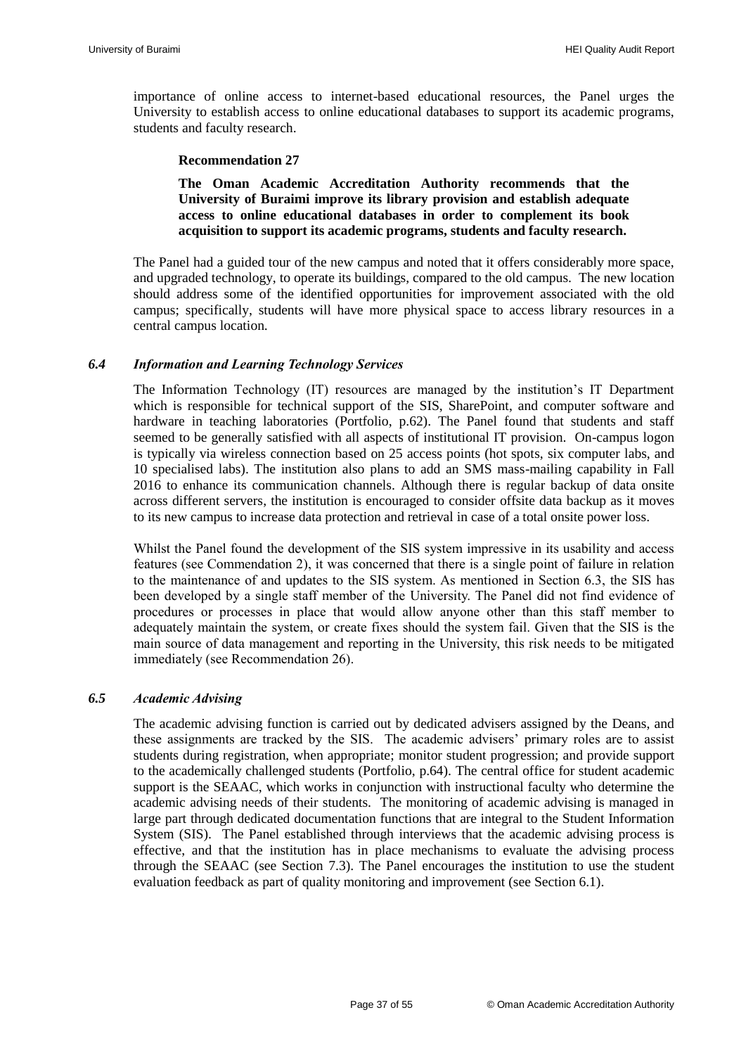importance of online access to internet-based educational resources, the Panel urges the University to establish access to online educational databases to support its academic programs, students and faculty research.

**Recommendation 27**

**The Oman Academic Accreditation Authority recommends that the University of Buraimi improve its library provision and establish adequate access to online educational databases in order to complement its book acquisition to support its academic programs, students and faculty research.**

The Panel had a guided tour of the new campus and noted that it offers considerably more space, and upgraded technology, to operate its buildings, compared to the old campus. The new location should address some of the identified opportunities for improvement associated with the old campus; specifically, students will have more physical space to access library resources in a central campus location.

### *6.4 Information and Learning Technology Services*

The Information Technology (IT) resources are managed by the institution's IT Department which is responsible for technical support of the SIS, SharePoint, and computer software and hardware in teaching laboratories (Portfolio, p.62). The Panel found that students and staff seemed to be generally satisfied with all aspects of institutional IT provision. On-campus logon is typically via wireless connection based on 25 access points (hot spots, six computer labs, and 10 specialised labs). The institution also plans to add an SMS mass-mailing capability in Fall 2016 to enhance its communication channels. Although there is regular backup of data onsite across different servers, the institution is encouraged to consider offsite data backup as it moves to its new campus to increase data protection and retrieval in case of a total onsite power loss.

Whilst the Panel found the development of the SIS system impressive in its usability and access features (see Commendation 2), it was concerned that there is a single point of failure in relation to the maintenance of and updates to the SIS system. As mentioned in Section 6.3, the SIS has been developed by a single staff member of the University. The Panel did not find evidence of procedures or processes in place that would allow anyone other than this staff member to adequately maintain the system, or create fixes should the system fail. Given that the SIS is the main source of data management and reporting in the University, this risk needs to be mitigated immediately (see Recommendation 26).

### *6.5 Academic Advising*

The academic advising function is carried out by dedicated advisers assigned by the Deans, and these assignments are tracked by the SIS. The academic advisers' primary roles are to assist students during registration, when appropriate; monitor student progression; and provide support to the academically challenged students (Portfolio, p.64). The central office for student academic support is the SEAAC, which works in conjunction with instructional faculty who determine the academic advising needs of their students. The monitoring of academic advising is managed in large part through dedicated documentation functions that are integral to the Student Information System (SIS). The Panel established through interviews that the academic advising process is effective, and that the institution has in place mechanisms to evaluate the advising process through the SEAAC (see Section 7.3). The Panel encourages the institution to use the student evaluation feedback as part of quality monitoring and improvement (see Section 6.1).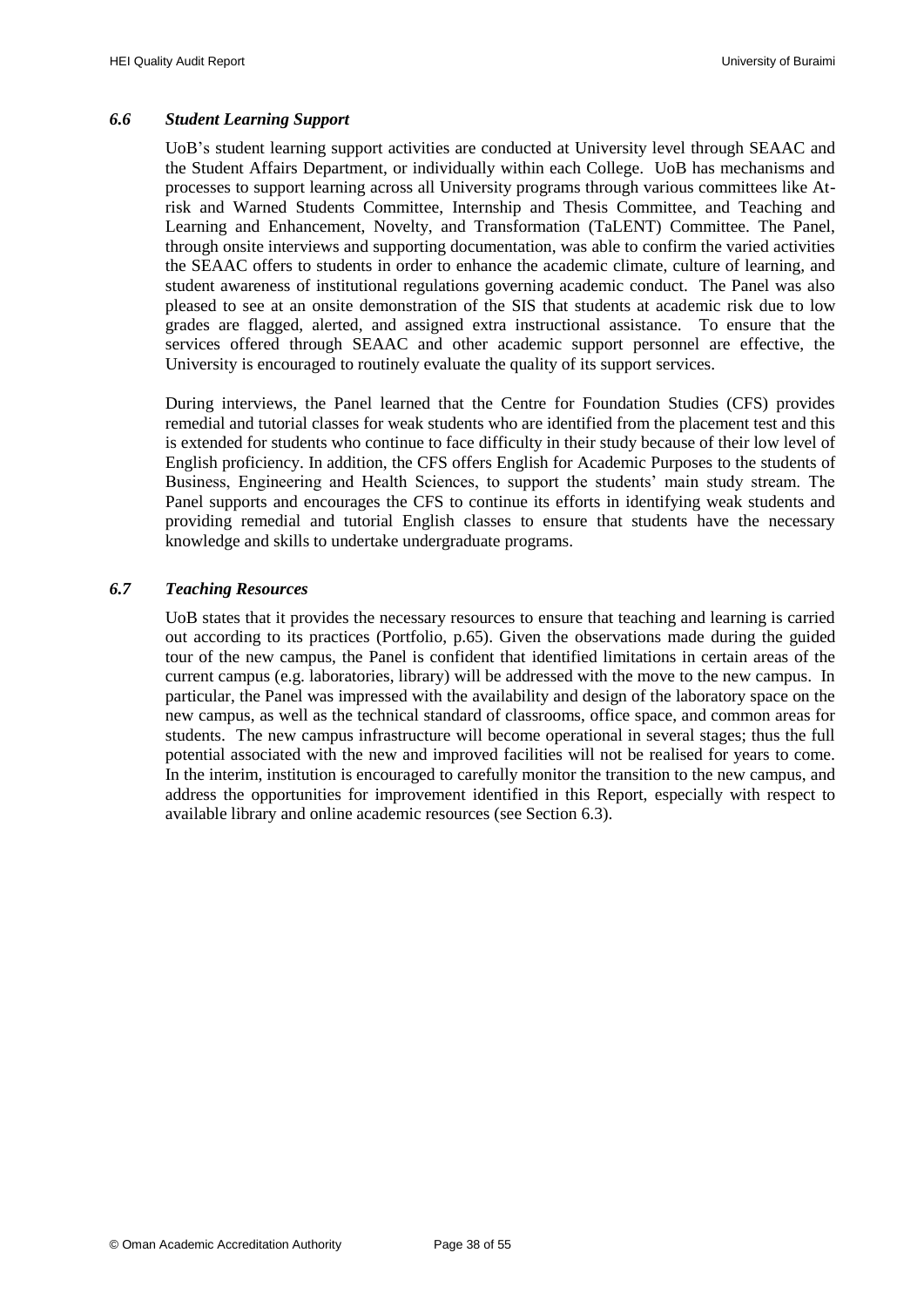### *6.6 Student Learning Support*

UoB's student learning support activities are conducted at University level through SEAAC and the Student Affairs Department, or individually within each College. UoB has mechanisms and processes to support learning across all University programs through various committees like At-risk and Warned Students Committee, Internship and Thesis Committee, and Teaching and Learning and Enhancement, Novelty, and Transformation (TaLENT) Committee. The Panel, through onsite interviews and supporting documentation, was able to confirm the varied activities the SEAAC offers to students in order to enhance the academic climate, culture of learning, and student awareness of institutional regulations governing academic conduct. The Panel was also pleased to see at an onsite demonstration of the SIS that students at academic risk due to low grades are flagged, alerted, and assigned extra instructional assistance. To ensure that the services offered through SEAAC and other academic support personnel are effective, the University is encouraged to routinely evaluate the quality of its support services.

During interviews, the Panel learned that the Centre for Foundation Studies (CFS) provides remedial and tutorial classes for weak students who are identified from the placement test and this is extended for students who continue to face difficulty in their study because of their low level of English proficiency. In addition, the CFS offers English for Academic Purposes to the students of Business, Engineering and Health Sciences, to support the students' main study stream. The Panel supports and encourages the CFS to continue its efforts in identifying weak students and providing remedial and tutorial English classes to ensure that students have the necessary knowledge and skills to undertake undergraduate programs.

### *6.7 Teaching Resources*

UoB states that it provides the necessary resources to ensure that teaching and learning is carried out according to its practices (Portfolio, p.65). Given the observations made during the guided tour of the new campus, the Panel is confident that identified limitations in certain areas of the current campus (e.g. laboratories, library) will be addressed with the move to the new campus. In particular, the Panel was impressed with the availability and design of the laboratory space on the new campus, as well as the technical standard of classrooms, office space, and common areas for students. The new campus infrastructure will become operational in several stages; thus the full potential associated with the new and improved facilities will not be realised for years to come. In the interim, institution is encouraged to carefully monitor the transition to the new campus, and address the opportunities for improvement identified in this Report, especially with respect to available library and online academic resources (see Section 6.3).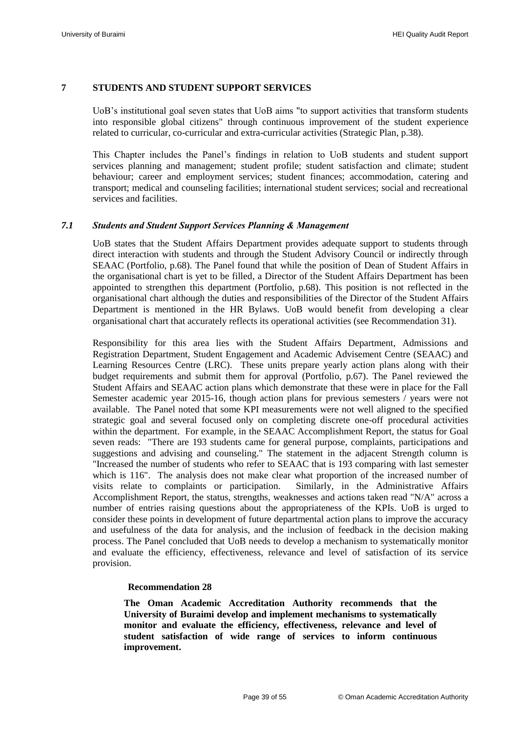# 7 STUDENTS AND STUDENT SUPPORT SERVICES

UoB's institutional goal seven states that UoB aims "to support activities that transform students into responsible global citizens" through continuous improvement of the student experience related to curricular, co-curricular and extra-curricular activities (Strategic Plan, p.38).

This Chapter includes the Panel's findings in relation to UoB students and student support services planning and management; student profile; student satisfaction and climate; student behaviour; career and employment services; student finances; accommodation, catering and transport; medical and counseling facilities; international student services; social and recreational services and facilities.

## *7.1 Students and Student Support Services Planning & Management*

UoB states that the Student Affairs Department provides adequate support to students through direct interaction with students and through the Student Advisory Council or indirectly through SEAAC (Portfolio, p.68). The Panel found that while the position of Dean of Student Affairs in the organisational chart is yet to be filled, a Director of the Student Affairs Department has been appointed to strengthen this department (Portfolio, p.68). This position is not reflected in the organisational chart although the duties and responsibilities of the Director of the Student Affairs Department is mentioned in the HR Bylaws. UoB would benefit from developing a clear organisational chart that accurately reflects its operational activities (see Recommendation 31).

Responsibility for this area lies with the Student Affairs Department, Admissions and Registration Department, Student Engagement and Academic Advisement Centre (SEAAC) and Learning Resources Centre (LRC). These units prepare yearly action plans along with their budget requirements and submit them for approval (Portfolio, p.67). The Panel reviewed the Student Affairs and SEAAC action plans which demonstrate that these were in place for the Fall Semester academic year 2015-16, though action plans for previous semesters / years were not available. The Panel noted that some KPI measurements were not well aligned to the specified strategic goal and several focused only on completing discrete one-off procedural activities within the department. For example, in the SEAAC Accomplishment Report, the status for Goal seven reads: "There are 193 students came for general purpose, complaints, participations and suggestions and advising and counseling." The statement in the adjacent Strength column is "Increased the number of students who refer to SEAAC that is 193 comparing with last semester which is 116". The analysis does not make clear what proportion of the increased number of visits relate to complaints or participation. Similarly, in the Administrative Affairs Accomplishment Report, the status, strengths, weaknesses and actions taken read "N/A" across a number of entries raising questions about the appropriateness of the KPIs. UoB is urged to consider these points in development of future departmental action plans to improve the accuracy and usefulness of the data for analysis, and the inclusion of feedback in the decision making process. The Panel concluded that UoB needs to develop a mechanism to systematically monitor and evaluate the efficiency, effectiveness, relevance and level of satisfaction of its service provision.

**Recommendation 28**

**The Oman Academic Accreditation Authority recommends that the University of Buraimi develop and implement mechanisms to systematically monitor and evaluate the efficiency, effectiveness, relevance and level of student satisfaction of wide range of services to inform continuous improvement.**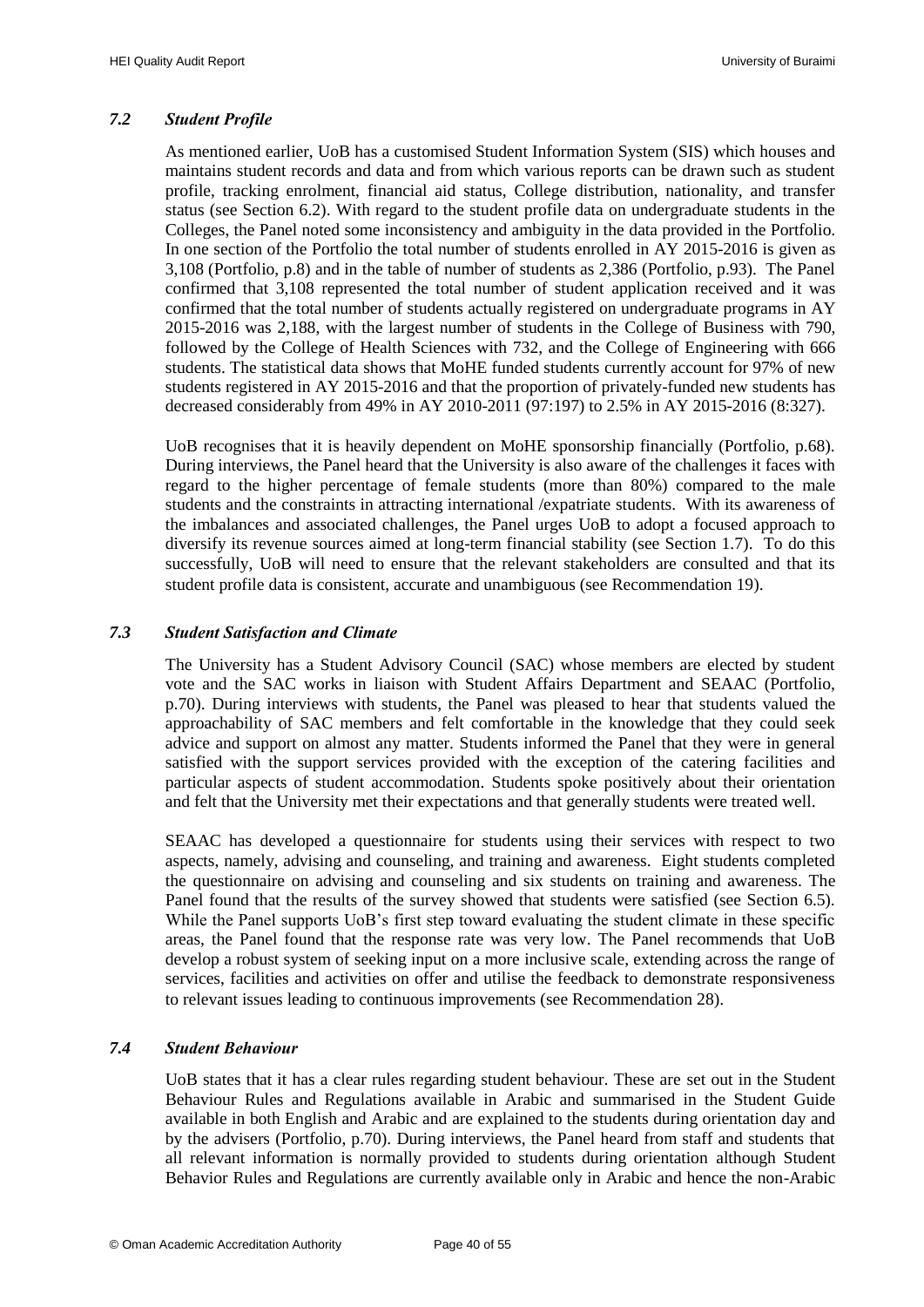### *7.2 Student Profile*

As mentioned earlier, UoB has a customised Student Information System (SIS) which houses and maintains student records and data and from which various reports can be drawn such as student profile, tracking enrolment, financial aid status, College distribution, nationality, and transfer status (see Section 6.2). With regard to the student profile data on undergraduate students in the Colleges, the Panel noted some inconsistency and ambiguity in the data provided in the Portfolio. In one section of the Portfolio the total number of students enrolled in AY 2015-2016 is given as 3,108 (Portfolio, p.8) and in the table of number of students as 2,386 (Portfolio, p.93). The Panel confirmed that 3,108 represented the total number of student application received and it was confirmed that the total number of students actually registered on undergraduate programs in AY 2015-2016 was 2,188, with the largest number of students in the College of Business with 790, followed by the College of Health Sciences with 732, and the College of Engineering with 666 students. The statistical data shows that MoHE funded students currently account for 97% of new students registered in AY 2015-2016 and that the proportion of privately-funded new students has decreased considerably from 49% in AY 2010-2011 (97:197) to 2.5% in AY 2015-2016 (8:327).

UoB recognises that it is heavily dependent on MoHE sponsorship financially (Portfolio, p.68). During interviews, the Panel heard that the University is also aware of the challenges it faces with regard to the higher percentage of female students (more than 80%) compared to the male students and the constraints in attracting international /expatriate students. With its awareness of the imbalances and associated challenges, the Panel urges UoB to adopt a focused approach to diversify its revenue sources aimed at long-term financial stability (see Section 1.7). To do this successfully, UoB will need to ensure that the relevant stakeholders are consulted and that its student profile data is consistent, accurate and unambiguous (see Recommendation 19).

### *7.3 Student Satisfaction and Climate*

The University has a Student Advisory Council (SAC) whose members are elected by student vote and the SAC works in liaison with Student Affairs Department and SEAAC (Portfolio, p.70). During interviews with students, the Panel was pleased to hear that students valued the approachability of SAC members and felt comfortable in the knowledge that they could seek advice and support on almost any matter. Students informed the Panel that they were in general satisfied with the support services provided with the exception of the catering facilities and particular aspects of student accommodation. Students spoke positively about their orientation and felt that the University met their expectations and that generally students were treated well.

SEAAC has developed a questionnaire for students using their services with respect to two aspects, namely, advising and counseling, and training and awareness. Eight students completed the questionnaire on advising and counseling and six students on training and awareness. The Panel found that the results of the survey showed that students were satisfied (see Section 6.5). While the Panel supports UoB's first step toward evaluating the student climate in these specific areas, the Panel found that the response rate was very low. The Panel recommends that UoB develop a robust system of seeking input on a more inclusive scale, extending across the range of services, facilities and activities on offer and utilise the feedback to demonstrate responsiveness to relevant issues leading to continuous improvements (see Recommendation 28).

### *7.4 Student Behaviour*

UoB states that it has a clear rules regarding student behaviour. These are set out in the Student Behaviour Rules and Regulations available in Arabic and summarised in the Student Guide available in both English and Arabic and are explained to the students during orientation day and by the advisers (Portfolio, p.70). During interviews, the Panel heard from staff and students that all relevant information is normally provided to students during orientation although Student Behavior Rules and Regulations are currently available only in Arabic and hence the non-Arabic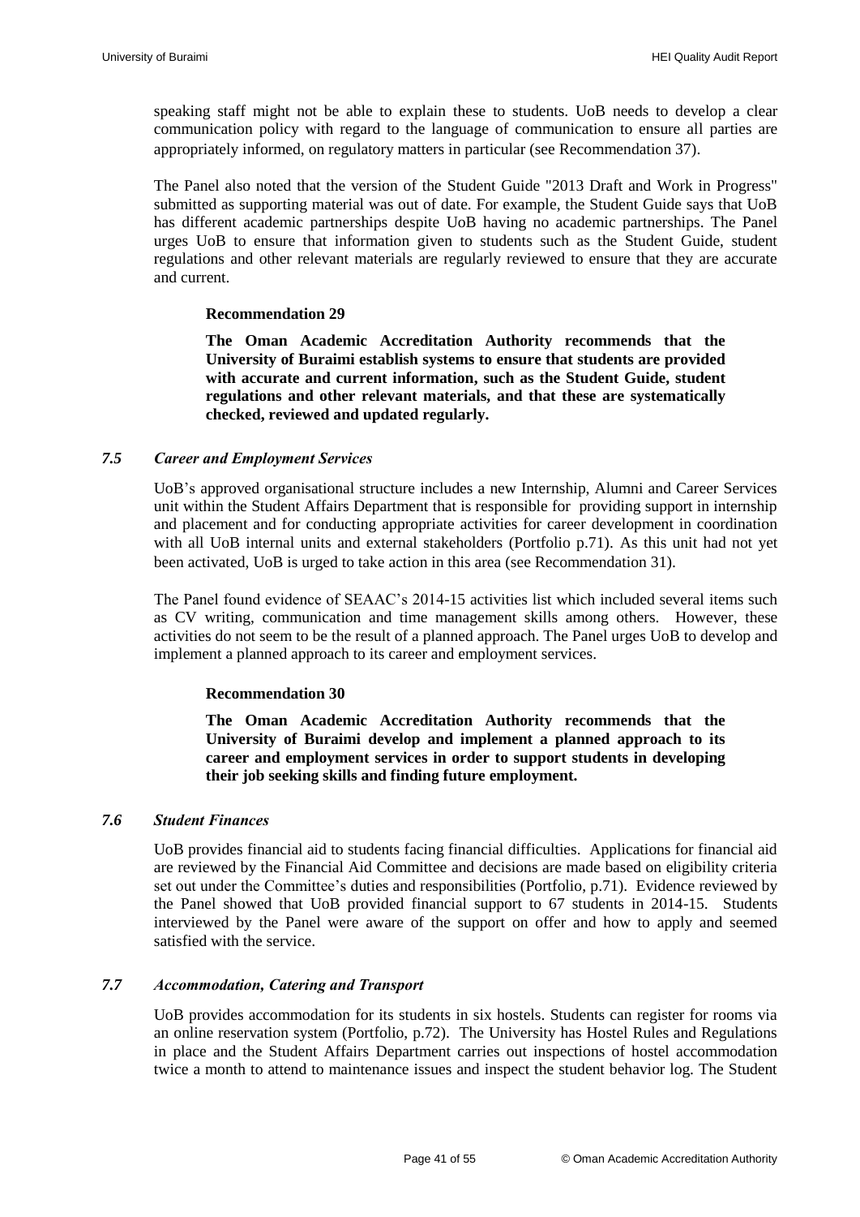speaking staff might not be able to explain these to students. UoB needs to develop a clear communication policy with regard to the language of communication to ensure all parties are appropriately informed, on regulatory matters in particular (see Recommendation 37).

The Panel also noted that the version of the Student Guide "2013 Draft and Work in Progress" submitted as supporting material was out of date. For example, the Student Guide says that UoB has different academic partnerships despite UoB having no academic partnerships. The Panel urges UoB to ensure that information given to students such as the Student Guide, student regulations and other relevant materials are regularly reviewed to ensure that they are accurate and current.

> **Recommendation 29**
>
> **The Oman Academic Accreditation Authority recommends that the University of Buraimi establish systems to ensure that students are provided with accurate and current information, such as the Student Guide, student regulations and other relevant materials, and that these are systematically checked, reviewed and updated regularly.**

### *7.5 Career and Employment Services*

UoB's approved organisational structure includes a new Internship, Alumni and Career Services unit within the Student Affairs Department that is responsible for providing support in internship and placement and for conducting appropriate activities for career development in coordination with all UoB internal units and external stakeholders (Portfolio p.71). As this unit had not yet been activated, UoB is urged to take action in this area (see Recommendation 31).

The Panel found evidence of SEAAC's 2014-15 activities list which included several items such as CV writing, communication and time management skills among others. However, these activities do not seem to be the result of a planned approach. The Panel urges UoB to develop and implement a planned approach to its career and employment services.

> **Recommendation 30**
>
> **The Oman Academic Accreditation Authority recommends that the University of Buraimi develop and implement a planned approach to its career and employment services in order to support students in developing their job seeking skills and finding future employment.**

### *7.6 Student Finances*

UoB provides financial aid to students facing financial difficulties. Applications for financial aid are reviewed by the Financial Aid Committee and decisions are made based on eligibility criteria set out under the Committee's duties and responsibilities (Portfolio, p.71). Evidence reviewed by the Panel showed that UoB provided financial support to 67 students in 2014-15. Students interviewed by the Panel were aware of the support on offer and how to apply and seemed satisfied with the service.

### *7.7 Accommodation, Catering and Transport*

UoB provides accommodation for its students in six hostels. Students can register for rooms via an online reservation system (Portfolio, p.72). The University has Hostel Rules and Regulations in place and the Student Affairs Department carries out inspections of hostel accommodation twice a month to attend to maintenance issues and inspect the student behavior log. The Student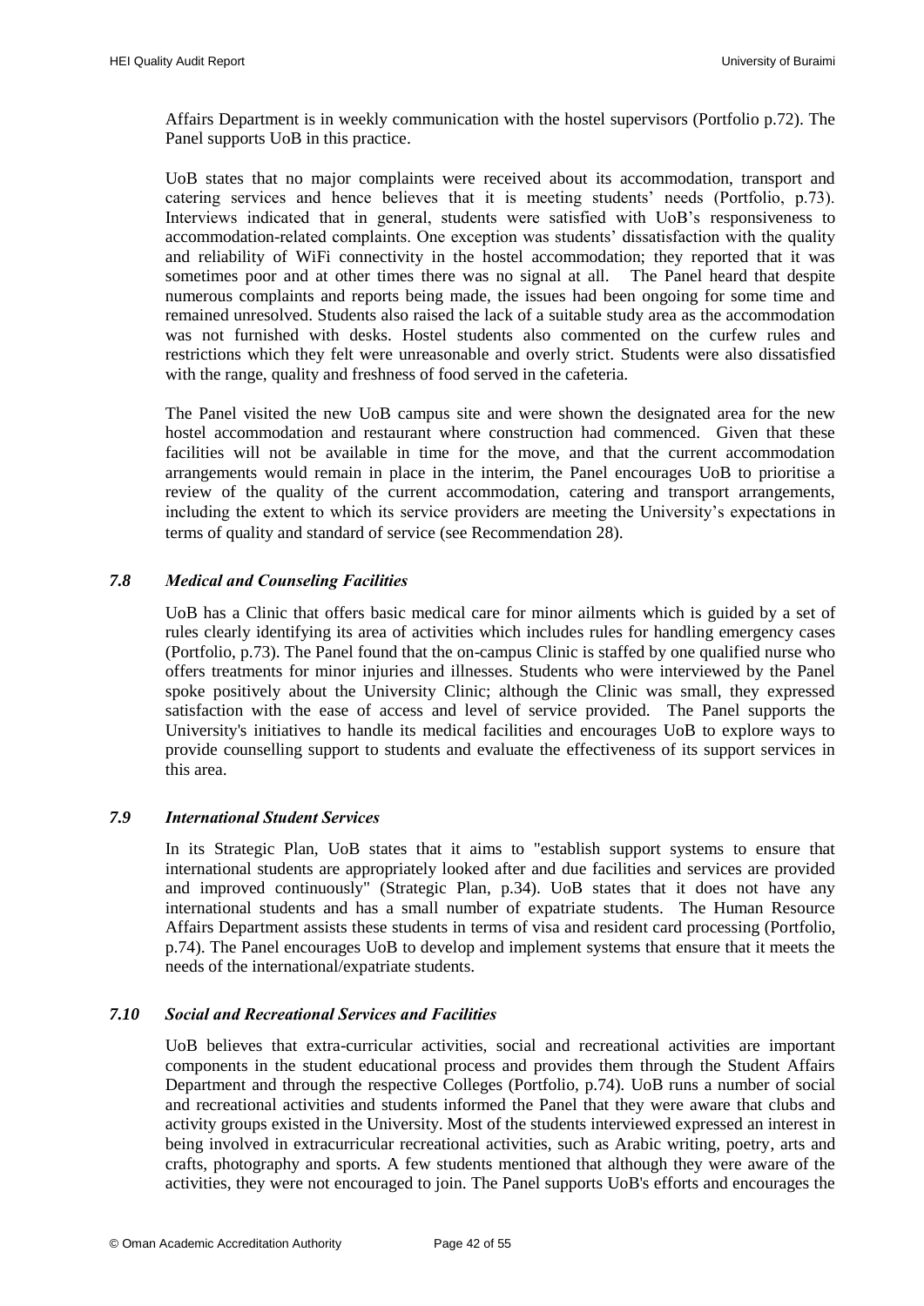Affairs Department is in weekly communication with the hostel supervisors (Portfolio p.72). The Panel supports UoB in this practice.

UoB states that no major complaints were received about its accommodation, transport and catering services and hence believes that it is meeting students' needs (Portfolio, p.73). Interviews indicated that in general, students were satisfied with UoB's responsiveness to accommodation-related complaints. One exception was students' dissatisfaction with the quality and reliability of WiFi connectivity in the hostel accommodation; they reported that it was sometimes poor and at other times there was no signal at all. The Panel heard that despite numerous complaints and reports being made, the issues had been ongoing for some time and remained unresolved. Students also raised the lack of a suitable study area as the accommodation was not furnished with desks. Hostel students also commented on the curfew rules and restrictions which they felt were unreasonable and overly strict. Students were also dissatisfied with the range, quality and freshness of food served in the cafeteria.

The Panel visited the new UoB campus site and were shown the designated area for the new hostel accommodation and restaurant where construction had commenced. Given that these facilities will not be available in time for the move, and that the current accommodation arrangements would remain in place in the interim, the Panel encourages UoB to prioritise a review of the quality of the current accommodation, catering and transport arrangements, including the extent to which its service providers are meeting the University's expectations in terms of quality and standard of service (see Recommendation 28).

### *7.8 Medical and Counseling Facilities*

UoB has a Clinic that offers basic medical care for minor ailments which is guided by a set of rules clearly identifying its area of activities which includes rules for handling emergency cases (Portfolio, p.73). The Panel found that the on-campus Clinic is staffed by one qualified nurse who offers treatments for minor injuries and illnesses. Students who were interviewed by the Panel spoke positively about the University Clinic; although the Clinic was small, they expressed satisfaction with the ease of access and level of service provided. The Panel supports the University's initiatives to handle its medical facilities and encourages UoB to explore ways to provide counselling support to students and evaluate the effectiveness of its support services in this area.

### *7.9 International Student Services*

In its Strategic Plan, UoB states that it aims to "establish support systems to ensure that international students are appropriately looked after and due facilities and services are provided and improved continuously" (Strategic Plan, p.34). UoB states that it does not have any international students and has a small number of expatriate students. The Human Resource Affairs Department assists these students in terms of visa and resident card processing (Portfolio, p.74). The Panel encourages UoB to develop and implement systems that ensure that it meets the needs of the international/expatriate students.

### *7.10 Social and Recreational Services and Facilities*

UoB believes that extra-curricular activities, social and recreational activities are important components in the student educational process and provides them through the Student Affairs Department and through the respective Colleges (Portfolio, p.74). UoB runs a number of social and recreational activities and students informed the Panel that they were aware that clubs and activity groups existed in the University. Most of the students interviewed expressed an interest in being involved in extracurricular recreational activities, such as Arabic writing, poetry, arts and crafts, photography and sports. A few students mentioned that although they were aware of the activities, they were not encouraged to join. The Panel supports UoB's efforts and encourages the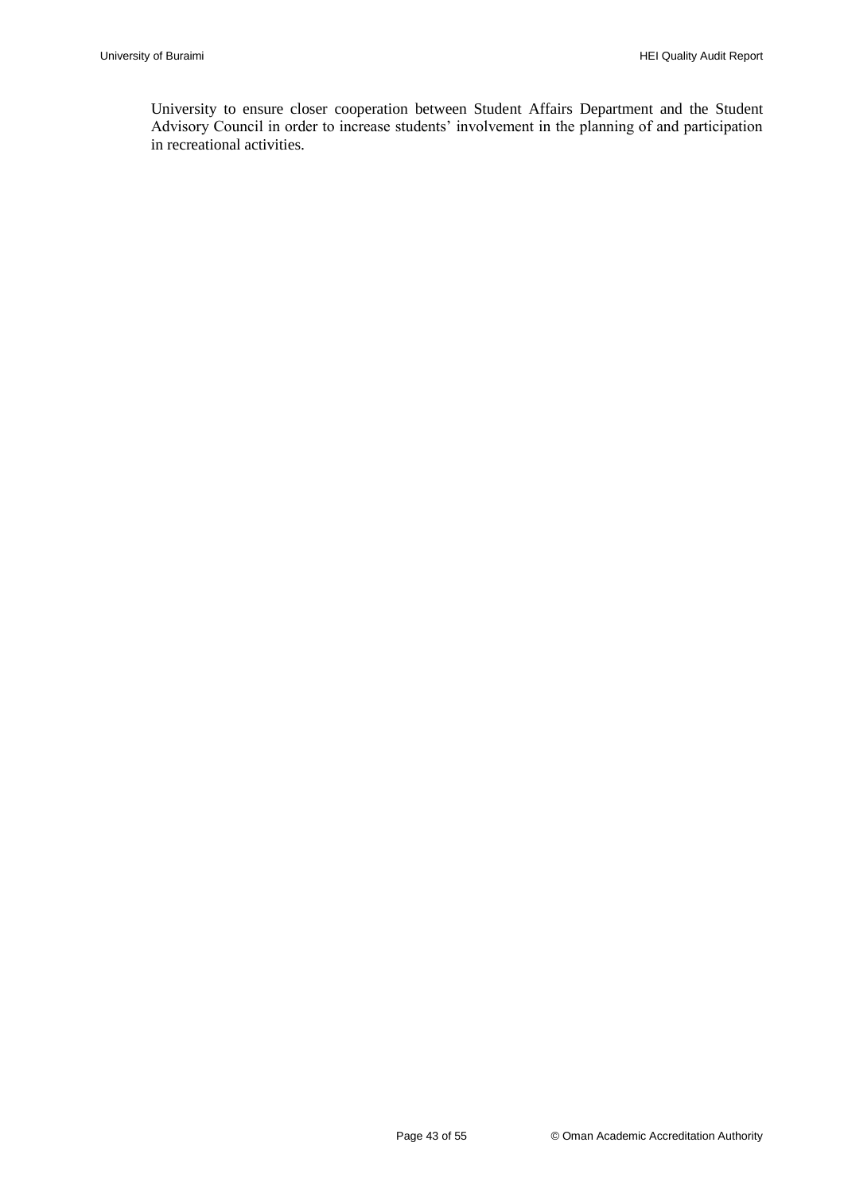University to ensure closer cooperation between Student Affairs Department and the Student Advisory Council in order to increase students' involvement in the planning of and participation in recreational activities.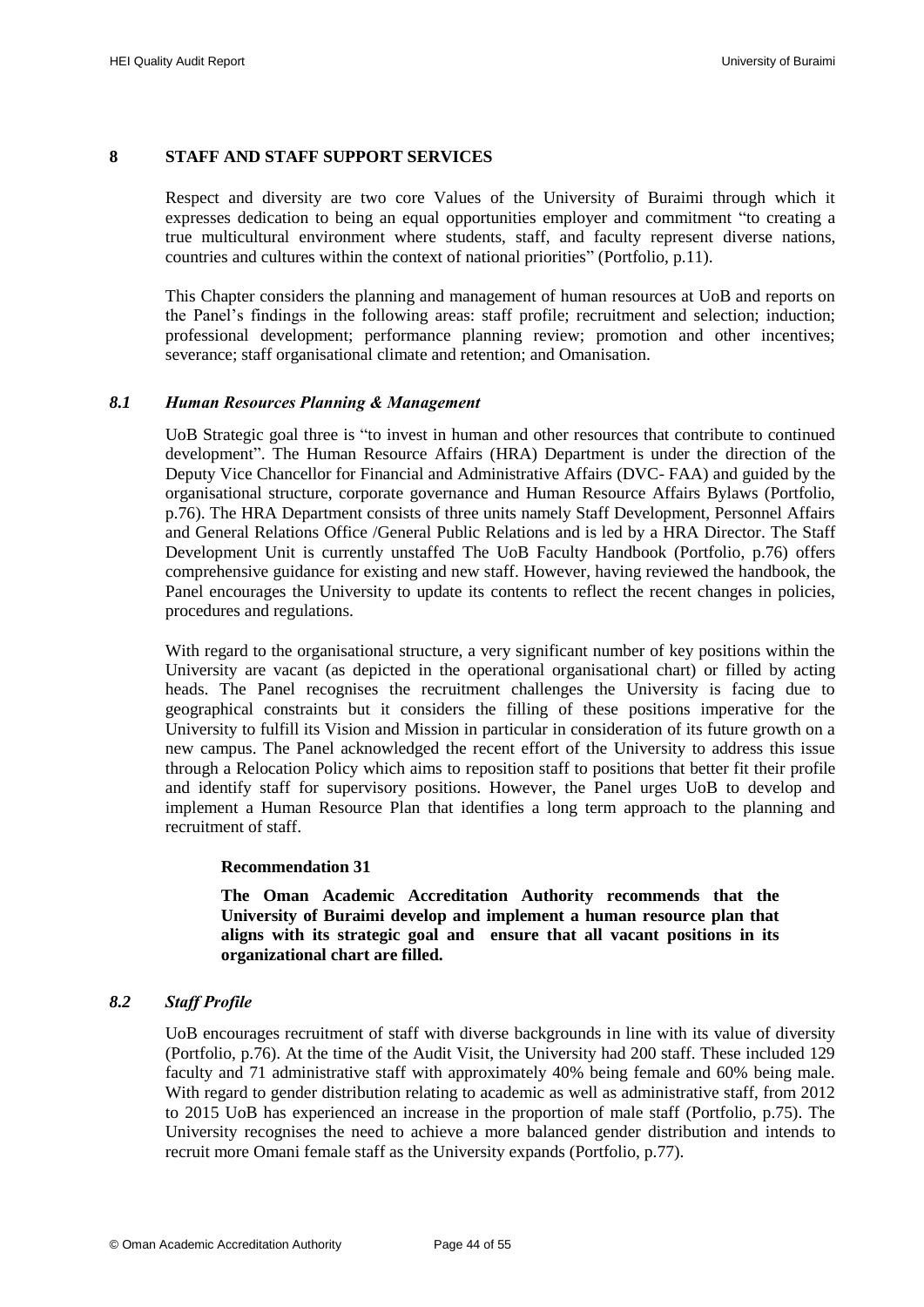## 8 STAFF AND STAFF SUPPORT SERVICES

Respect and diversity are two core Values of the University of Buraimi through which it expresses dedication to being an equal opportunities employer and commitment "to creating a true multicultural environment where students, staff, and faculty represent diverse nations, countries and cultures within the context of national priorities" (Portfolio, p.11).

This Chapter considers the planning and management of human resources at UoB and reports on the Panel's findings in the following areas: staff profile; recruitment and selection; induction; professional development; performance planning review; promotion and other incentives; severance; staff organisational climate and retention; and Omanisation.

### *8.1 Human Resources Planning & Management*

UoB Strategic goal three is "to invest in human and other resources that contribute to continued development". The Human Resource Affairs (HRA) Department is under the direction of the Deputy Vice Chancellor for Financial and Administrative Affairs (DVC- FAA) and guided by the organisational structure, corporate governance and Human Resource Affairs Bylaws (Portfolio, p.76). The HRA Department consists of three units namely Staff Development, Personnel Affairs and General Relations Office /General Public Relations and is led by a HRA Director. The Staff Development Unit is currently unstaffed The UoB Faculty Handbook (Portfolio, p.76) offers comprehensive guidance for existing and new staff. However, having reviewed the handbook, the Panel encourages the University to update its contents to reflect the recent changes in policies, procedures and regulations.

With regard to the organisational structure, a very significant number of key positions within the University are vacant (as depicted in the operational organisational chart) or filled by acting heads. The Panel recognises the recruitment challenges the University is facing due to geographical constraints but it considers the filling of these positions imperative for the University to fulfill its Vision and Mission in particular in consideration of its future growth on a new campus. The Panel acknowledged the recent effort of the University to address this issue through a Relocation Policy which aims to reposition staff to positions that better fit their profile and identify staff for supervisory positions. However, the Panel urges UoB to develop and implement a Human Resource Plan that identifies a long term approach to the planning and recruitment of staff.

**Recommendation 31**

**The Oman Academic Accreditation Authority recommends that the University of Buraimi develop and implement a human resource plan that aligns with its strategic goal and ensure that all vacant positions in its organizational chart are filled.**

### *8.2 Staff Profile*

UoB encourages recruitment of staff with diverse backgrounds in line with its value of diversity (Portfolio, p.76). At the time of the Audit Visit, the University had 200 staff. These included 129 faculty and 71 administrative staff with approximately 40% being female and 60% being male. With regard to gender distribution relating to academic as well as administrative staff, from 2012 to 2015 UoB has experienced an increase in the proportion of male staff (Portfolio, p.75). The University recognises the need to achieve a more balanced gender distribution and intends to recruit more Omani female staff as the University expands (Portfolio, p.77).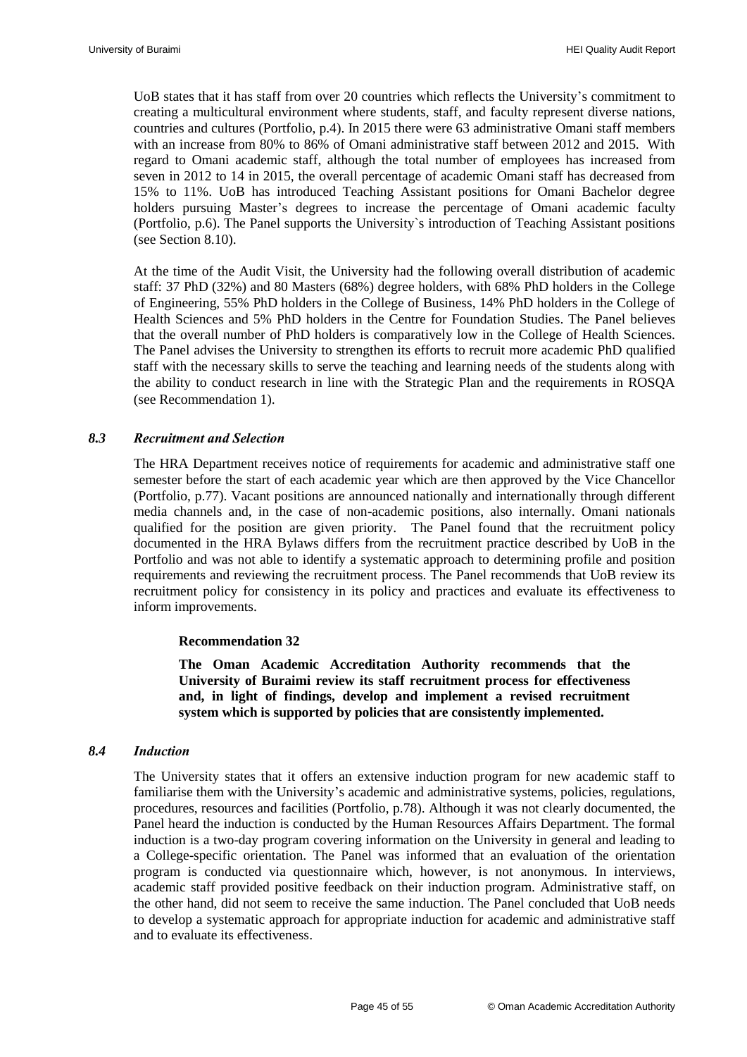UoB states that it has staff from over 20 countries which reflects the University's commitment to creating a multicultural environment where students, staff, and faculty represent diverse nations, countries and cultures (Portfolio, p.4). In 2015 there were 63 administrative Omani staff members with an increase from 80% to 86% of Omani administrative staff between 2012 and 2015. With regard to Omani academic staff, although the total number of employees has increased from seven in 2012 to 14 in 2015, the overall percentage of academic Omani staff has decreased from 15% to 11%. UoB has introduced Teaching Assistant positions for Omani Bachelor degree holders pursuing Master's degrees to increase the percentage of Omani academic faculty (Portfolio, p.6). The Panel supports the University`s introduction of Teaching Assistant positions (see Section 8.10).

At the time of the Audit Visit, the University had the following overall distribution of academic staff: 37 PhD (32%) and 80 Masters (68%) degree holders, with 68% PhD holders in the College of Engineering, 55% PhD holders in the College of Business, 14% PhD holders in the College of Health Sciences and 5% PhD holders in the Centre for Foundation Studies. The Panel believes that the overall number of PhD holders is comparatively low in the College of Health Sciences. The Panel advises the University to strengthen its efforts to recruit more academic PhD qualified staff with the necessary skills to serve the teaching and learning needs of the students along with the ability to conduct research in line with the Strategic Plan and the requirements in ROSQA (see Recommendation 1).

### *8.3 Recruitment and Selection*

The HRA Department receives notice of requirements for academic and administrative staff one semester before the start of each academic year which are then approved by the Vice Chancellor (Portfolio, p.77). Vacant positions are announced nationally and internationally through different media channels and, in the case of non-academic positions, also internally. Omani nationals qualified for the position are given priority. The Panel found that the recruitment policy documented in the HRA Bylaws differs from the recruitment practice described by UoB in the Portfolio and was not able to identify a systematic approach to determining profile and position requirements and reviewing the recruitment process. The Panel recommends that UoB review its recruitment policy for consistency in its policy and practices and evaluate its effectiveness to inform improvements.

**Recommendation 32**

**The Oman Academic Accreditation Authority recommends that the University of Buraimi review its staff recruitment process for effectiveness and, in light of findings, develop and implement a revised recruitment system which is supported by policies that are consistently implemented.**

### *8.4 Induction*

The University states that it offers an extensive induction program for new academic staff to familiarise them with the University's academic and administrative systems, policies, regulations, procedures, resources and facilities (Portfolio, p.78). Although it was not clearly documented, the Panel heard the induction is conducted by the Human Resources Affairs Department. The formal induction is a two-day program covering information on the University in general and leading to a College-specific orientation. The Panel was informed that an evaluation of the orientation program is conducted via questionnaire which, however, is not anonymous. In interviews, academic staff provided positive feedback on their induction program. Administrative staff, on the other hand, did not seem to receive the same induction. The Panel concluded that UoB needs to develop a systematic approach for appropriate induction for academic and administrative staff and to evaluate its effectiveness.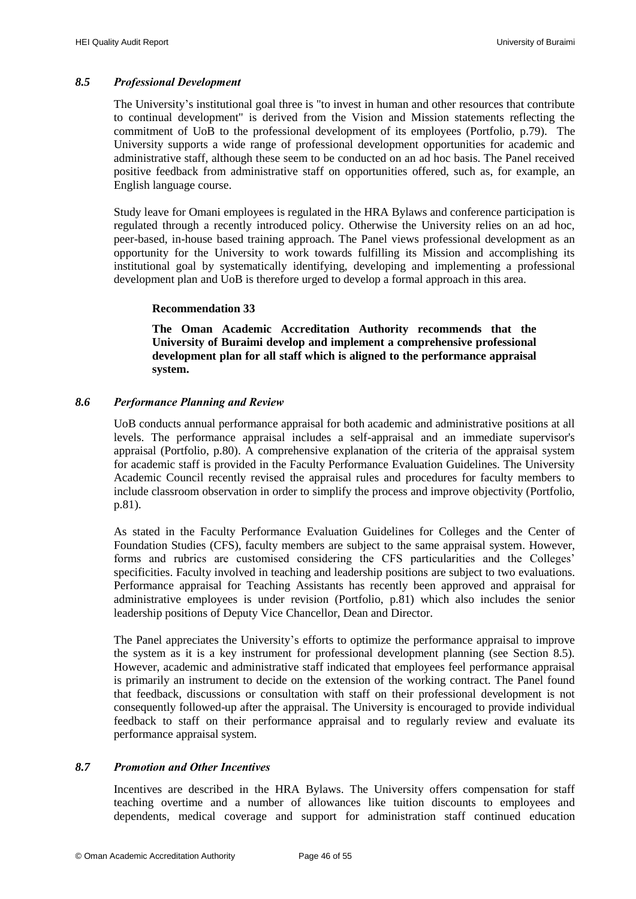### *8.5 Professional Development*

The University's institutional goal three is "to invest in human and other resources that contribute to continual development" is derived from the Vision and Mission statements reflecting the commitment of UoB to the professional development of its employees (Portfolio, p.79). The University supports a wide range of professional development opportunities for academic and administrative staff, although these seem to be conducted on an ad hoc basis. The Panel received positive feedback from administrative staff on opportunities offered, such as, for example, an English language course.

Study leave for Omani employees is regulated in the HRA Bylaws and conference participation is regulated through a recently introduced policy. Otherwise the University relies on an ad hoc, peer-based, in-house based training approach. The Panel views professional development as an opportunity for the University to work towards fulfilling its Mission and accomplishing its institutional goal by systematically identifying, developing and implementing a professional development plan and UoB is therefore urged to develop a formal approach in this area.

**Recommendation 33**

**The Oman Academic Accreditation Authority recommends that the University of Buraimi develop and implement a comprehensive professional development plan for all staff which is aligned to the performance appraisal system.**

### *8.6 Performance Planning and Review*

UoB conducts annual performance appraisal for both academic and administrative positions at all levels. The performance appraisal includes a self-appraisal and an immediate supervisor's appraisal (Portfolio, p.80). A comprehensive explanation of the criteria of the appraisal system for academic staff is provided in the Faculty Performance Evaluation Guidelines. The University Academic Council recently revised the appraisal rules and procedures for faculty members to include classroom observation in order to simplify the process and improve objectivity (Portfolio, p.81).

As stated in the Faculty Performance Evaluation Guidelines for Colleges and the Center of Foundation Studies (CFS), faculty members are subject to the same appraisal system. However, forms and rubrics are customised considering the CFS particularities and the Colleges' specificities. Faculty involved in teaching and leadership positions are subject to two evaluations. Performance appraisal for Teaching Assistants has recently been approved and appraisal for administrative employees is under revision (Portfolio, p.81) which also includes the senior leadership positions of Deputy Vice Chancellor, Dean and Director.

The Panel appreciates the University's efforts to optimize the performance appraisal to improve the system as it is a key instrument for professional development planning (see Section 8.5). However, academic and administrative staff indicated that employees feel performance appraisal is primarily an instrument to decide on the extension of the working contract. The Panel found that feedback, discussions or consultation with staff on their professional development is not consequently followed-up after the appraisal. The University is encouraged to provide individual feedback to staff on their performance appraisal and to regularly review and evaluate its performance appraisal system.

### *8.7 Promotion and Other Incentives*

Incentives are described in the HRA Bylaws. The University offers compensation for staff teaching overtime and a number of allowances like tuition discounts to employees and dependents, medical coverage and support for administration staff continued education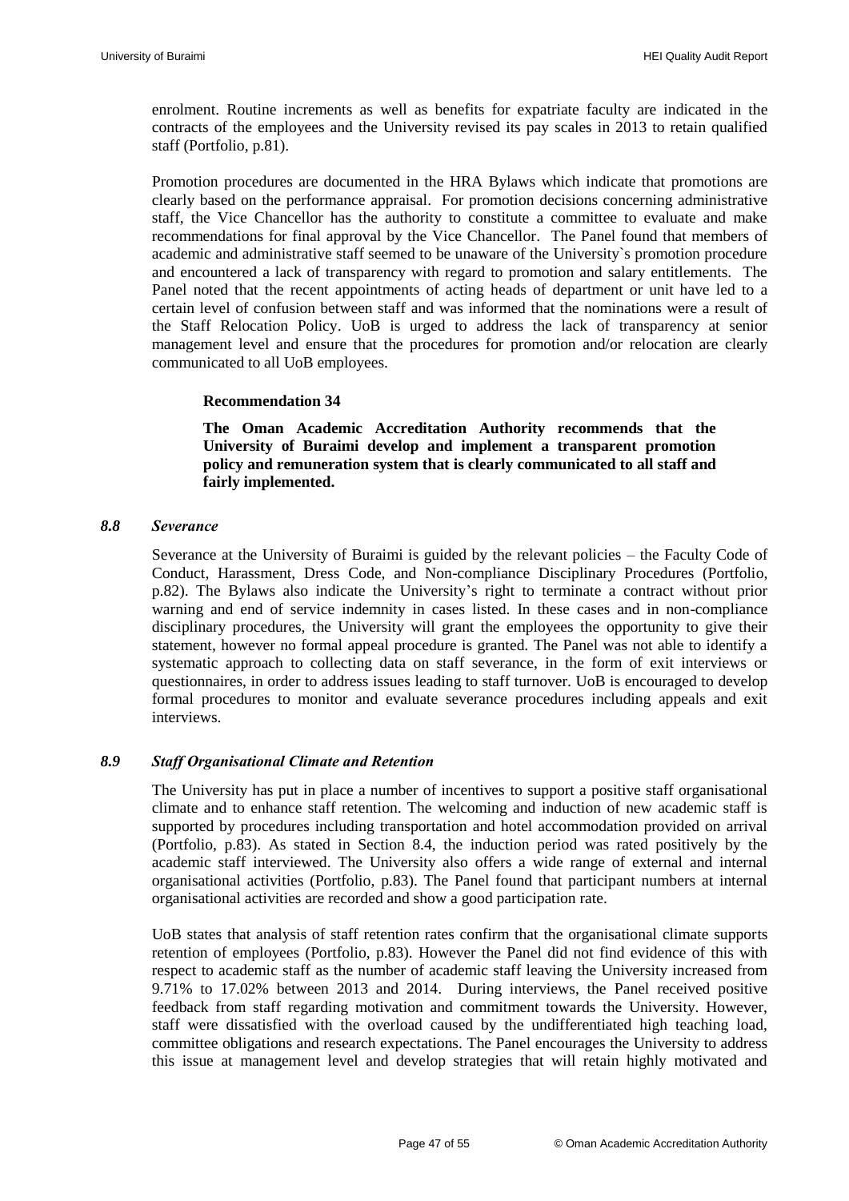enrolment. Routine increments as well as benefits for expatriate faculty are indicated in the contracts of the employees and the University revised its pay scales in 2013 to retain qualified staff (Portfolio, p.81).

Promotion procedures are documented in the HRA Bylaws which indicate that promotions are clearly based on the performance appraisal. For promotion decisions concerning administrative staff, the Vice Chancellor has the authority to constitute a committee to evaluate and make recommendations for final approval by the Vice Chancellor. The Panel found that members of academic and administrative staff seemed to be unaware of the University`s promotion procedure and encountered a lack of transparency with regard to promotion and salary entitlements. The Panel noted that the recent appointments of acting heads of department or unit have led to a certain level of confusion between staff and was informed that the nominations were a result of the Staff Relocation Policy. UoB is urged to address the lack of transparency at senior management level and ensure that the procedures for promotion and/or relocation are clearly communicated to all UoB employees.

> **Recommendation 34**
>
> **The Oman Academic Accreditation Authority recommends that the University of Buraimi develop and implement a transparent promotion policy and remuneration system that is clearly communicated to all staff and fairly implemented.**

### *8.8 Severance*

Severance at the University of Buraimi is guided by the relevant policies – the Faculty Code of Conduct, Harassment, Dress Code, and Non-compliance Disciplinary Procedures (Portfolio, p.82). The Bylaws also indicate the University's right to terminate a contract without prior warning and end of service indemnity in cases listed. In these cases and in non-compliance disciplinary procedures, the University will grant the employees the opportunity to give their statement, however no formal appeal procedure is granted. The Panel was not able to identify a systematic approach to collecting data on staff severance, in the form of exit interviews or questionnaires, in order to address issues leading to staff turnover. UoB is encouraged to develop formal procedures to monitor and evaluate severance procedures including appeals and exit interviews.

### *8.9 Staff Organisational Climate and Retention*

The University has put in place a number of incentives to support a positive staff organisational climate and to enhance staff retention. The welcoming and induction of new academic staff is supported by procedures including transportation and hotel accommodation provided on arrival (Portfolio, p.83). As stated in Section 8.4, the induction period was rated positively by the academic staff interviewed. The University also offers a wide range of external and internal organisational activities (Portfolio, p.83). The Panel found that participant numbers at internal organisational activities are recorded and show a good participation rate.

UoB states that analysis of staff retention rates confirm that the organisational climate supports retention of employees (Portfolio, p.83). However the Panel did not find evidence of this with respect to academic staff as the number of academic staff leaving the University increased from 9.71% to 17.02% between 2013 and 2014. During interviews, the Panel received positive feedback from staff regarding motivation and commitment towards the University. However, staff were dissatisfied with the overload caused by the undifferentiated high teaching load, committee obligations and research expectations. The Panel encourages the University to address this issue at management level and develop strategies that will retain highly motivated and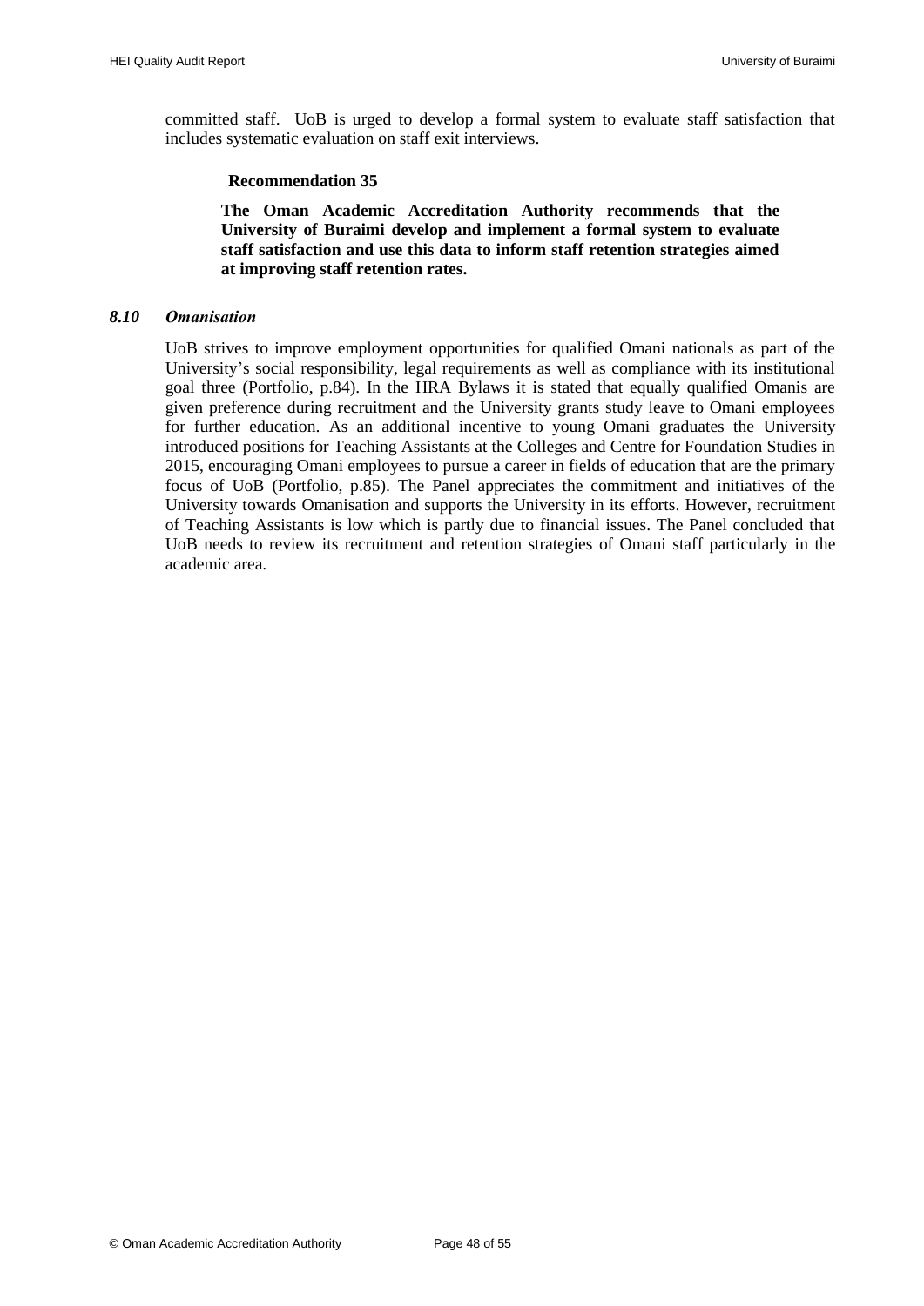committed staff. UoB is urged to develop a formal system to evaluate staff satisfaction that includes systematic evaluation on staff exit interviews.

**Recommendation 35**

**The Oman Academic Accreditation Authority recommends that the University of Buraimi develop and implement a formal system to evaluate staff satisfaction and use this data to inform staff retention strategies aimed at improving staff retention rates.**

### *8.10 Omanisation*

UoB strives to improve employment opportunities for qualified Omani nationals as part of the University's social responsibility, legal requirements as well as compliance with its institutional goal three (Portfolio, p.84). In the HRA Bylaws it is stated that equally qualified Omanis are given preference during recruitment and the University grants study leave to Omani employees for further education. As an additional incentive to young Omani graduates the University introduced positions for Teaching Assistants at the Colleges and Centre for Foundation Studies in 2015, encouraging Omani employees to pursue a career in fields of education that are the primary focus of UoB (Portfolio, p.85). The Panel appreciates the commitment and initiatives of the University towards Omanisation and supports the University in its efforts. However, recruitment of Teaching Assistants is low which is partly due to financial issues. The Panel concluded that UoB needs to review its recruitment and retention strategies of Omani staff particularly in the academic area.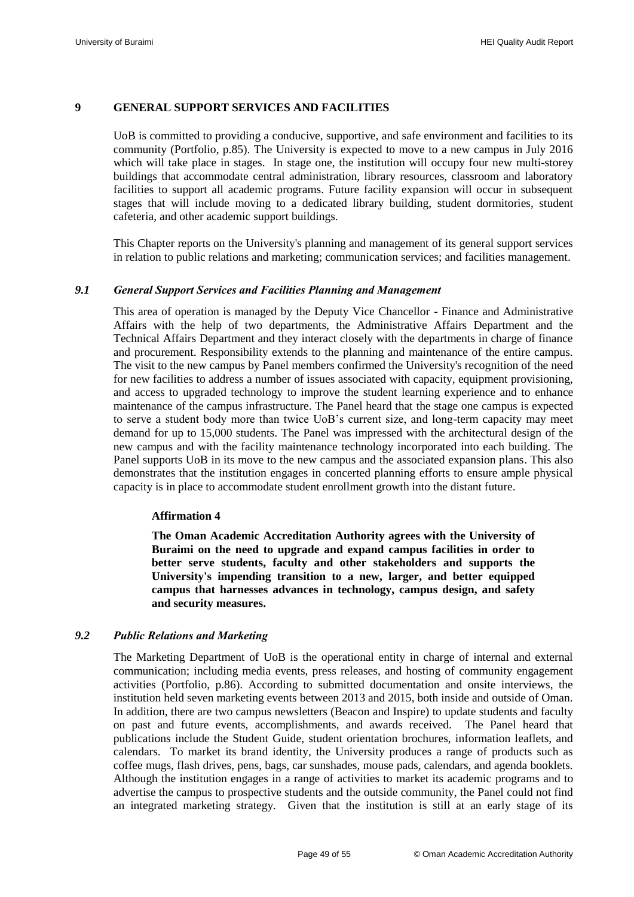## 9 GENERAL SUPPORT SERVICES AND FACILITIES

UoB is committed to providing a conducive, supportive, and safe environment and facilities to its community (Portfolio, p.85). The University is expected to move to a new campus in July 2016 which will take place in stages. In stage one, the institution will occupy four new multi-storey buildings that accommodate central administration, library resources, classroom and laboratory facilities to support all academic programs. Future facility expansion will occur in subsequent stages that will include moving to a dedicated library building, student dormitories, student cafeteria, and other academic support buildings.

This Chapter reports on the University's planning and management of its general support services in relation to public relations and marketing; communication services; and facilities management.

### *9.1 General Support Services and Facilities Planning and Management*

This area of operation is managed by the Deputy Vice Chancellor - Finance and Administrative Affairs with the help of two departments, the Administrative Affairs Department and the Technical Affairs Department and they interact closely with the departments in charge of finance and procurement. Responsibility extends to the planning and maintenance of the entire campus. The visit to the new campus by Panel members confirmed the University's recognition of the need for new facilities to address a number of issues associated with capacity, equipment provisioning, and access to upgraded technology to improve the student learning experience and to enhance maintenance of the campus infrastructure. The Panel heard that the stage one campus is expected to serve a student body more than twice UoB's current size, and long-term capacity may meet demand for up to 15,000 students. The Panel was impressed with the architectural design of the new campus and with the facility maintenance technology incorporated into each building. The Panel supports UoB in its move to the new campus and the associated expansion plans. This also demonstrates that the institution engages in concerted planning efforts to ensure ample physical capacity is in place to accommodate student enrollment growth into the distant future.

**Affirmation 4**

**The Oman Academic Accreditation Authority agrees with the University of Buraimi on the need to upgrade and expand campus facilities in order to better serve students, faculty and other stakeholders and supports the University's impending transition to a new, larger, and better equipped campus that harnesses advances in technology, campus design, and safety and security measures.**

### *9.2 Public Relations and Marketing*

The Marketing Department of UoB is the operational entity in charge of internal and external communication; including media events, press releases, and hosting of community engagement activities (Portfolio, p.86). According to submitted documentation and onsite interviews, the institution held seven marketing events between 2013 and 2015, both inside and outside of Oman. In addition, there are two campus newsletters (Beacon and Inspire) to update students and faculty on past and future events, accomplishments, and awards received. The Panel heard that publications include the Student Guide, student orientation brochures, information leaflets, and calendars. To market its brand identity, the University produces a range of products such as coffee mugs, flash drives, pens, bags, car sunshades, mouse pads, calendars, and agenda booklets. Although the institution engages in a range of activities to market its academic programs and to advertise the campus to prospective students and the outside community, the Panel could not find an integrated marketing strategy. Given that the institution is still at an early stage of its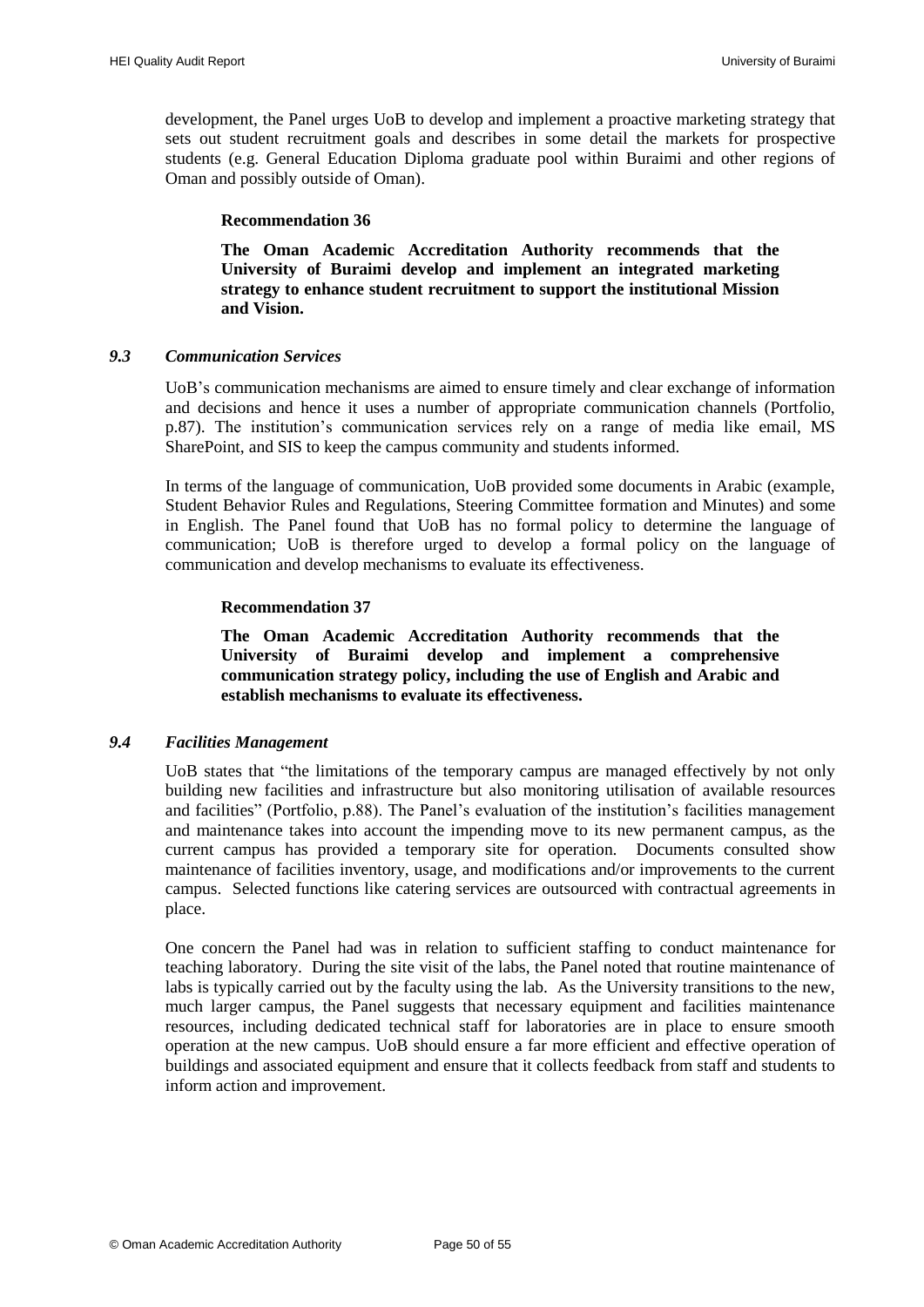development, the Panel urges UoB to develop and implement a proactive marketing strategy that sets out student recruitment goals and describes in some detail the markets for prospective students (e.g. General Education Diploma graduate pool within Buraimi and other regions of Oman and possibly outside of Oman).

**Recommendation 36**

**The Oman Academic Accreditation Authority recommends that the University of Buraimi develop and implement an integrated marketing strategy to enhance student recruitment to support the institutional Mission and Vision.**

### *9.3 Communication Services*

UoB's communication mechanisms are aimed to ensure timely and clear exchange of information and decisions and hence it uses a number of appropriate communication channels (Portfolio, p.87). The institution's communication services rely on a range of media like email, MS SharePoint, and SIS to keep the campus community and students informed.

In terms of the language of communication, UoB provided some documents in Arabic (example, Student Behavior Rules and Regulations, Steering Committee formation and Minutes) and some in English. The Panel found that UoB has no formal policy to determine the language of communication; UoB is therefore urged to develop a formal policy on the language of communication and develop mechanisms to evaluate its effectiveness.

**Recommendation 37**

**The Oman Academic Accreditation Authority recommends that the University of Buraimi develop and implement a comprehensive communication strategy policy, including the use of English and Arabic and establish mechanisms to evaluate its effectiveness.**

### *9.4 Facilities Management*

UoB states that "the limitations of the temporary campus are managed effectively by not only building new facilities and infrastructure but also monitoring utilisation of available resources and facilities" (Portfolio, p.88). The Panel's evaluation of the institution's facilities management and maintenance takes into account the impending move to its new permanent campus, as the current campus has provided a temporary site for operation. Documents consulted show maintenance of facilities inventory, usage, and modifications and/or improvements to the current campus. Selected functions like catering services are outsourced with contractual agreements in place.

One concern the Panel had was in relation to sufficient staffing to conduct maintenance for teaching laboratory. During the site visit of the labs, the Panel noted that routine maintenance of labs is typically carried out by the faculty using the lab. As the University transitions to the new, much larger campus, the Panel suggests that necessary equipment and facilities maintenance resources, including dedicated technical staff for laboratories are in place to ensure smooth operation at the new campus. UoB should ensure a far more efficient and effective operation of buildings and associated equipment and ensure that it collects feedback from staff and students to inform action and improvement.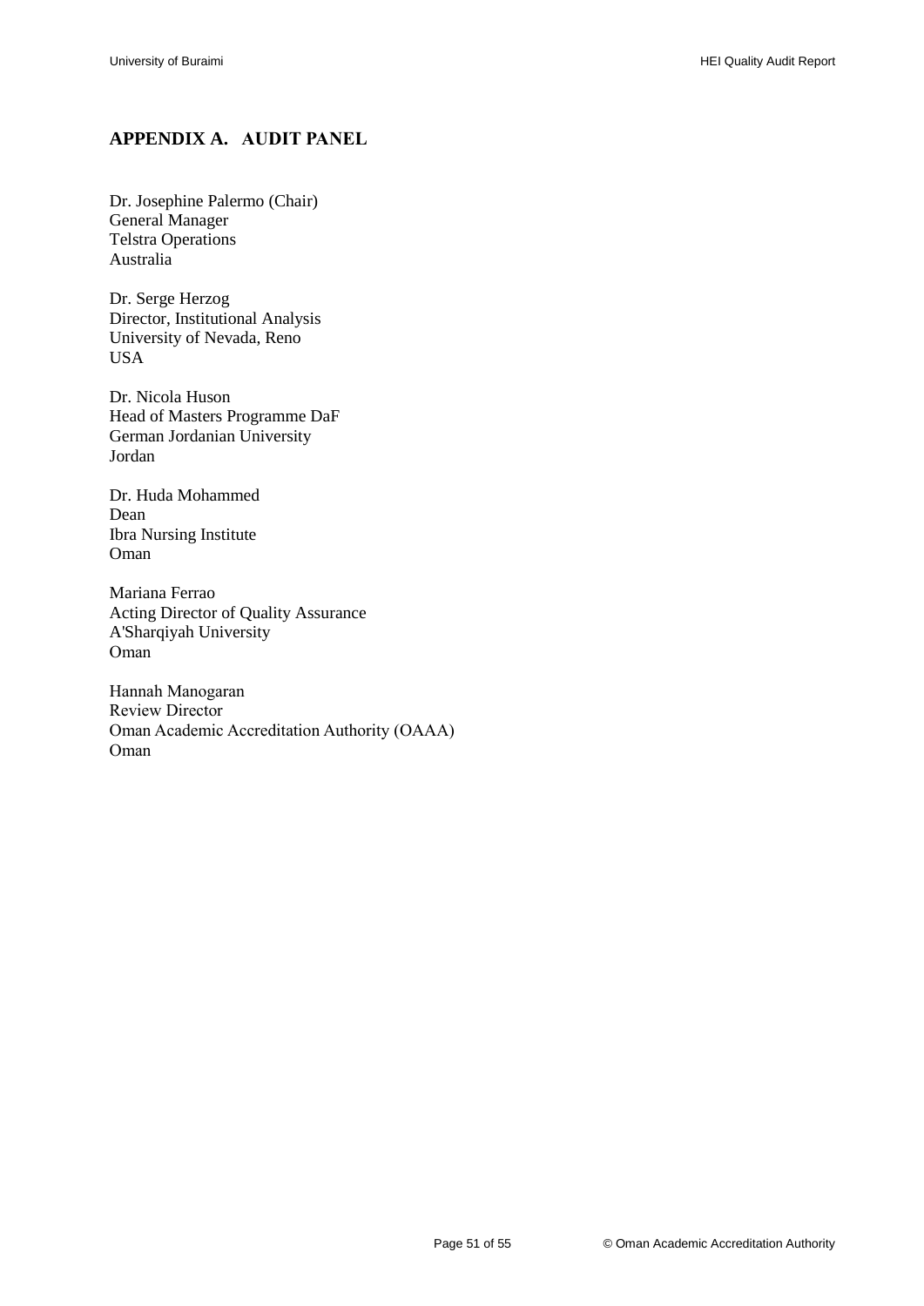# APPENDIX A. AUDIT PANEL

Dr. Josephine Palermo (Chair)
General Manager
Telstra Operations
Australia

Dr. Serge Herzog
Director, Institutional Analysis
University of Nevada, Reno
USA

Dr. Nicola Huson
Head of Masters Programme DaF
German Jordanian University
Jordan

Dr. Huda Mohammed
Dean
Ibra Nursing Institute
Oman

Mariana Ferrao
Acting Director of Quality Assurance
A'Sharqiyah University
Oman

Hannah Manogaran
Review Director
Oman Academic Accreditation Authority (OAAA)
Oman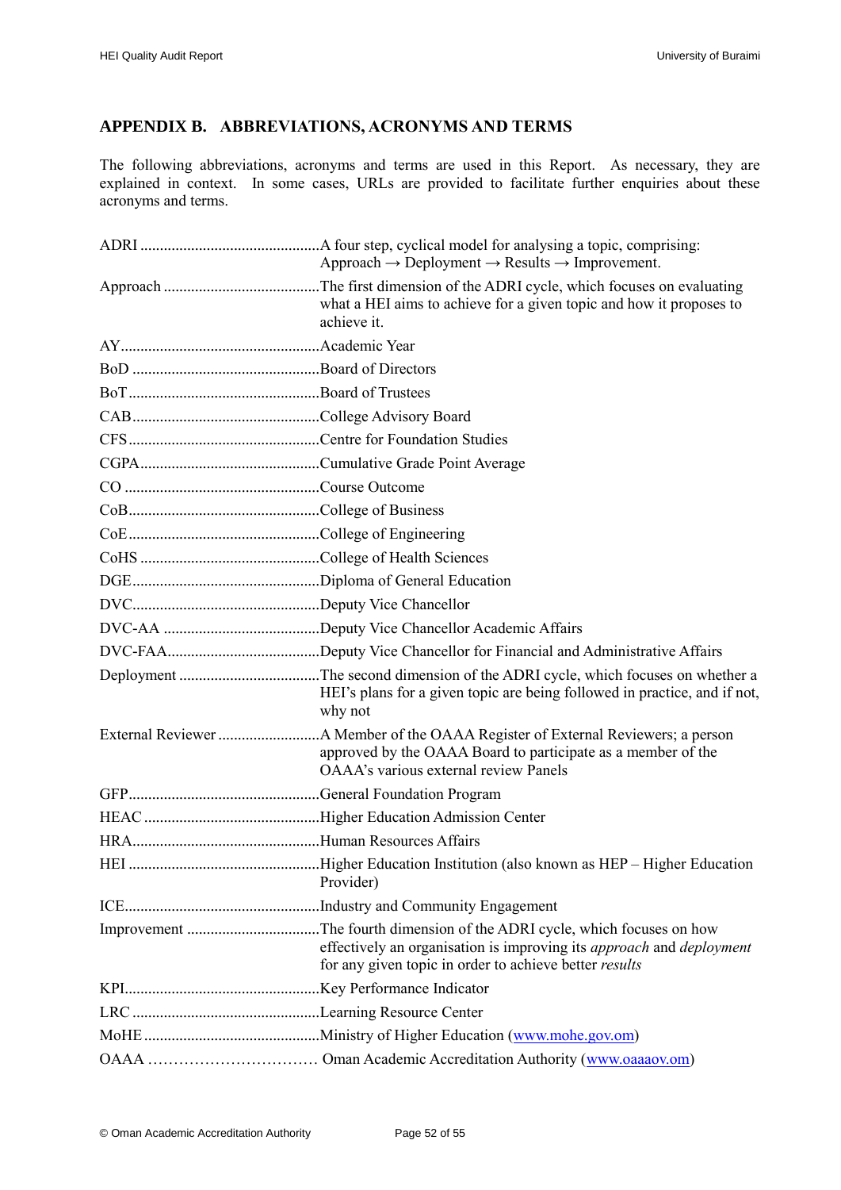## APPENDIX B. ABBREVIATIONS, ACRONYMS AND TERMS

The following abbreviations, acronyms and terms are used in this Report. As necessary, they are explained in context. In some cases, URLs are provided to facilitate further enquiries about these acronyms and terms.

ADRI ............................................A four step, cyclical model for analysing a topic, comprising: Approach → Deployment → Results → Improvement.

Approach .......................................The first dimension of the ADRI cycle, which focuses on evaluating what a HEI aims to achieve for a given topic and how it proposes to achieve it.

AY..................................................Academic Year

BoD ...............................................Board of Directors

BoT................................................Board of Trustees

CAB...............................................College Advisory Board

CFS................................................Centre for Foundation Studies

CGPA.............................................Cumulative Grade Point Average

CO .................................................Course Outcome

CoB................................................College of Business

CoE................................................College of Engineering

CoHS .............................................College of Health Sciences

DGE...............................................Diploma of General Education

DVC...............................................Deputy Vice Chancellor

DVC-AA .......................................Deputy Vice Chancellor Academic Affairs

DVC-FAA......................................Deputy Vice Chancellor for Financial and Administrative Affairs

Deployment ...................................The second dimension of the ADRI cycle, which focuses on whether a HEI's plans for a given topic are being followed in practice, and if not, why not

External Reviewer .........................A Member of the OAAA Register of External Reviewers; a person approved by the OAAA Board to participate as a member of the OAAA's various external review Panels

GFP................................................General Foundation Program

HEAC ............................................Higher Education Admission Center

HRA...............................................Human Resources Affairs

HEI ................................................Higher Education Institution (also known as HEP – Higher Education Provider)

ICE.................................................Industry and Community Engagement

Improvement .................................The fourth dimension of the ADRI cycle, which focuses on how effectively an organisation is improving its *approach* and *deployment* for any given topic in order to achieve better *results*

KPI.................................................Key Performance Indicator

LRC ...............................................Learning Resource Center

MoHE ............................................Ministry of Higher Education (www.mohe.gov.om)

OAAA ............................... Oman Academic Accreditation Authority (www.oaaaov.om)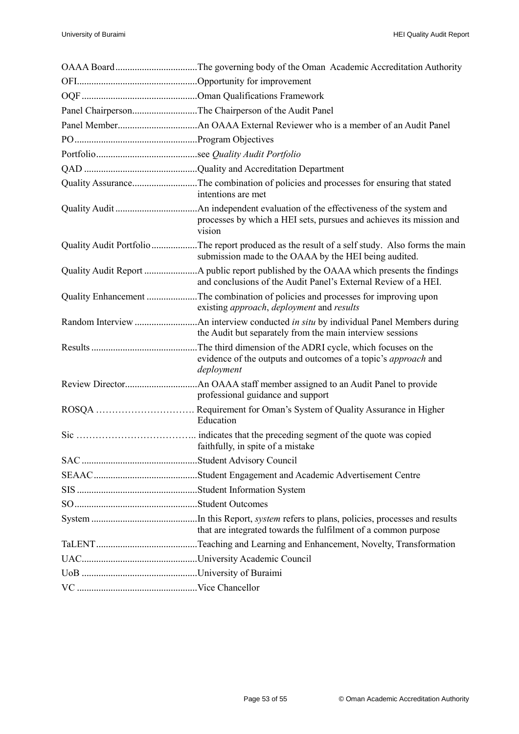| | |
|---|---|
| OAAA Board | The governing body of the Oman Academic Accreditation Authority |
| OFI | Opportunity for improvement |
| OQF | Oman Qualifications Framework |
| Panel Chairperson | The Chairperson of the Audit Panel |
| Panel Member | An OAAA External Reviewer who is a member of an Audit Panel |
| PO | Program Objectives |
| Portfolio | see *Quality Audit Portfolio* |
| QAD | Quality and Accreditation Department |
| Quality Assurance | The combination of policies and processes for ensuring that stated intentions are met |
| Quality Audit | An independent evaluation of the effectiveness of the system and processes by which a HEI sets, pursues and achieves its mission and vision |
| Quality Audit Portfolio | The report produced as the result of a self study. Also forms the main submission made to the OAAA by the HEI being audited. |
| Quality Audit Report | A public report published by the OAAA which presents the findings and conclusions of the Audit Panel's External Review of a HEI. |
| Quality Enhancement | The combination of policies and processes for improving upon existing *approach*, *deployment* and *results* |
| Random Interview | An interview conducted *in situ* by individual Panel Members during the Audit but separately from the main interview sessions |
| Results | The third dimension of the ADRI cycle, which focuses on the evidence of the outputs and outcomes of a topic's *approach* and *deployment* |
| Review Director | An OAAA staff member assigned to an Audit Panel to provide professional guidance and support |
| ROSQA | Requirement for Oman's System of Quality Assurance in Higher Education |
| Sic | indicates that the preceding segment of the quote was copied faithfully, in spite of a mistake |
| SAC | Student Advisory Council |
| SEAAC | Student Engagement and Academic Advertisement Centre |
| SIS | Student Information System |
| SO | Student Outcomes |
| System | In this Report, *system* refers to plans, policies, processes and results that are integrated towards the fulfilment of a common purpose |
| TaLENT | Teaching and Learning and Enhancement, Novelty, Transformation |
| UAC | University Academic Council |
| UoB | University of Buraimi |
| VC | Vice Chancellor |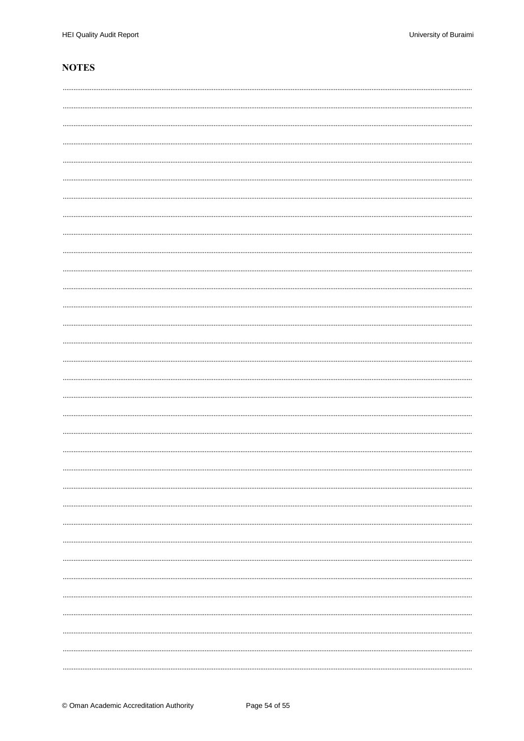## NOTES